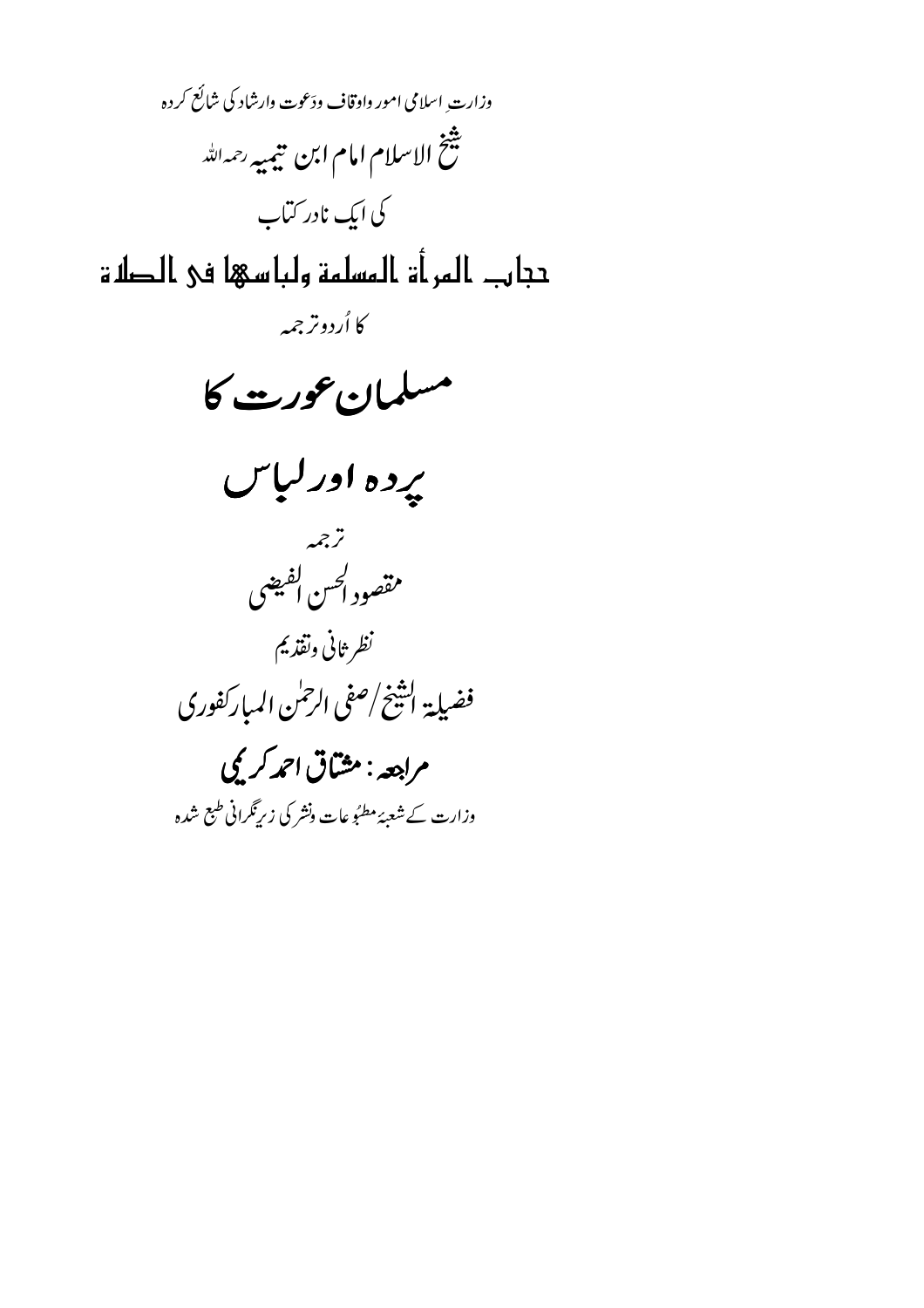وزارتِ اسلامی امور واوقاف ودَعوت وارشاد کی شائع کردہ

شیخ الاسلام امام ابن تیمیہ رحمہ اللہ

کی ایک نادر کتاب

## حجاب المرأة المسلمة ولباسها في الصلاة

کا اُردو ترجمہ

# مسلمان عورت کا

# پردہ اور لباس

ترجمہ

مقصود الحسن الفیضی

نظر ثانی وتقدیم

فضیلۃ الشیخ/صفی الرحمٰن المبارکفوری

**مراجعہ: مشتاق احمد کریمی**

وزارت کے شعبۂ مطبُوعات ونشر کی زیرنگرانی طبع شدہ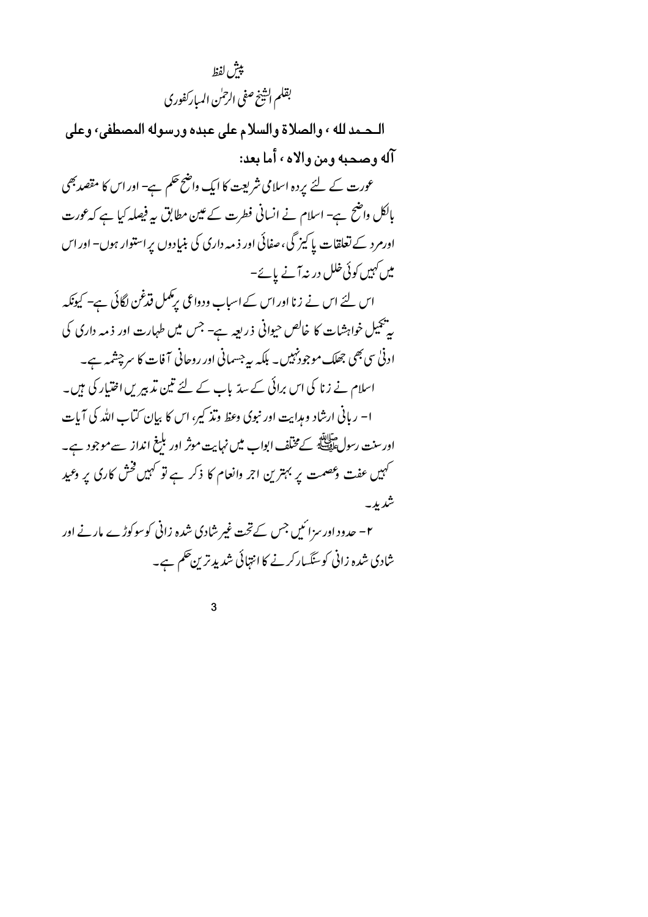## پیش لفظ

### بقلم الشیخ صفی الرحمٰن المبارکفوری

**الحمد لله ، والصلاة والسلام على عبده ورسوله المصطفى، وعلى آله وصحبه ومن والاه ، أما بعد:**

عورت کے لئے پردہ اسلامی شریعت کا ایک واضح حکم ہے- اور اس کا مقصد بھی بالکل واضح ہے- اسلام نے انسانی فطرت کے عین مطابق یہ فیصلہ کیا ہے کہ عورت اور مرد کے تعلقات پاکیزگی، صفائی اور ذمہ داری کی بنیادوں پر استوار ہوں- اور اس میں کہیں کوئی خلل در نہ آنے پائے-

اس لئے اس نے زنا اور اس کے اسباب ودواعی پر مکمل قدغن لگائی ہے- کیونکہ یہ تکمیل خواہشات کا خالص حیوانی ذریعہ ہے- جس میں طہارت اور ذمہ داری کی ادنیٰ سی بھی جھلک موجود نہیں۔ بلکہ یہ جسمانی اور روحانی آفات کا سرچشمہ ہے۔

اسلام نے زنا کی اس برائی کے سدّ باب کے لئے تین تدبیریں اختیار کی ہیں۔

۱- ربانی ارشاد وہدایت اور نبوی وعظ وتذکیر، اس کا بیان کتاب اللہ کی آیات اور سنت رسول ﷺ کے مختلف ابواب میں نہایت موثر اور بلیغ انداز سے موجود ہے۔ کہیں عفت وعصمت پر بہترین اجر وانعام کا ذکر ہے تو کہیں فحش کاری پر وعید شدید۔

۲- حدود اور سزائیں جس کے تحت غیر شادی شدہ زانی کو سو کوڑے مارنے اور شادی شدہ زانی کو سنگسار کرنے کا انتہائی شدید ترین حکم ہے۔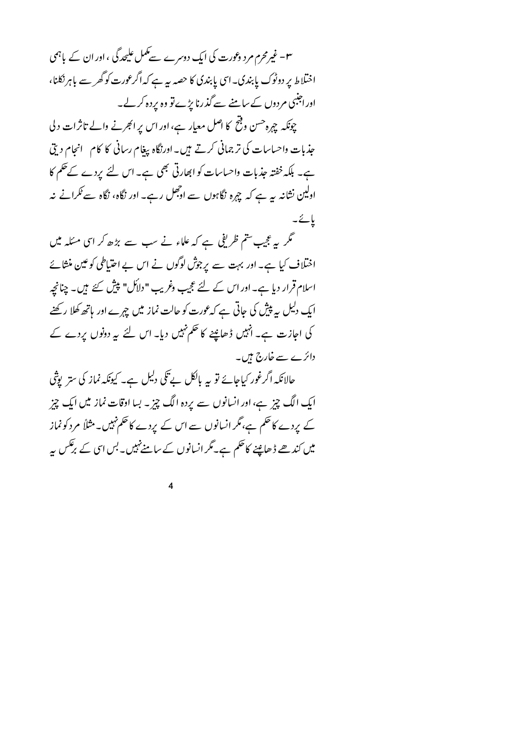۳- غیر محرم مرد و عورت کی ایک دوسرے سے مکمل علیحدگی، اور ان کے باہمی اختلاط پر دوٹوک پابندی۔ اسی پابندی کا حصہ یہ ہے کہ اگر عورت کو گھر سے باہر نکلنا، اور اجنبی مردوں کے سامنے سے گذرنا پڑے تو وہ پردہ کر لے۔

چونکہ چہرہ حسن وقبح کا اصل معیار ہے، اور اس پر ابھرنے والے تاثرات دلی جذبات واحساسات کی ترجمانی کرتے ہیں۔ اور نگاہ پیغام رسانی کا کام انجام دیتی ہے۔ بلکہ خفتہ جذبات واحساسات کو ابھارتی بھی ہے۔ اس لئے پردے کے حکم کا اولین نشانہ یہ ہے کہ چہرہ نگاہوں سے اوجھل رہے۔ اور نگاہ، نگاہ سے ٹکرانے نہ پائے۔

مگر یہ عجیب ستم ظریفی ہے کہ علماء نے سب سے بڑھ کر اسی مسئلہ میں اختلاف کیا ہے۔ اور بہت سے پرجوش لوگوں نے اس بے احتیاطی کو عین منشائے اسلام قرار دیا ہے۔ اور اس کے لئے عجیب وغریب "دلائل" پیش کئے ہیں۔ چنانچہ ایک دلیل یہ پیش کی جاتی ہے کہ عورت کو حالت نماز میں چہرے اور ہاتھ کھلا رکھنے کی اجازت ہے۔ انہیں ڈھانپنے کا حکم نہیں دیا۔ اس لئے یہ دونوں پردے کے دائرے سے خارج ہیں۔

حالانکہ اگر غور کیا جائے تو یہ بالکل بے تکی دلیل ہے۔ کیونکہ نماز کی ستر پوشی ایک الگ چیز ہے، اور انسانوں سے پردہ الگ چیز۔ بسا اوقات نماز میں ایک چیز کے پردے کا حکم ہے، مگر انسانوں سے اس کے پردے کا حکم نہیں۔ مثلاً مرد کو نماز میں کندھے ڈھانپنے کا حکم ہے۔ مگر انسانوں کے سامنے نہیں۔ بس اسی کے برعکس یہ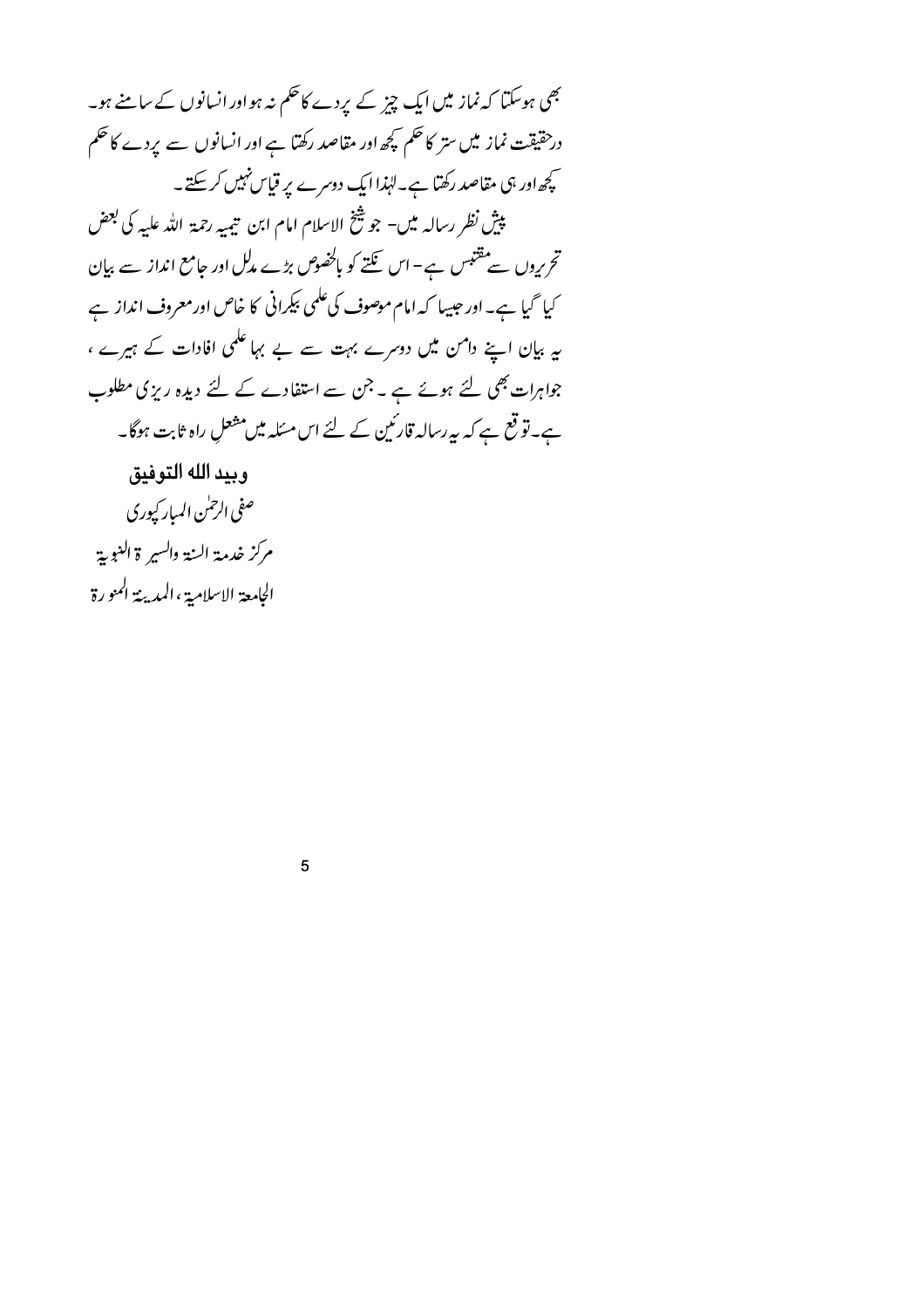بھی ہوسکتا کہ نماز میں ایک چیز کے پردے کا حکم نہ ہو اور انسانوں کے سامنے ہو۔ درحقیقت نماز میں ستر کا حکم کچھ اور مقاصد رکھتا ہے اور انسانوں سے پردے کا حکم کچھ اور ہی مقاصد رکھتا ہے۔ لہٰذا ایک دوسرے پر قیاس نہیں کرسکتے۔

پیش نظر رسالہ میں- جو شیخ الاسلام امام ابن تیمیہ رحمۃ اللہ علیہ کی بعض تحریروں سے مقتبس ہے- اس نکتے کو بالخصوص بڑے مدلل اور جامع انداز سے بیان کیا گیا ہے۔ اور جیسا کہ امام موصوف کی علمی بیکرانی کا خاص اور معروف انداز ہے یہ بیان اپنے دامن میں دوسرے بہت سے بے بہا علمی افادات کے ہیرے، جواہرات بھی لئے ہوئے ہے۔ جن سے استفادے کے لئے دیدہ ریزی مطلوب ہے۔ توقع ہے کہ یہ رسالہ قارئین کے لئے اس مسئلہ میں مشعلِ راہ ثابت ہوگا۔

وبيد الله التوفيق

صفی الرحمٰن المبارکپوری

مرکز خدمۃ السنۃ والسیرۃ النبویۃ

الجامعۃ الاسلامیۃ، المدینۃ المنورۃ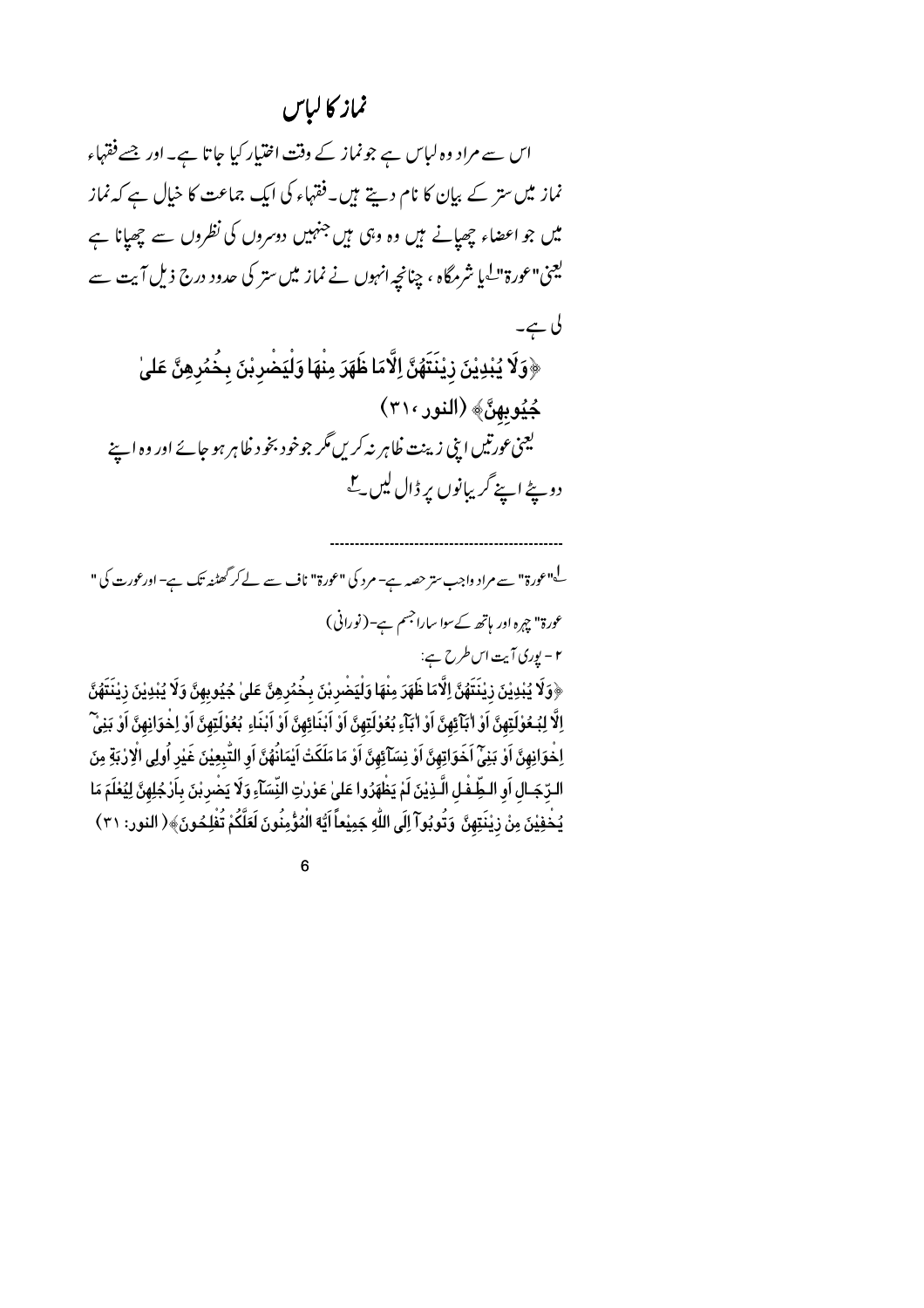# نماز کا لباس

اس سے مراد وہ لباس ہے جو نماز کے وقت اختیار کیا جاتا ہے۔ اور جسے فقہاء نماز میں ستر کے بیان کا نام دیتے ہیں۔ فقہاء کی ایک جماعت کا خیال ہے کہ نماز میں جو اعضاء چھپانے ہیں وہ وہی ہیں جنہیں دوسروں کی نظروں سے چھپانا ہے یعنی "عورۃ"[1] یا شرمگاہ، چنانچہ انہوں نے نماز میں ستر کی حدود درج ذیل آیت سے لی ہے۔

﴿وَلَا يُبْدِيْنَ زِيْنَتَهُنَّ اِلَّا مَا ظَهَرَ مِنْهَا وَلْيَضْرِبْنَ بِخُمُرِهِنَّ عَلٰى جُيُوبِهِنَّ﴾ (النور ،۳۱)

یعنی عورتیں اپنی زینت ظاہر نہ کریں مگر جو خود بخود ظاہر ہو جائے اور وہ اپنے دوپٹے اپنے گریبانوں پر ڈال لیں۔[2]

---

[1] "عورۃ" سے مراد واجب ستر حصہ ہے- مرد کی "عورۃ" ناف سے لے کر گھٹنہ تک ہے- اور عورت کی "عورۃ" چہرہ اور ہاتھ کے سوا سارا جسم ہے-(نورانی)

[2] - پوری آیت اس طرح ہے:

﴿وَلَا يُبْدِيْنَ زِيْنَتَهُنَّ اِلَّا مَا ظَهَرَ مِنْهَا وَلْيَضْرِبْنَ بِخُمُرِهِنَّ عَلٰى جُيُوبِهِنَّ وَلَا يُبْدِيْنَ زِيْنَتَهُنَّ اِلَّا لِبُعُوْلَتِهِنَّ اَوْ اٰبَآئِهِنَّ اَوْ اٰبَآءِ بُعُوْلَتِهِنَّ اَوْ اَبْنَآئِهِنَّ اَوْ اَبْنَاءِ بُعُوْلَتِهِنَّ اَوْ اِخْوَانِهِنَّ اَوْ بَنِيْٓ اِخْوَانِهِنَّ اَوْ بَنِيْٓ اَخَوَاتِهِنَّ اَوْ نِسَآئِهِنَّ اَوْ مَا مَلَكَتْ اَيْمَانُهُنَّ اَوِ التّٰبِعِيْنَ غَيْرِ اُولِي الْاِرْبَةِ مِنَ الرِّجَالِ اَوِ الطِّفْلِ الَّذِيْنَ لَمْ يَظْهَرُوا عَلٰى عَوْرٰتِ النِّسَآءِ وَلَا يَضْرِبْنَ بِاَرْجُلِهِنَّ لِيُعْلَمَ مَا يُخْفِيْنَ مِنْ زِيْنَتِهِنَّ وَتُوبُوٓا اِلَى اللّٰهِ جَمِيْعاً اَيُّهَ الْمُؤْمِنُونَ لَعَلَّكُمْ تُفْلِحُونَ﴾( النور: ۳۱)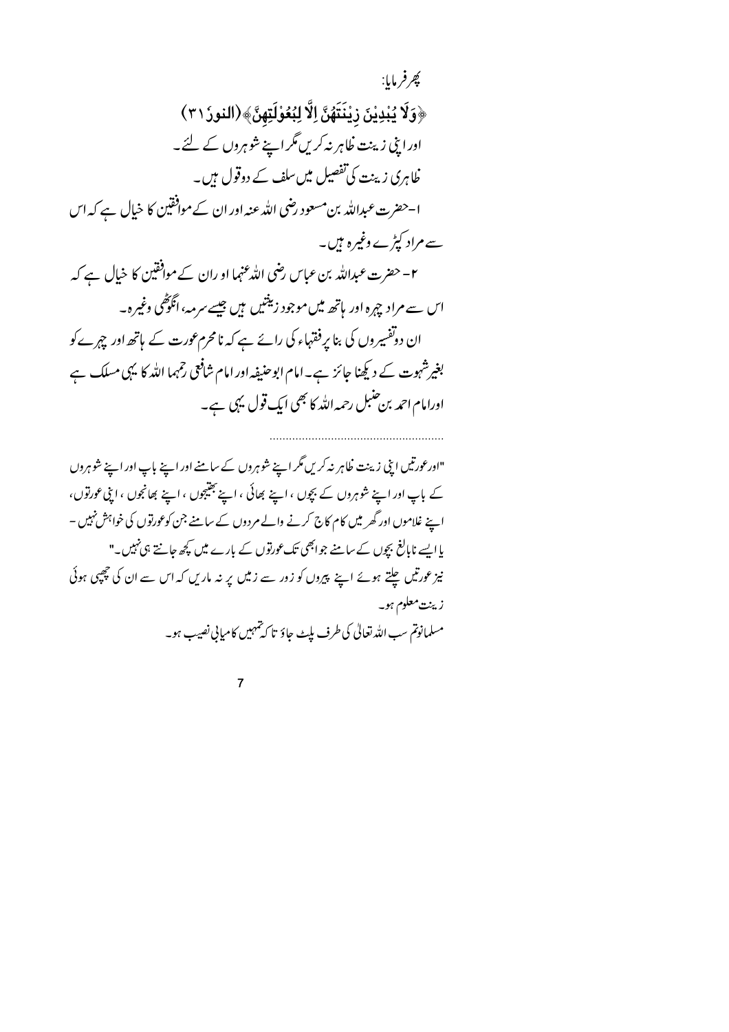پھر فرمایا:

﴿وَلَا يُبْدِينَ زِينَتَهُنَّ اِلَّا لِبُعُوْلَتِهِنَّ﴾ (النور: ۳۱)

اور اپنی زینت ظاہر نہ کریں مگر اپنے شوہروں کے لئے۔

ظاہری زینت کی تفصیل میں سلف کے دو قول ہیں۔

۱- حضرت عبداللہ بن مسعود رضی اللہ عنہ اور ان کے موافقین کا خیال ہے کہ اس سے مراد کپڑے وغیرہ ہیں۔

۲- حضرت عبداللہ بن عباس رضی اللہ عنہما او ران کے موافقین کا خیال ہے کہ اس سے مراد چہرہ اور ہاتھ میں موجود زینتیں ہیں جیسے سرمہ، انگوٹھی وغیرہ۔

ان دو تفسیروں کی بنا پر فقہاء کی رائے ہے کہ نامحرم عورت کے ہاتھ اور چہرے کو بغیر شہوت کے دیکھنا جائز ہے۔ امام ابوحنیفہ اور امام شافعی رحمہما اللہ کا یہی مسلک ہے اور امام احمد بن حنبل رحمہ اللہ کا بھی ایک قول یہی ہے۔

---

"اور عورتیں اپنی زینت ظاہر نہ کریں مگر اپنے شوہروں کے سامنے اور اپنے باپ اور اپنے شوہروں کے باپ اور اپنے شوہروں کے بچوں، اپنے بھائی، اپنے بھتیجوں، اپنے بھانجوں، اپنی عورتوں، اپنے غلاموں اور گھر میں کام کاج کرنے والے مردوں کے سامنے جن کو عورتوں کی خواہش نہیں - یا ایسے نابالغ بچوں کے سامنے جو ابھی تک عورتوں کے بارے میں کچھ جانتے ہی نہیں۔"

نیز عورتیں چلتے ہوئے اپنے پیروں کو زور سے زمین پر نہ ماریں کہ اس سے ان کی چھپی ہوئی زینت معلوم ہو۔

مسلمانو تم سب اللہ تعالیٰ کی طرف پلٹ جاؤ تاکہ تمہیں کامیابی نصیب ہو۔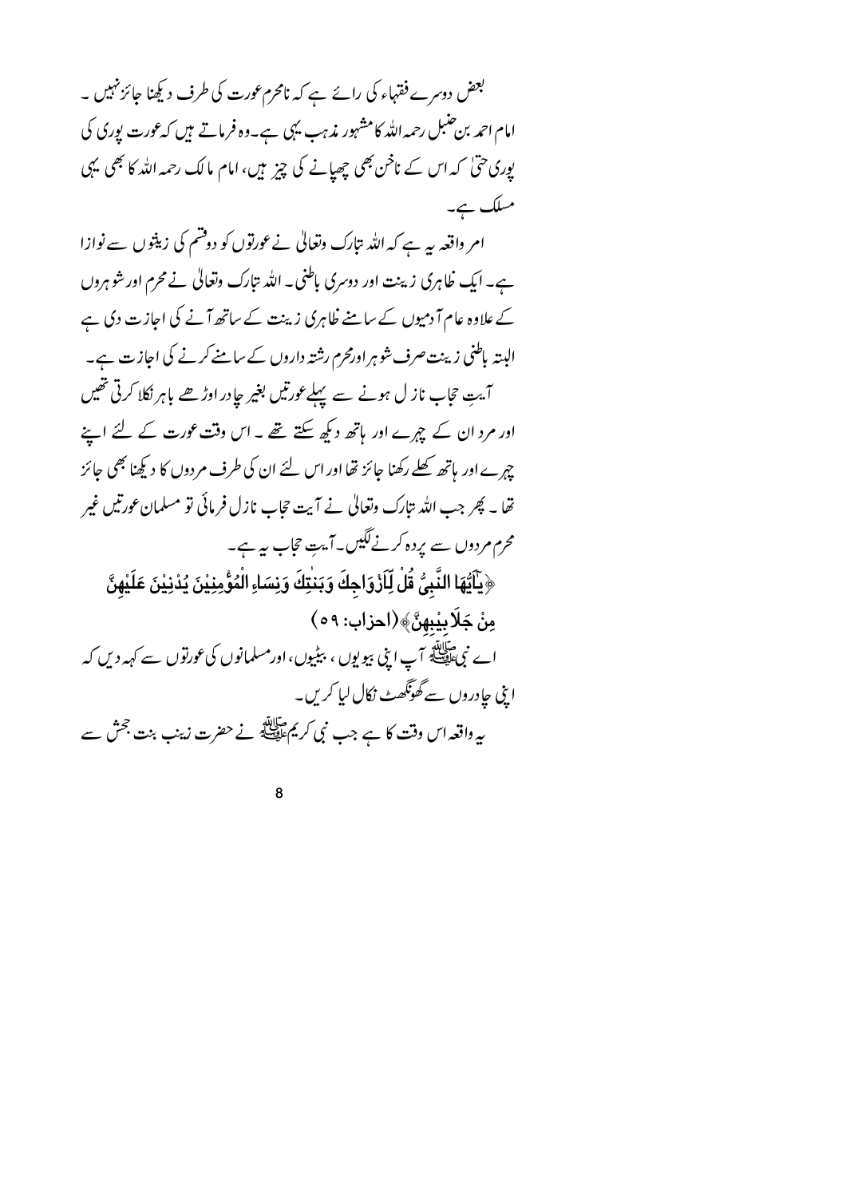بعض دوسرے فقہاء کی رائے ہے کہ نامحرم عورت کی طرف دیکھنا جائز نہیں ۔ امام احمد بن حنبل رحمہ اللہ کا مشہور مذہب یہی ہے۔وہ فرماتے ہیں کہ عورت پوری کی پوری حتیٰ کہ اس کے ناخن بھی چھپانے کی چیز ہیں، امام مالک رحمہ اللہ کا بھی یہی مسلک ہے۔

امر واقعہ یہ ہے کہ اللہ تبارک وتعالیٰ نے عورتوں کو دوقسم کی زینتوں سے نوازا ہے۔ ایک ظاہری زینت اور دوسری باطنی۔ اللہ تبارک وتعالیٰ نے محرم اور شوہروں کے علاوہ عام آدمیوں کے سامنے ظاہری زینت کے ساتھ آنے کی اجازت دی ہے البتہ باطنی زینت صرف شوہر اور محرم رشتہ داروں کے سامنے کرنے کی اجازت ہے۔

آیتِ حجاب نازل ہونے سے پہلے عورتیں بغیر چادر اوڑھے باہر نکلا کرتی تھیں اور مرد ان کے چہرے اور ہاتھ دیکھ سکتے تھے ۔ اس وقت عورت کے لئے اپنے چہرے اور ہاتھ کھلے رکھنا جائز تھا اور اس لئے ان کی طرف مردوں کا دیکھنا بھی جائز تھا ۔ پھر جب اللہ تبارک وتعالیٰ نے آیت حجاب نازل فرمائی تو مسلمان عورتیں غیر محرم مردوں سے پردہ کرنے لگیں۔آیتِ حجاب یہ ہے۔

﴿يَآيُّهَا النَّبِيُّ قُلْ لِّأَزْوَاجِكَ وَبَنٰتِكَ وَنِسَاءِ الْمُؤْمِنِيْنَ يُدْنِيْنَ عَلَيْهِنَّ مِنْ جَلَابِيْبِهِنَّ﴾(احزاب: ٥٩)

اے نبی ﷺ آپ اپنی بیویوں ، بیٹیوں، اورمسلمانوں کی عورتوں سے کہہ دیں کہ اپنی چادروں سے گھونگھٹ نکال لیا کریں۔

یہ واقعہ اس وقت کا ہے جب نبی کریم ﷺ نے حضرت زینب بنت جحش سے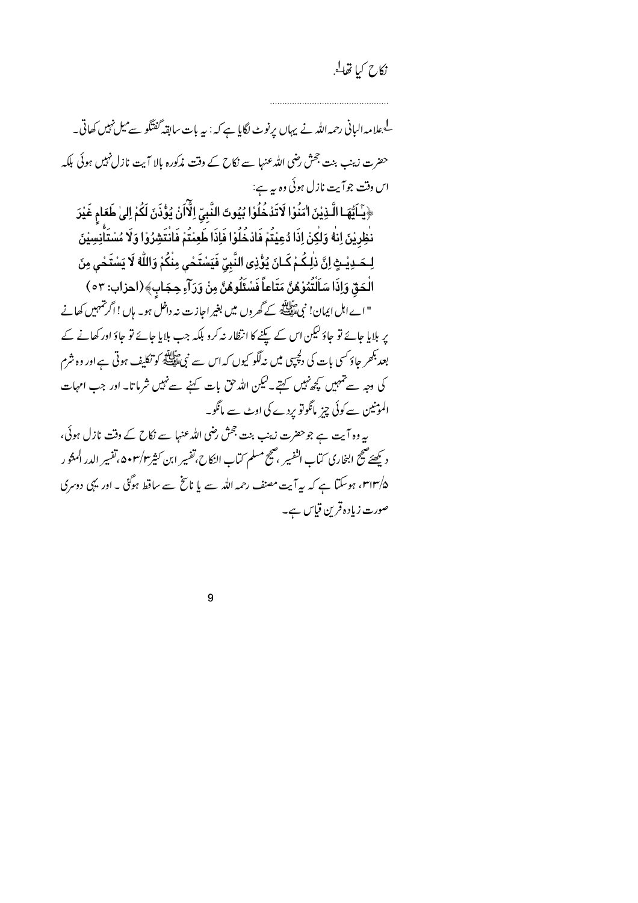نکاح کیا تھا[1]۔

---

[1] علامہ البانی رحمہ اللہ نے یہاں پر نوٹ لگایا ہے کہ: یہ بات سابقہ گفتگو سے میل نہیں کھاتی۔

حضرت زینب بنت جحش رضی اللہ عنہا سے نکاح کے وقت مذکورہ بالا آیت نازل نہیں ہوئی بلکہ اس وقت جو آیت نازل ہوئی وہ یہ ہے:

﴿يٰٓاَيُّهَا الَّذِيْنَ اٰمَنُوْا لَاتَدْخُلُوْا بُيُوتَ النَّبِيِّ اِلَّآ اَنْ يُّؤْذَنَ لَكُمْ اِلٰى طَعَامٍ غَيْرَ نٰظِرِيْنَ اِنٰهُ وَلٰكِنْ اِذَا دُعِيْتُمْ فَادْخُلُوْا فَاِذَا طَعِمْتُمْ فَانْتَشِرُوْا وَلَا مُسْتَاْنِسِيْنَ لِحَدِيْثٍ اِنَّ ذٰلِكُمْ كَانَ يُؤْذِى النَّبِيَّ فَيَسْتَحْىٖ مِنْكُمْ وَاللّٰهُ لَا يَسْتَحْىٖ مِنَ الْحَقِّ وَاِذَا سَاَلْتُمُوْهُنَّ مَتَاعاً فَسْئَلُوهُنَّ مِنْ وَّرَآءِ حِجَابٍ﴾ (احزاب: ۵۳)

" اے اہل ایمان! نبی ﷺ کے گھروں میں بغیر اجازت نہ داخل ہو۔ ہاں! اگر تمہیں کھانے پر بلایا جائے تو جاؤ لیکن اس کے پکنے کا انتظار نہ کرو بلکہ جب بلایا جائے تو جاؤ اور کھانے کے بعد بکھر جاؤ کسی بات کی دلچسپی میں نہ لگو کیوں کہ اس سے نبی ﷺ کو تکلیف ہوتی ہے اور وہ شرم کی وجہ سے تمہیں کچھ نہیں کہتے۔ لیکن اللہ حق بات کہنے سے نہیں شرماتا۔ اور جب امہات المومنین سے کوئی چیز مانگو تو پردے کی اوٹ سے مانگو۔

یہ وہ آیت ہے جو حضرت زینب بنت جحش رضی اللہ عنہا سے نکاح کے وقت نازل ہوئی، دیکھیے صحیح البخاری کتاب التفسیر، صحیح مسلم کتاب النکاح، تفسیر ابن کثیر ۳/۵۰۳، تفسیر الدر المنثور ۵/۲۱۳، ہوسکتا ہے کہ یہ آیت مصنف رحمہ اللہ سے یا ناسخ سے ساقط ہوگئی۔ اور یہی دوسری صورت زیادہ قرین قیاس ہے۔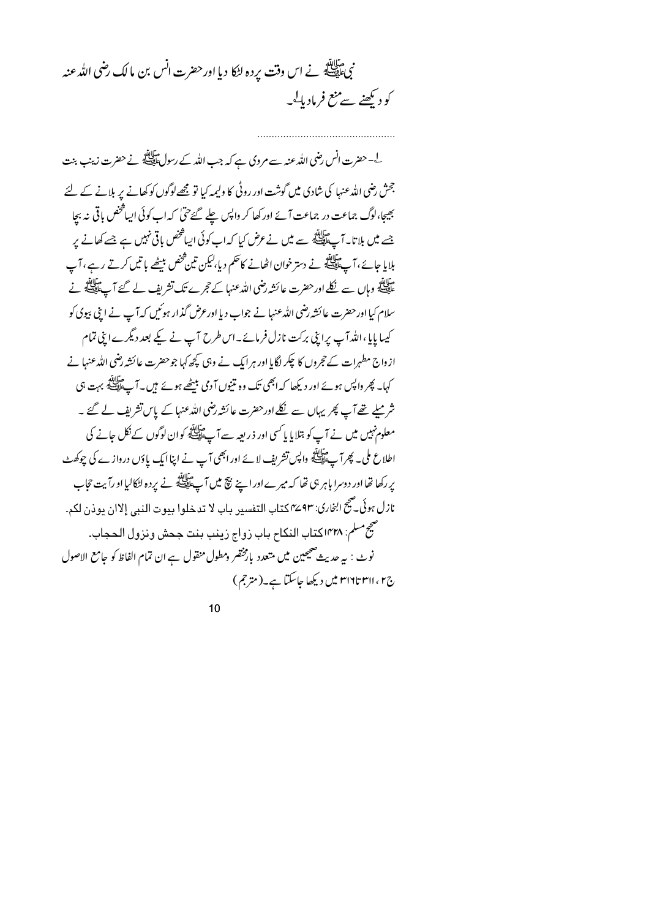نبی ﷺ نے اس وقت پردہ لٹکا دیا اور حضرت انس بن مالک رضی اللہ عنہ کو دیکھنے سے منع فرمادیا[1]۔

...............................................

[1]۔ حضرت انس رضی اللہ عنہ سے مروی ہے کہ جب اللہ کے رسول ﷺ نے حضرت زینب بنت جحش رضی اللہ عنہا کی شادی میں گوشت اور روٹی کا ولیمہ کیا تو مجھے لوگوں کو کھانے پر بلانے کے لئے بھیجا، لوگ جماعت در جماعت آئے اور کھا کر واپس چلے گئے حتی کہ اب کوئی ایسا شخص باقی نہ بچا جسے میں بلاتا۔ آپ ﷺ سے میں نے عرض کیا کہ اب کوئی ایسا شخص باقی نہیں ہے جسے کھانے پر بلایا جائے، آپ ﷺ نے دستر خوان اٹھانے کا حکم دیا، لیکن تین شخص بیٹھے باتیں کرتے رہے، آپ ﷺ وہاں سے نکلے اور حضرت عائشہ رضی اللہ عنہا کے حجرے تک تشریف لے گئے آپ ﷺ نے سلام کیا اور حضرت عائشہ رضی اللہ عنہا نے جواب دیا اور عرض گذار ہوئیں کہ آپ نے اپنی بیوی کو کیسا پایا، اللہ آپ پر اپنی برکت نازل فرمائے۔ اس طرح آپ نے یکے بعد دیگرے اپنی تمام ازواج مطہرات کے حجروں کا چکر لگایا اور ہر ایک نے وہی کچھ کہا جو حضرت عائشہ رضی اللہ عنہا نے کہا۔ پھر واپس ہوئے اور دیکھا کہ ابھی تک وہ تینوں آدمی بیٹھے ہوئے ہیں۔ آپ ﷺ بہت ہی شرمیلے تھے آپ پھر یہاں سے نکلے اور حضرت عائشہ رضی اللہ عنہا کے پاس تشریف لے گئے۔ معلوم نہیں میں نے آپ کو بتلایا یا کسی اور ذریعہ سے آپ ﷺ کو ان لوگوں کے نکل جانے کی اطلاع ملی۔ پھر آپ ﷺ واپس تشریف لائے اور ابھی آپ نے اپنا ایک پاؤں دروازے کی چوکھٹ پر رکھا تھا اور دوسرا باہر ہی تھا کہ میرے اور اپنے بیچ میں آپ ﷺ نے پردہ لٹکا لیا اور آیت حجاب نازل ہوئی۔ صحیح البخاری: ۴۷۹۳ کتاب التفسیر باب لا تدخلوا بیوت النبی إلا ان یوذن لکم۔ صحیح مسلم: ۱۴۲۸ کتاب النکاح باب زواج زینب بنت جحش ونزول الحجاب۔

نوٹ: یہ حدیث صحیحین میں متعدد بار مختصر و مطول منقول ہے ان تمام الفاظ کو جامع الاصول ج ۲، ۳۱۱ تا ۳۱۶ میں دیکھا جاسکتا ہے۔ (مترجم)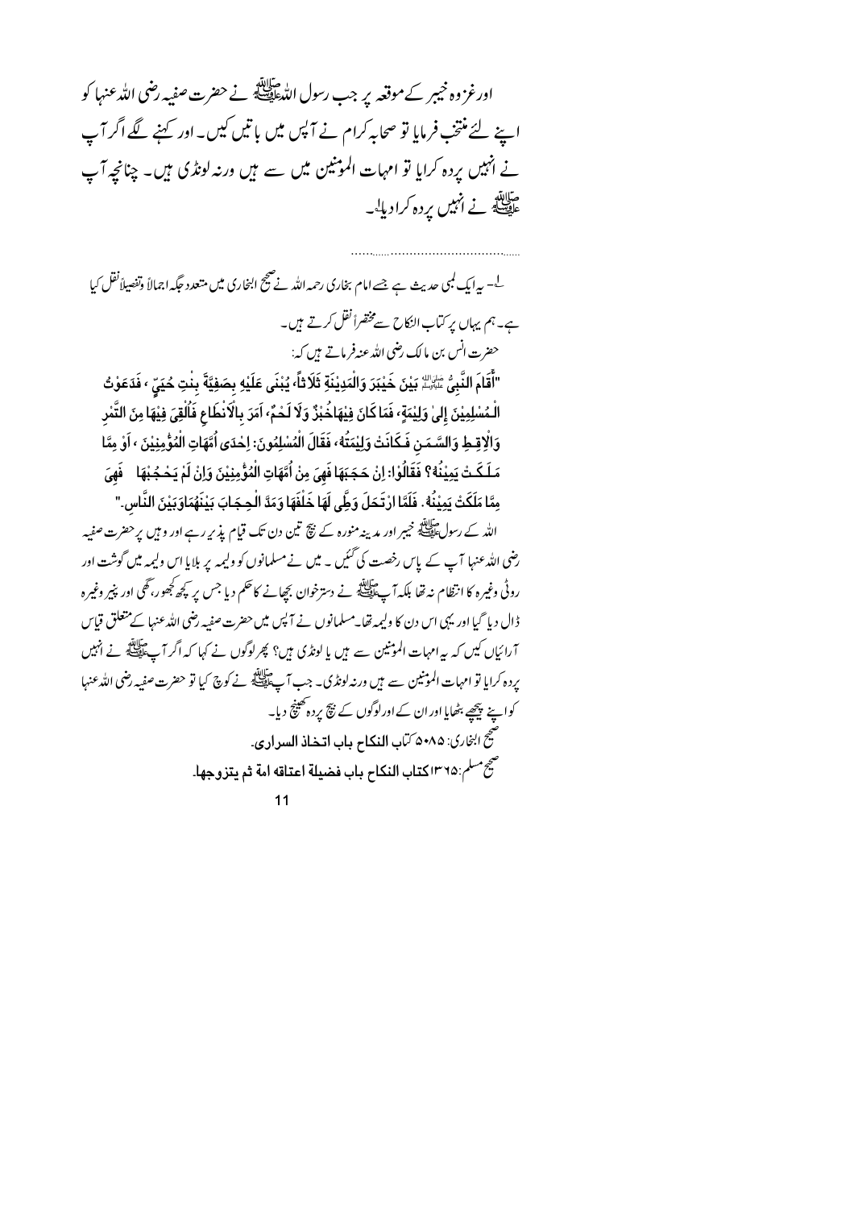اور غزوہ خیبر کے موقعہ پر جب رسول اللہ ﷺ نے حضرت صفیہ رضی اللہ عنہا کو اپنے لئے منتخب فرمایا تو صحابہ کرام نے آپس میں باتیں کیں۔ اور کہنے لگے اگر آپ نے انہیں پردہ کرایا تو امہات المومنین میں سے ہیں ورنہ لونڈی ہیں۔ چنانچہ آپ ﷺ نے انہیں پردہ کرادیا[1]۔

..........................................

[1]- یہ ایک لمبی حدیث ہے جسے امام بخاری رحمہ اللہ نے صحیح البخاری میں متعدد جگہ اجمالاً وتفصیلاً نقل کیا ہے۔ ہم یہاں پر کتاب النکاح سے مختصراً نقل کرتے ہیں۔

حضرت انس بن مالک رضی اللہ عنہ فرماتے ہیں کہ:

"أَقَامَ النَّبِيُّ ﷺ بَيْنَ خَيْبَرَ وَالْمَدِيْنَةِ ثَلَاثًا، يُبْنَى عَلَيْهِ بِصَفِيَّةَ بِنْتِ حُيَيٍّ، فَدَعَوْتُ الْمُسْلِمِيْنَ إِلىٰ وَلِيْمَةٍ، فَمَا كَانَ فِيْهَا خُبْزٌ وَلَا لَحْمٌ، أَمَرَ بِالْأَنْطَاعِ فَأُلْقِيَ فِيْهَا مِنَ التَّمْرِ وَالْاِقِطِ وَالسَّمَنِ فَكَانَتْ وَلِيْمَتُهُ، فَقَالَ الْمُسْلِمُونَ: إِحْدَى أُمَّهَاتِ الْمُؤْمِنِيْنَ، أَوْ مِمَّا مَلَكَتْ يَمِيْنُهُ؟ فَقَالُوْا: إِنْ حَجَبَهَا فَهِيَ مِنْ أُمَّهَاتِ الْمُؤْمِنِيْنَ وَإِنْ لَمْ يَحْجُبْهَا فَهِيَ مِمَّا مَلَكَتْ يَمِيْنُهُ. فَلَمَّا ارْتَحَلَ وَطَّى لَهَا خَلْفَهَا وَمَدَّ الْحِجَابَ بَيْنَهَا وَبَيْنَ النَّاسِ."

اللہ کے رسول ﷺ خیبر اور مدینہ منورہ کے بیچ تین دن تک قیام پذیر رہے اور وہیں پر حضرت صفیہ رضی اللہ عنہا آپ کے پاس رخصت کی گئیں۔ میں نے مسلمانوں کو ولیمہ پر بلایا اس ولیمہ میں گوشت اور روٹی وغیرہ کا انتظام نہ تھا بلکہ آپ ﷺ نے دسترخوان بچھانے کا حکم دیا جس پر کچھ کھجور، گھی اور پنیر وغیرہ ڈال دیا گیا اور یہی اس دن کا ولیمہ تھا۔ مسلمانوں نے آپس میں حضرت صفیہ رضی اللہ عنہا کے متعلق قیاس آرائیاں کیں کہ یہ امہات المومنین سے ہیں یا لونڈی ہیں؟ پھر لوگوں نے کہا کہ اگر آپ ﷺ نے انہیں پردہ کرایا تو امہات المومنین سے ہیں ورنہ لونڈی۔ جب آپ ﷺ نے کوچ کیا تو حضرت صفیہ رضی اللہ عنہا کو اپنے پیچھے بٹھایا اور ان کے اور لوگوں کے بیچ پردہ کھینچ دیا۔

صحیح البخاری: ۵۰۸۵ کتاب النکاح باب اتخاذ السراری۔

صحیح مسلم: ۱۳۶۵ کتاب النکاح باب فضیلة اعتاقه امة ثم یتزوجها۔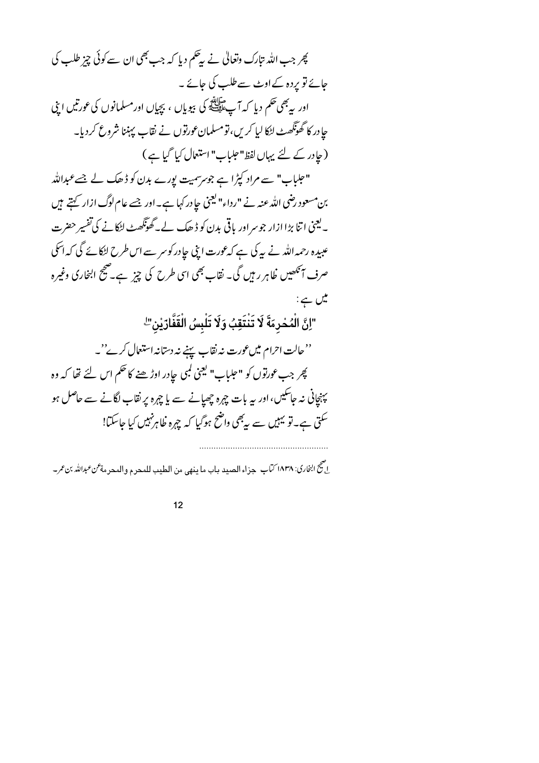پھر جب اللہ تبارک وتعالیٰ نے یہ حکم دیا کہ جب بھی ان سے کوئی چیز طلب کی جائے تو پردہ کے اوٹ سے طلب کی جائے ۔

اور یہ بھی حکم دیا کہ آپ ﷺ کی بیویاں ، بچیاں اور مسلمانوں کی عورتیں اپنی چادر کا گھونگھٹ لٹکا لیا کریں، تو مسلمان عورتوں نے نقاب پہننا شروع کر دیا۔

(چادر کے لئے یہاں لفظ "جلباب" استعمال کیا گیا ہے )

"جلباب" سے مراد کپڑا ہے جو سر سمیت پورے بدن کو ڈھک لے جسے عبداللہ بن مسعود رضی اللہ عنہ نے "رداء" یعنی چادر کہا ہے۔ اور جسے عام لوگ ازار کہتے ہیں ۔یعنی اتنا بڑا ازار جو سر اور باقی بدن کو ڈھک لے۔ گھونگھٹ لٹکانے کی تفسیر حضرت عبیدہ رحمہ اللہ نے یہ کی ہے کہ عورت اپنی چادر کو سر سے اس طرح لٹکائے گی کہ اسکی صرف آنکھیں ظاہر رہیں گی۔ نقاب بھی اسی طرح کی چیز ہے۔ صحیح البخاری وغیرہ میں ہے :

"اِنَّ الْمُحْرِمَةَ لَا تَنْتَقِبُ وَلَا تَلْبِسُ الْقَفَّازَيْنِ"[1]

''حالت احرام میں عورت نہ نقاب پہنے نہ دستانہ استعمال کرے''۔

پھر جب عورتوں کو "جلباب" یعنی لمبی چادر اوڑھنے کا حکم اس لئے تھا کہ وہ پہچانی نہ جاسکیں، اور یہ بات چہرہ چھپانے سے یا چہرہ پر نقاب لگانے سے حاصل ہو سکتی ہے۔ تو یہیں سے یہ بھی واضح ہو گیا کہ چہرہ ظاہر نہیں کیا جاسکتا!

---

[1] صحیح البخاری: ۱۸۳۸ کتاب جزاء الصید باب ما ینھی من الطیب للمحرم والمحرمۃ عن عبداللہ بن عمر۔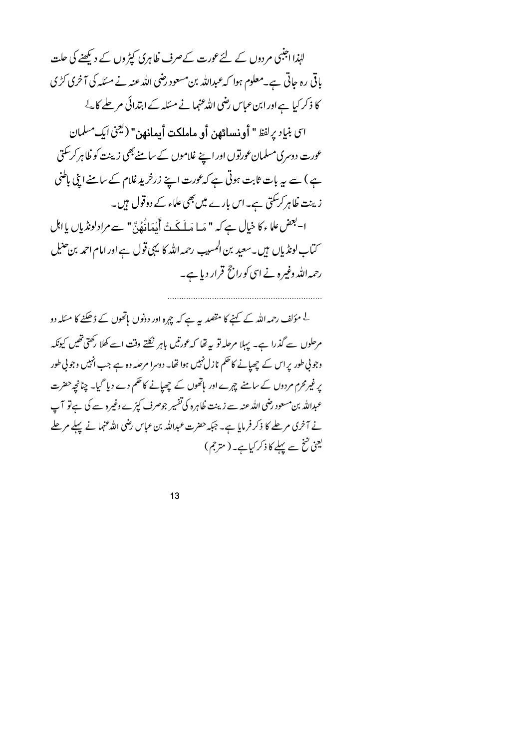لہٰذا اجنبی مردوں کے لئے عورت کے صرف ظاہری کپڑوں کے دیکھنے کی حلت باقی رہ جاتی ہے۔معلوم ہوا کہ عبداللہ بن مسعود رضی اللہ عنہ نے مسئلہ کی آخری کڑی کا ذکر کیا ہے اور ابن عباس رضی اللہ عنہما نے مسئلہ کے ابتدائی مرحلے کا۔[1]

اسی بنیاد پر لفظ **" أونسائهن أو ماملكت أيمانهن"** (یعنی ایک مسلمان عورت دوسری مسلمان عورتوں اور اپنے غلاموں کے سامنے بھی زینت کو ظاہر کرسکتی ہے) سے یہ بات ثابت ہوتی ہے کہ عورت اپنے زرخرید غلام کے سامنے اپنی باطنی زینت ظاہر کرسکتی ہے۔ اس بارے میں بھی علماء کے دو قول ہیں۔

۱- بعض علماء کا خیال ہے کہ " مَـا مَـلَـكَـتْ أَيْمَانُهُنَّ " سے مراد لونڈیاں یا اہل کتاب لونڈیاں ہیں۔سعید بن المسیب رحمہ اللہ کا یہی قول ہے اور امام احمد بن حنبل رحمہ اللہ وغیرہ نے اسی کو راجح قرار دیا ہے۔

---

[1] مؤلف رحمہ اللہ کے کہنے کا مقصد یہ ہے کہ چہرہ اور دونوں ہاتھوں کے ڈھکنے کا مسئلہ دو مرحلوں سے گذرا ہے۔ پہلا مرحلہ تو یہ تھا کہ عورتیں باہر نکلتے وقت اسے کھلا رکھتی تھیں کیونکہ وجوبی طور پر اس کے چھپانے کا حکم نازل نہیں ہوا تھا۔ دوسرا مرحلہ وہ ہے جب انہیں وجوبی طور پر غیرمحرم مردوں کے سامنے چہرے اور ہاتھوں کے چھپانے کا حکم دے دیا گیا۔ چنانچہ حضرت عبداللہ بن مسعود رضی اللہ عنہ سے زینت ظاہرہ کی تفسیر جو صرف کپڑے وغیرہ سے کی ہے تو آپ نے آخری مرحلے کا ذکر فرمایا ہے۔ جبکہ حضرت عبداللہ بن عباس رضی اللہ عنہما نے پہلے مرحلے یعنی نسخ سے پہلے کا ذکر کیا ہے۔ (مترجم)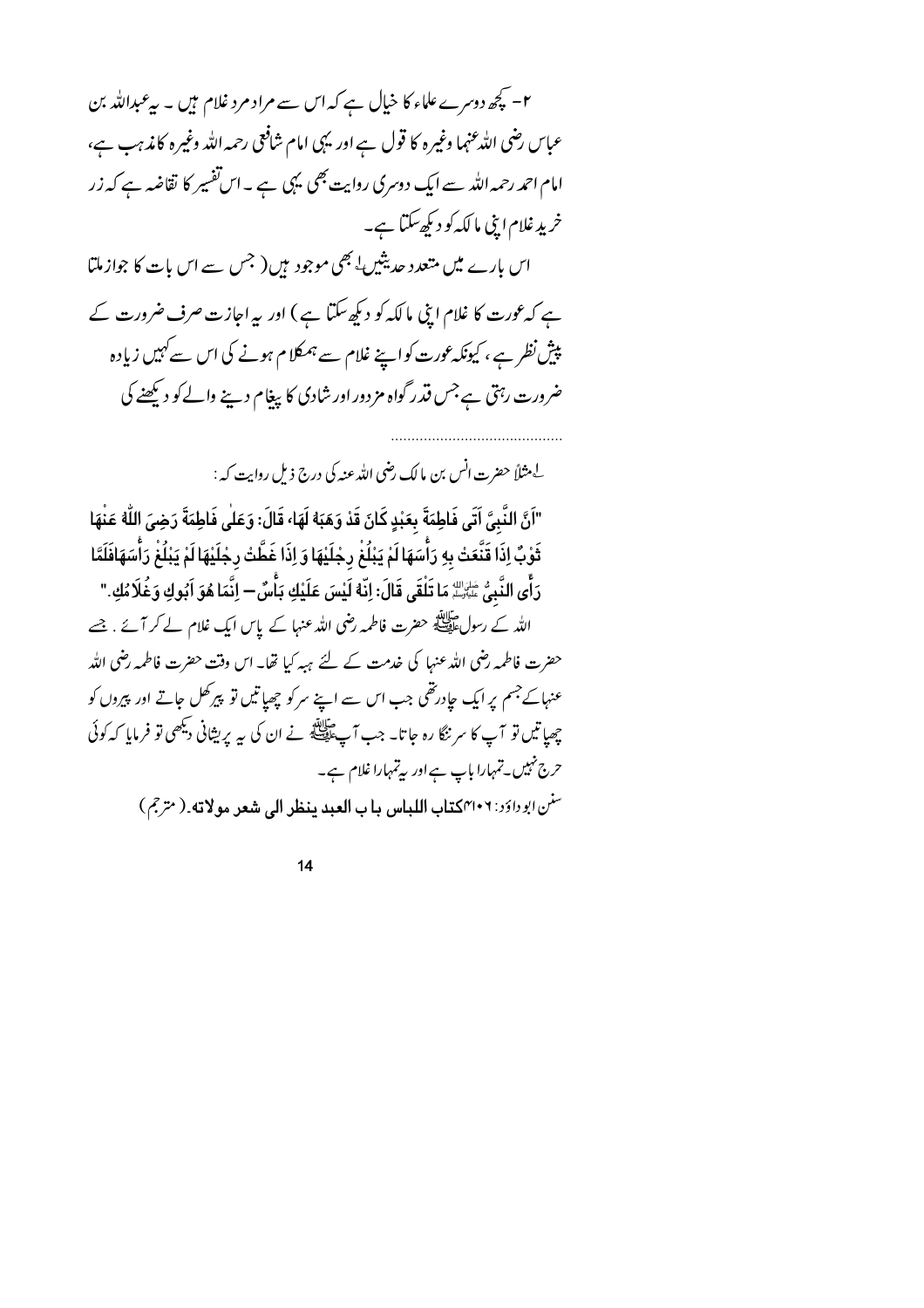۲- کچھ دوسرے علماء کا خیال ہے کہ اس سے مراد مرد غلام ہیں ۔ یہ عبداللہ بن عباس رضی اللہ عنہما وغیرہ کا قول ہے اور یہی امام شافعی رحمہ اللہ وغیرہ کا مذہب ہے، امام احمد رحمہ اللہ سے ایک دوسری روایت بھی یہی ہے ۔ اس تفسیر کا تقاضہ ہے کہ زر خرید غلام اپنی مالکہ کو دیکھ سکتا ہے۔

اس بارے میں متعدد حدیثیں[1] بھی موجود ہیں ( جس سے اس بات کا جواز ملتا ہے کہ عورت کا غلام اپنی مالکہ کو دیکھ سکتا ہے ) اور یہ اجازت صرف ضرورت کے پیش نظر ہے ، کیونکہ عورت کو اپنے غلام سے ہمکلام ہونے کی اس سے کہیں زیادہ ضرورت رہتی ہے جس قدر گواہ مزدور اور شادی کا پیغام دینے والے کو دیکھنے کی

---

[1] مثلاً حضرت انس بن مالک رضی اللہ عنہ کی درج ذیل روایت کہ :

"اَنَّ النَّبِیَّ اَتَی فَاطِمَةَ بِعَبْدٍ کَانَ قَدْ وَهَبَهُ لَهَا، قَالَ: وَعَلٰی فَاطِمَةَ رَضِیَ اللّٰهُ عَنْهَا ثَوْبٌ اِذَا قَنَّعَتْ بِهِ رَأْسَهَا لَمْ یَبْلُغْ رِجْلَیْهَا وَ اِذَا غَطَّتْ رِجْلَیْهَا لَمْ یَبْلُغْ رَأْسَهَافَلَمَّا رَأَی النَّبِیُّ ﷺ مَا تَلْقَی قَالَ: اِنَّهُ لَیْسَ عَلَیْكِ بَأْسٌ — اِنَّمَا هُوَ اَبُوكِ وَغُلَامُكِ."

اللہ کے رسول ﷺ حضرت فاطمہ رضی اللہ عنہا کے پاس ایک غلام لے کر آئے ۔ جسے حضرت فاطمہ رضی اللہ عنہا کی خدمت کے لئے ہبہ کیا تھا۔ اس وقت حضرت فاطمہ رضی اللہ عنہا کے جسم پر ایک چادر تھی جب اس سے اپنے سر کو چھپاتیں تو پیر کھل جاتے اور پیروں کو چھپاتیں تو آپ کا سر ننگا رہ جاتا۔ جب آپ ﷺ نے ان کی یہ پریشانی دیکھی تو فرمایا کہ کوئی حرج نہیں ۔تمہارا باپ ہے اور یہ تمہارا غلام ہے۔

سنن ابو داؤد: ۴۱۰۶ کتاب اللباس باب العبد ینظر الی شعر مولاته۔( مترجم )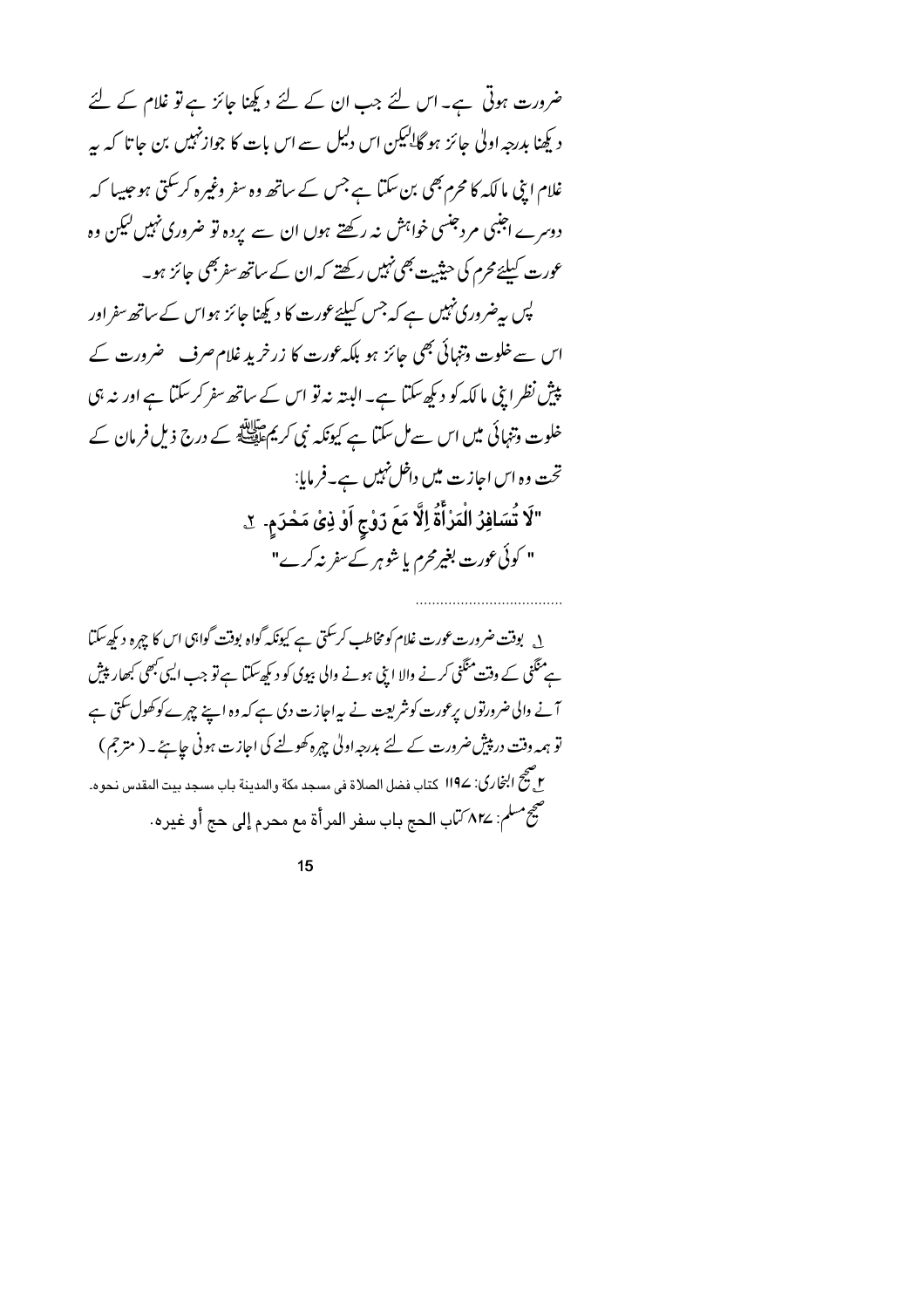ضرورت ہوتی ہے۔ اس لئے جب ان کے لئے دیکھنا جائز ہے تو غلام کے لئے دیکھنا بدرجہ اولیٰ جائز ہوگا[1] لیکن اس دلیل سے اس بات کا جواز نہیں بن جاتا کہ یہ غلام اپنی مالکہ کا محرم بھی بن سکتا ہے جس کے ساتھ وہ سفر وغیرہ کرسکتی ہو جیسا کہ دوسرے اجنبی مرد جنسی خواہش نہ رکھتے ہوں ان سے پردہ تو ضروری نہیں لیکن وہ عورت کیلئے محرم کی حیثیت بھی نہیں رکھتے کہ ان کے ساتھ سفر بھی جائز ہو۔

پس یہ ضروری نہیں ہے کہ جس کیلئے عورت کا دیکھنا جائز ہو اس کے ساتھ سفر اور اس سے خلوت وتنہائی بھی جائز ہو بلکہ عورت کا زرخرید غلام صرف ضرورت کے پیش نظر اپنی مالکہ کو دیکھ سکتا ہے۔ البتہ نہ تو اس کے ساتھ سفر کرسکتا ہے اور نہ ہی خلوت وتنہائی میں اس سے مل سکتا ہے کیونکہ نبی کریم ﷺ کے درج ذیل فرمان کے تحت وہ اس اجازت میں داخل نہیں ہے۔ فرمایا:

"لَا تُسَافِرُ الْمَرْأَةُ اِلَّا مَعَ زَوْجٍ اَوْ ذِیْ مَحْرَمٍ۔"[2]

" کوئی عورت بغیر محرم یا شوہر کے سفر نہ کرے"

---

[1] بوقت ضرورت عورت غلام کو مخاطب کرسکتی ہے کیونکہ گواہ بوقت گواہی اس کا چہرہ دیکھ سکتا ہے منگنی کے وقت منگنی کرنے والا اپنی بیوی ہونے والی کو دیکھ سکتا ہے تو جب ایسی کبھی کبھار پیش آنے والی ضرورتوں پر عورت کو شریعت نے یہ اجازت دی ہے کہ وہ اپنے چہرے کو کھول سکتی ہے تو ہمہ وقت درپیش ضرورت کے لئے بدرجہ اولیٰ چہرہ کھولنے کی اجازت ہونی چاہئے۔ (مترجم)

[2] صحیح البخاری: ۱۱۹۷ كتاب فضل الصلاة في مسجد مكة والمدينة باب مسجد بيت المقدس نحوه.
صحیح مسلم: ۸۲۷ كتاب الحج باب سفر المرأة مع محرم إلى حج أو غيره.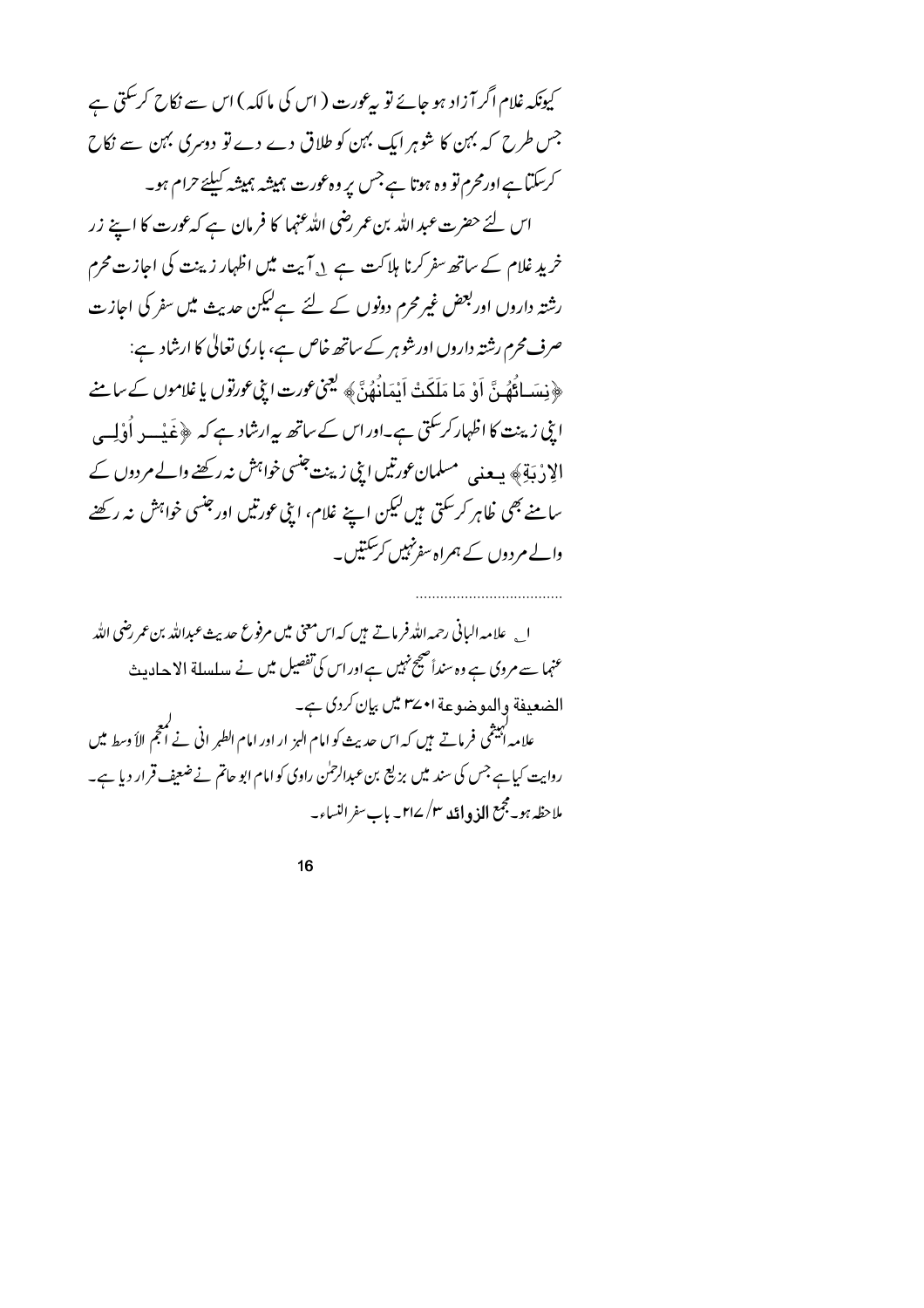کیونکہ غلام اگر آزاد ہو جائے تو یہ عورت ( اس کی مالکہ ) اس سے نکاح کرسکتی ہے جس طرح کہ بہن کا شوہر ایک بہن کو طلاق دے دے تو دوسری بہن سے نکاح کرسکتا ہے اور محرم تو وہ ہوتا ہے جس پر وہ عورت ہمیشہ ہمیشہ کیلئے حرام ہو۔

اس لئے حضرت عبد اللہ بن عمر رضی اللہ عنہما کا فرمان ہے کہ عورت کا اپنے زر خرید غلام کے ساتھ سفر کرنا ہلاکت ہے [1] آیت میں اظہار زینت کی اجازت محرم رشتہ داروں اور بعض غیر محرم دونوں کے لئے ہے لیکن حدیث میں سفر کی اجازت صرف محرم رشتہ داروں اور شوہر کے ساتھ خاص ہے، باری تعالیٰ کا ارشاد ہے:

﴿نِسَـائِهِـنَّ اَوْ مَا مَلَكَتْ اَيْمَانُهُنَّ﴾ یعنی عورت اپنی عورتوں یا غلاموں کے سامنے اپنی زینت کا اظہار کرسکتی ہے۔اور اس کے ساتھ یہ ارشاد ہے کہ ﴿غَيْـرِ اُوْلِـي الاِرْبَةِ﴾ یعنی مسلمان عورتیں اپنی زینت جنسی خواہش نہ رکھنے والے مردوں کے سامنے بھی ظاہر کرسکتی ہیں لیکن اپنے غلام، اپنی عورتیں اور جنسی خواہش نہ رکھنے والے مردوں کے ہمراہ سفر نہیں کرسکتیں۔

---

[1] علامہ البانی رحمہ اللہ فرماتے ہیں کہ اس معنی میں مرفوع حدیث عبداللہ بن عمر رضی اللہ عنہما سے مروی ہے وہ سنداً صحیح نہیں ہے اور اس کی تفصیل میں نے سلسلة الاحاديث الضعيفة والموضوعة ۱۰۷۳ میں بیان کردی ہے۔

علامہ الہیثمی فرماتے ہیں کہ اس حدیث کو امام البزار اور امام الطبرانی نے المعجم الأوسط میں روایت کیا ہے جس کی سند میں بزیع بن عبدالرحمٰن راوی کو امام ابو حاتم نے ضعیف قرار دیا ہے۔ ملاحظہ ہو۔ **مجمع الزوائد** ۳/۲۱۷۔ باب سفر النساء۔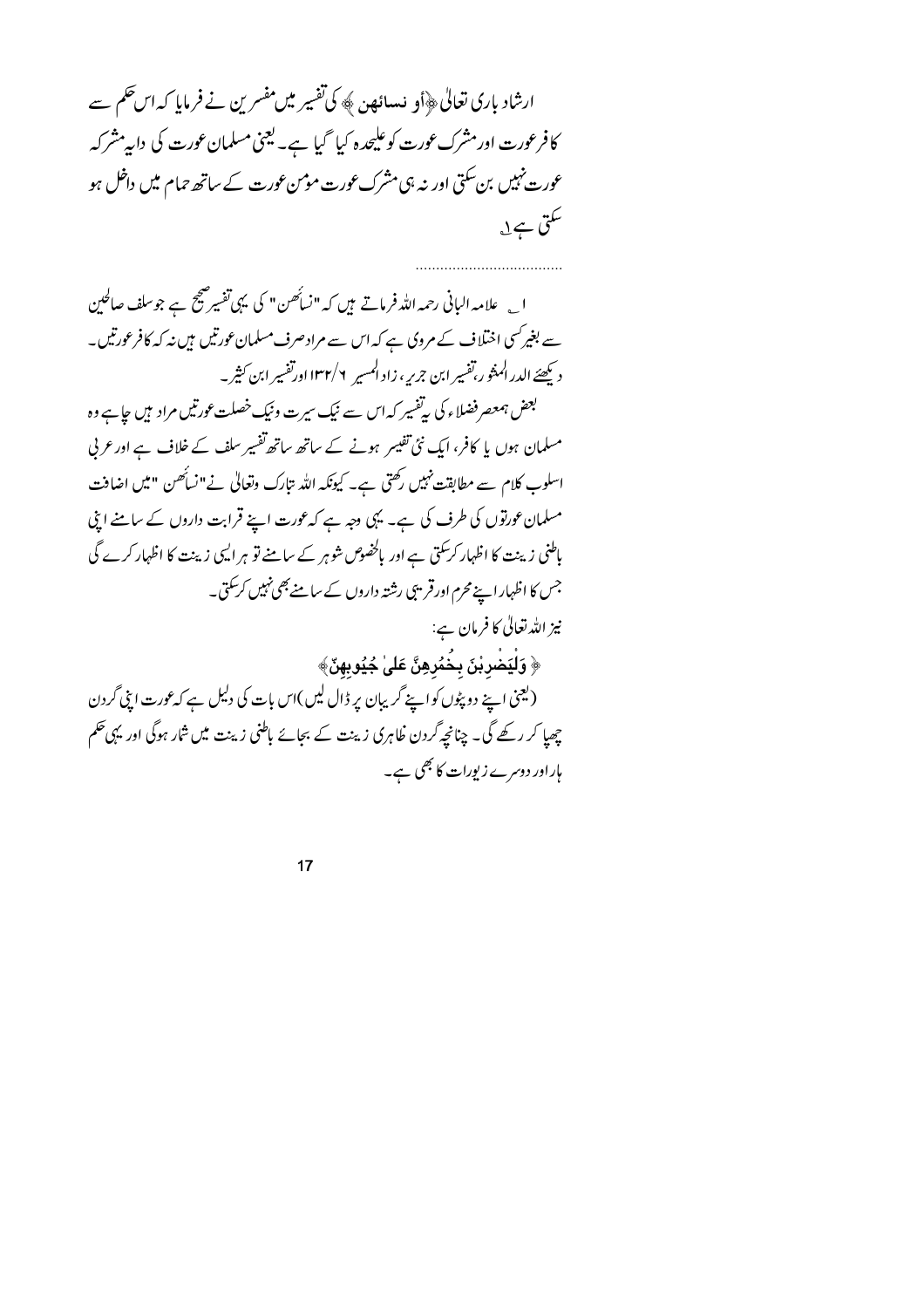ارشاد باری تعالیٰ ﴿أو نسائهن﴾ کی تفسیر میں مفسرین نے فرمایا کہ اس حکم سے کافر عورت اور مشرک عورت کو علیحدہ کیا گیا ہے۔ یعنی مسلمان عورت کی دایہ مشرکہ عورت نہیں بن سکتی اور نہ ہی مشرک عورت مومن عورت کے ساتھ حمام میں داخل ہو سکتی ہے[1]

---

[1] علامہ البانی رحمہ اللہ فرماتے ہیں کہ "نسائهن" کی یہی تفسیر صحیح ہے جو سلف صالحین سے بغیر کسی اختلاف کے مروی ہے کہ اس سے مراد صرف مسلمان عورتیں ہیں نہ کہ کافر عورتیں۔ دیکھئے الدر المنثور، تفسیر ابن جریر، زاد المسیر ۶/۱۳۲ اور تفسیر ابن کثیر۔

بعض ہمعصر فضلاء کی یہ تفسیر کہ اس سے نیک سیرت و نیک خصلت عورتیں مراد ہیں چاہے وہ مسلمان ہوں یا کافر، ایک نئی تفسیر ہونے کے ساتھ ساتھ تفسیر سلف کے خلاف ہے اور عربی اسلوب کلام سے مطابقت نہیں رکھتی ہے۔ کیونکہ اللہ تبارک وتعالیٰ نے "نسائهن" میں اضافت مسلمان عورتوں کی طرف کی ہے۔ یہی وجہ ہے کہ عورت اپنے قرابت داروں کے سامنے اپنی باطنی زینت کا اظہار کر سکتی ہے اور بالخصوص شوہر کے سامنے تو ہر ایسی زینت کا اظہار کرے گی جس کا اظہار اپنے محرم اور قریبی رشتہ داروں کے سامنے بھی نہیں کر سکتی۔

نیز اللہ تعالیٰ کا فرمان ہے:

﴿ وَلْيَضْرِبْنَ بِخُمُرِهِنَّ عَلَىٰ جُيُوبِهِنَّ﴾

(یعنی اپنے دوپٹوں کو اپنے گریبان پر ڈال لیں) اس بات کی دلیل ہے کہ عورت اپنی گردن چھپا کر رکھے گی۔ چنانچہ گردن ظاہری زینت کے بجائے باطنی زینت میں شمار ہوگی اور یہی حکم ہار اور دوسرے زیورات کا بھی ہے۔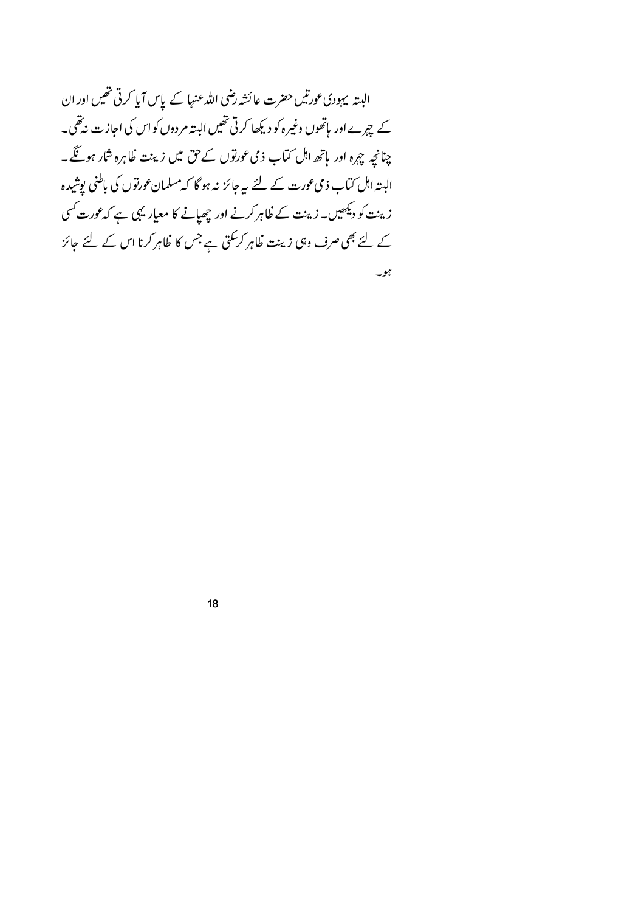البتہ یہودی عورتیں حضرت عائشہ رضی اللہ عنہا کے پاس آیا کرتی تھیں اور ان کے چہرے اور ہاتھوں وغیرہ کو دیکھا کرتی تھیں البتہ مردوں کو اس کی اجازت نہ تھی۔ چنانچہ چہرہ اور ہاتھ اہل کتاب ذمی عورتوں کے حق میں زینت ظاہرہ شمار ہونگے۔ البتہ اہل کتاب ذمی عورت کے لئے یہ جائز نہ ہوگا کہ مسلمان عورتوں کی باطنی پوشیدہ زینت کو دیکھیں۔ زینت کے ظاہر کرنے اور چھپانے کا معیار یہی ہے کہ عورت کسی کے لئے بھی صرف وہی زینت ظاہر کرسکتی ہے جس کا ظاہر کرنا اس کے لئے جائز ہو۔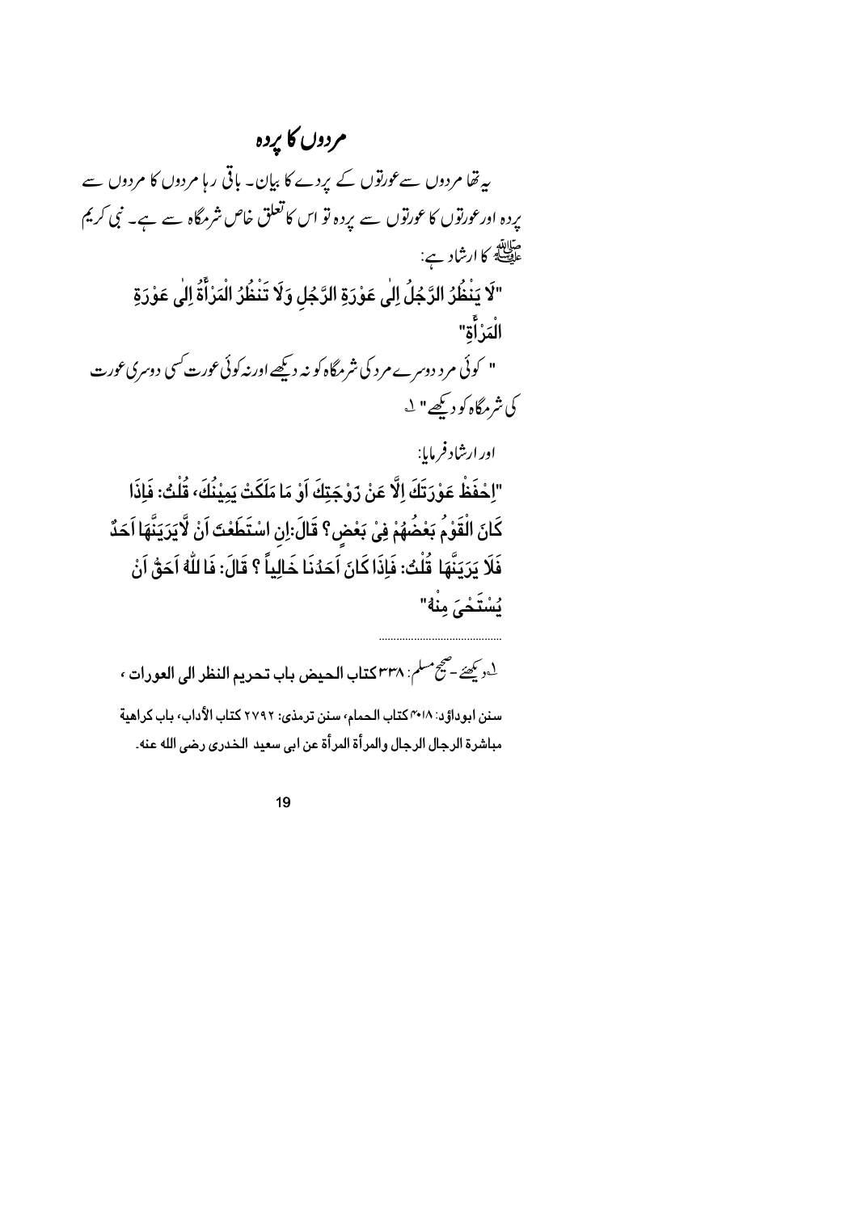## مردوں کا پردہ

یہ تھا مردوں سے عورتوں کے پردے کا بیان۔ باقی رہا مردوں کا مردوں سے پردہ اور عورتوں کا عورتوں سے پردہ تو اس کا تعلق خاص شرمگاہ سے ہے۔ نبی کریم ﷺ کا ارشاد ہے:

**"لَا يَنْظُرُ الرَّجُلُ اِلٰى عَوْرَةِ الرَّجُلِ وَلَا تَنْظُرُ الْمَرْأَةُ اِلٰى عَوْرَةِ الْمَرْأَةِ"**

" کوئی مرد دوسرے مرد کی شرمگاہ کو نہ دیکھے اور نہ کوئی عورت کسی دوسری عورت کی شرمگاہ کو دیکھے" [1]

اور ارشاد فرمایا:

**"اِحْفَظْ عَوْرَتَكَ اِلَّا عَنْ زَوْجَتِكَ اَوْ مَا مَلَكَتْ يَمِيْنُكَ، قُلْتُ: فَاِذَا كَانَ الْقَوْمُ بَعْضُهُمْ فِيْ بَعْضٍ؟ قَالَ:اِنِ اسْتَطَعْتَ اَنْ لَّايَرَيَنَّهَا اَحَدٌ فَلَا يَرَيَنَّهَا قُلْتُ: فَاِذَا كَانَ اَحَدُنَا خَالِياً ؟ قَالَ: فَا للّٰهُ اَحَقُّ اَنْ يُسْتَحْيَ مِنْهُ"**

---

[1] دیکھئے۔ صحیح مسلم: ۳۳۸ کتاب الحیض باب تحریم النظر الی العورات ، سنن ابوداؤد: ۴۰۱۸ کتاب الحمام، سنن ترمذی: ۲۷۹۲ کتاب الأداب، باب کراهية مباشرة الرجال الرجال والمرأة المرأة عن ابی سعید الخدری رضی الله عنه۔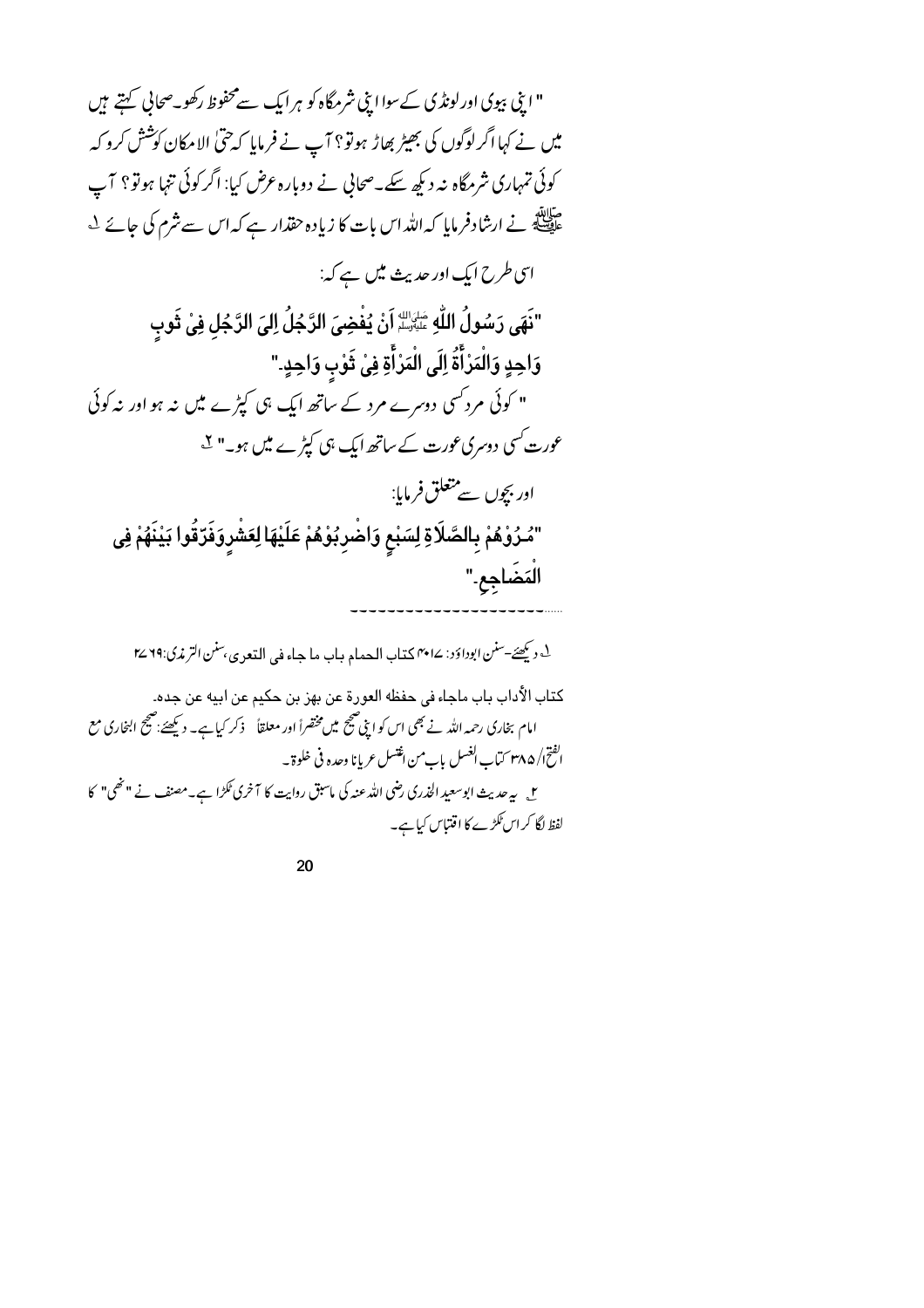" اپنی بیوی اور لونڈی کے سوا اپنی شرمگاہ کو ہر ایک سے محفوظ رکھو۔ صحابی کہتے ہیں میں نے کہا اگر لوگوں کی بھیڑ بھاڑ ہو تو؟ آپ نے فرمایا کہ حتیٰ الامکان کوشش کرو کہ کوئی تمہاری شرمگاہ نہ دیکھ سکے۔ صحابی نے دوبارہ عرض کیا: اگر کوئی تنہا ہو تو؟ آپ ﷺ نے ارشاد فرمایا کہ اللہ اس بات کا زیادہ حقدار ہے کہ اس سے شرم کی جائے [1]

اسی طرح ایک اور حدیث میں ہے کہ:

**"نَهَى رَسُولُ اللّٰهِ ﷺ أَنْ يُفْضِيَ الرَّجُلُ إِلَى الرَّجُلِ فِيْ ثَوبٍ وَاحِدٍ وَالْمَرْأَةُ إِلَى الْمَرْأَةِ فِيْ ثَوْبٍ وَاحِدٍ۔"**

" کوئی مرد کسی دوسرے مرد کے ساتھ ایک ہی کپڑے میں نہ ہو اور نہ کوئی عورت کسی دوسری عورت کے ساتھ ایک ہی کپڑے میں ہو۔" [2]

اور بچوں سے متعلق فرمایا:

**"مُرُوْهُمْ بِالصَّلَاةِ لِسَبْعٍ وَاضْرِبُوْهُمْ عَلَيْهَا لِعَشْرٍ وَفَرِّقُوا بَيْنَهُمْ فِى الْمَضَاجِعِ۔"**

---

[1] دیکھئے۔ سنن ابوداؤد: ۴۰۱۷ کتاب الحمام باب ما جاء فی التعری، سنن الترمذی: ۲۷۶۹ کتاب الأداب باب ماجاء فی حفظه العورة عن بهز بن حکیم عن ابیه عن جده۔
امام بخاری رحمہ اللہ نے بھی اس کو اپنی صحیح میں مختصراً اور معلقاً ذکر کیا ہے۔ دیکھئے: صحیح البخاری مع الفتح ۱/ ۳۸۵ کتاب الغسل باب من اغتسل عریانا وحده فی خلوة۔

[2] یہ حدیث ابوسعید الخدری رضی اللہ عنہ کی ماسبق روایت کا آخری ٹکڑا ہے۔ مصنف نے "نھی" کا لفظ لگا کر اس ٹکڑے کا اقتباس کیا ہے۔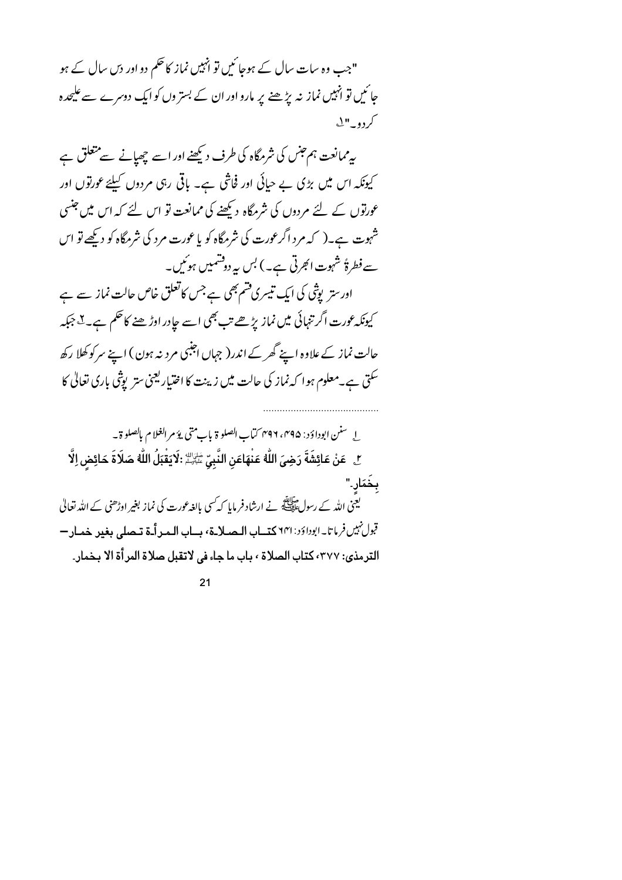"جب وہ سات سال کے ہوجائیں تو انہیں نماز کا حکم دو اور دس سال کے ہو جائیں تو انہیں نماز نہ پڑھنے پر مارو اور ان کے بستروں کو ایک دوسرے سے علیحدہ کردو۔"[1]

یہ ممانعت ہم جنس کی شرمگاہ کی طرف دیکھنے اور اسے چھپانے سے متعلق ہے کیونکہ اس میں بڑی بے حیائی اور فحاشی ہے۔ باقی رہی مردوں کیلئے عورتوں اور عورتوں کے لئے مردوں کی شرمگاہ دیکھنے کی ممانعت تو اس لئے کہ اس میں جنسی شہوت ہے۔( کہ مرد اگر عورت کی شرمگاہ کو یا عورت مرد کی شرمگاہ کو دیکھے تو اس سے فطرۃً شہوت ابھرتی ہے۔) بس یہ دوقسمیں ہوئیں۔

اور ستر پوشی کی ایک تیسری قسم بھی ہے جس کا تعلق خاص حالت نماز سے ہے کیونکہ عورت اگر تنہائی میں نماز پڑھے تب بھی اسے چادر اوڑھنے کا حکم ہے۔[2] جبکہ حالت نماز کے علاوہ اپنے گھر کے اندر( جہاں اجنبی مرد نہ ہوں) اپنے سر کو کھلا رکھ سکتی ہے۔معلوم ہوا کہ نماز کی حالت میں زینت کا اختیار یعنی ستر پوشی باری تعالیٰ کا

---

[1] سنن ابوداؤد: ۴۹۵، ۴۹۶ کتاب الصلوۃ باب متی یؤمر الغلام بالصلوۃ۔

[2] عَنْ عَائِشَةَ رَضِيَ اللّٰهُ عَنْهَاعَنِ النَّبِيِّ ﷺ :لَايَقْبَلُ اللّٰهُ صَلَاةَ حَائِضٍ اِلَّا بِخَمَارٍ۔"

یعنی اللہ کے رسول ﷺ نے ارشاد فرمایا کہ کسی بالغہ عورت کی نماز بغیر اوڑھنی کے اللہ تعالیٰ قبول نہیں فرماتا۔ ابوداؤد: ۶۴۱ کتاب الصلاۃ، باب المرأۃ تصلی بغیر خمار — الترمذی: ۳۷۷، کتاب الصلاۃ ، باب ما جاء فی لاتقبل صلاۃ المرأۃ الا بخمار۔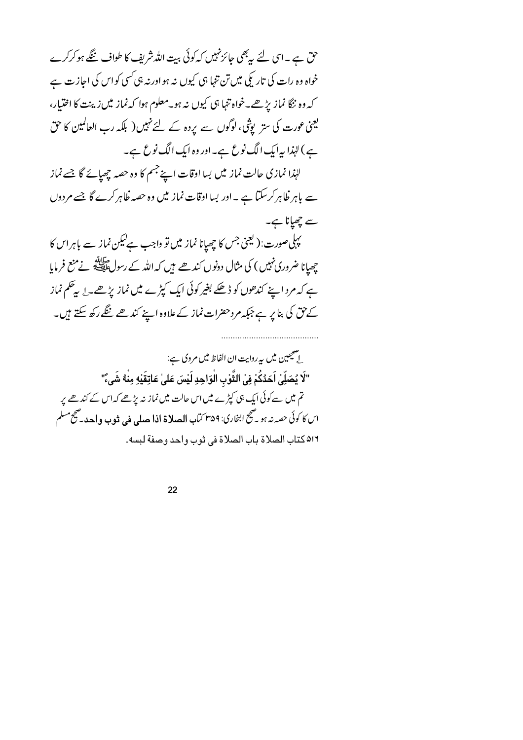حق ہے ۔اسی لئے یہ بھی جائز نہیں کہ کوئی بیت اللہ شریف کا طواف ننگے ہو کر کرے خواہ وہ رات کی تاریکی میں تن تنہا ہی کیوں نہ ہو اور نہ ہی کسی کو اس کی اجازت ہے کہ وہ ننگا نماز پڑھے۔خواہ تنہا ہی کیوں نہ ہو۔معلوم ہوا کہ نماز میں زینت کا اختیار، یعنی عورت کی ستر پوشی، لوگوں سے پردہ کے لئے نہیں( بلکہ رب العالمین کا حق ہے ) لہٰذا یہ ایک الگ نوع ہے۔اور وہ ایک الگ نوع ہے۔

لہٰذا نمازی حالت نماز میں بسا اوقات اپنے جسم کا وہ حصہ چھپائے گا جسے نماز سے باہر ظاہر کرسکتا ہے ۔ اور بسا اوقات نماز میں وہ حصہ ظاہر کرے گا جسے مردوں سے چھپانا ہے۔

پہلی صورت: ( یعنی جس کا چھپانا نماز میں تو واجب ہے لیکن نماز سے باہر اس کا چھپانا ضروری نہیں ) کی مثال دونوں کندھے ہیں کہ اللہ کے رسول ﷺ نے منع فرمایا ہے کہ مرد اپنے کندھوں کو ڈھکے بغیر کوئی ایک کپڑے میں نماز پڑھے۔[1] یہ حکم نماز کے حق کی بنا پر ہے جبکہ مرد حضرات نماز کے علاوہ اپنے کندھے ننگے رکھ سکتے ہیں۔

---

[1] صحیحین میں یہ روایت ان الفاظ میں مروی ہے:

"لَا يُصَلِّيْ اَحَدُكُمْ فِيْ الثَّوْبِ الْوَاحِدِ لَيْسَ عَلىٰ عَاتِقَيْهِ مِنْهُ شَيءٌ"

تم میں سے کوئی ایک ہی کپڑے میں اس حالت میں نماز نہ پڑھے کہ اس کے کندھے پر اس کا کوئی حصہ نہ ہو۔صحیح البخاری: ۳۵۹ کتاب **الصلاۃ اذا صلی فی ثوب واحد**۔صحیح مسلم ۵۱۲ کتاب الصلاۃ باب الصلاۃ فی ثوب واحد وصفة لبسه۔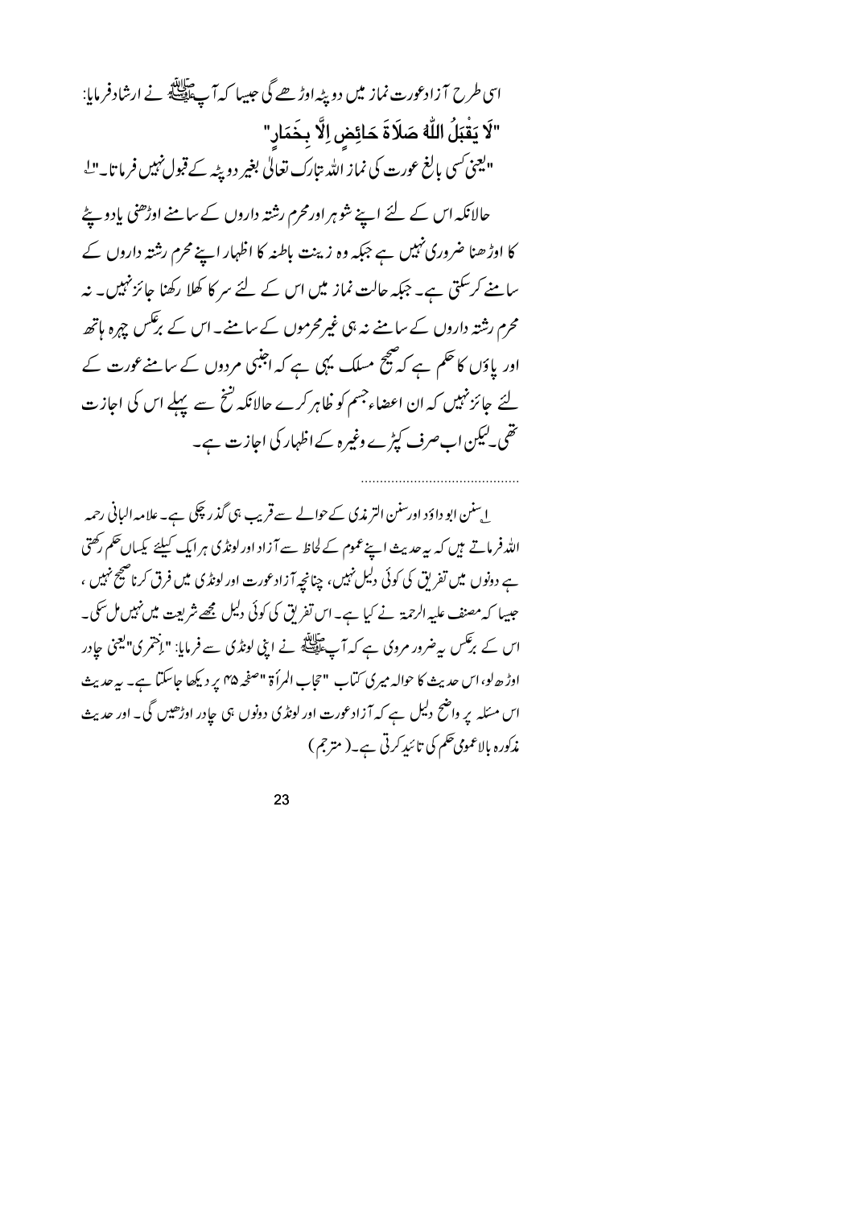اسی طرح آزاد عورت نماز میں دوپٹہ اوڑھے گی جیسا کہ آپ ﷺ نے ارشاد فرمایا:

"لَا يَقْبَلُ اللّٰهُ صَلَاةَ حَائِضٍ اِلَّا بِخَمَارٍ"

"یعنی کسی بالغ عورت کی نماز اللہ تبارک تعالیٰ بغیر دوپٹہ کے قبول نہیں فرماتا۔"[1]

حالانکہ اس کے لئے اپنے شوہر اور محرم رشتہ داروں کے سامنے اوڑھنی یا دوپٹے کا اوڑھنا ضروری نہیں ہے جبکہ وہ زینت باطنہ کا اظہار اپنے محرم رشتہ داروں کے سامنے کرسکتی ہے۔ جبکہ حالت نماز میں اس کے لئے سر کا کھلا رکھنا جائز نہیں۔ نہ محرم رشتہ داروں کے سامنے نہ ہی غیر محرموں کے سامنے۔ اس کے برعکس چہرہ ہاتھ اور پاؤں کا حکم ہے کہ صحیح مسلک یہی ہے کہ اجنبی مردوں کے سامنے عورت کے لئے جائز نہیں کہ ان اعضاء جسم کو ظاہر کرے حالانکہ نسخ سے پہلے اس کی اجازت تھی۔ لیکن اب صرف کپڑے وغیرہ کے اظہار کی اجازت ہے۔

---

[1] سنن ابو داؤد اور سنن الترمذی کے حوالے سے قریب ہی گذر چکی ہے۔ علامہ البانی رحمہ اللہ فرماتے ہیں کہ یہ حدیث اپنے عموم کے لحاظ سے آزاد اور لونڈی ہر ایک کیلئے یکساں حکم رکھتی ہے دونوں میں تفریق کی کوئی دلیل نہیں، چنانچہ آزاد عورت اور لونڈی میں فرق کرنا صحیح نہیں، جیسا کہ مصنف علیہ الرحمۃ نے کیا ہے۔ اس تفریق کی کوئی دلیل مجھے شریعت میں نہیں مل سکی۔ اس کے برعکس یہ ضرور مروی ہے کہ آپ ﷺ نے اپنی لونڈی سے فرمایا: "اِخْتَمِرِي" یعنی چادر اوڑھ لو، اس حدیث کا حوالہ میری کتاب "حجاب المرأۃ" صفحہ ۴۵ پر دیکھا جاسکتا ہے۔ یہ حدیث اس مسئلہ پر واضح دلیل ہے کہ آزاد عورت اور لونڈی دونوں ہی چادر اوڑھیں گی۔ اور حدیث مذکورہ بالا عمومی حکم کی تائید کرتی ہے۔ (مترجم)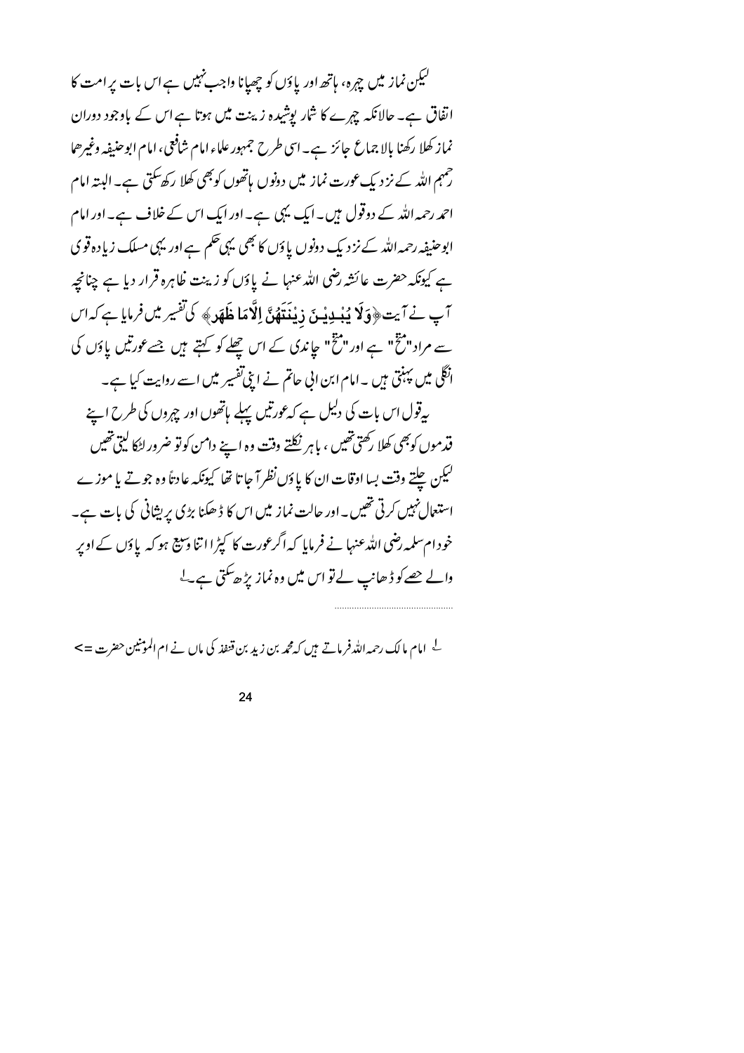لیکن نماز میں چہرہ، ہاتھ اور پاؤں کو چھپانا واجب نہیں ہے اس بات پر امت کا اتفاق ہے۔ حالانکہ چہرے کا شمار پوشیدہ زینت میں ہوتا ہے اس کے باوجود دوران نماز کھلا رکھنا بالاجماع جائز ہے۔ اسی طرح جمہور علماء امام شافعی، امام ابوحنیفہ وغیرہما رحمہم اللہ کے نزدیک عورت نماز میں دونوں ہاتھوں کو بھی کھلا رکھ سکتی ہے۔ البتہ امام احمد رحمہ اللہ کے دو قول ہیں۔ ایک یہی ہے۔ اور ایک اس کے خلاف ہے۔ اور امام ابوحنیفہ رحمہ اللہ کے نزدیک دونوں پاؤں کا بھی یہی حکم ہے اور یہی مسلک زیادہ قوی ہے کیونکہ حضرت عائشہ رضی اللہ عنہا نے پاؤں کو زینت ظاہرہ قرار دیا ہے چنانچہ آپ نے آیت ﴿وَلَا يُبْدِيْنَ زِيْنَتَهُنَّ اِلَّا مَا ظَهَرَ﴾ کی تفسیر میں فرمایا ہے کہ اس سے مراد "فَتَخ" ہے اور "فَتَخ" چاندی کے اس چھلے کو کہتے ہیں جسے عورتیں پاؤں کی انگلی میں پہنتی ہیں۔ امام ابن ابی حاتم نے اپنی تفسیر میں اسے روایت کیا ہے۔

یہ قول اس بات کی دلیل ہے کہ عورتیں پہلے ہاتھوں اور چہروں کی طرح اپنے قدموں کو بھی کھلا رکھتی تھیں، باہر نکلتے وقت وہ اپنے دامن کو تو ضرور لٹکا لیتی تھیں لیکن چلتے وقت بسا اوقات ان کا پاؤں نظر آجاتا تھا کیونکہ عادتاً وہ جوتے یا موزے استعمال نہیں کرتی تھیں۔ اور حالت نماز میں اس کا ڈھکنا بڑی پریشانی کی بات ہے۔ خود ام سلمہ رضی اللہ عنہا نے فرمایا کہ اگر عورت کا کپڑا اتنا وسیع ہو کہ پاؤں کے اوپر والے حصے کو ڈھانپ لے تو اس میں وہ نماز پڑھ سکتی ہے۔[1]

---

[1] امام مالک رحمہ اللہ فرماتے ہیں کہ محمد بن زید بن قنفذ کی ماں نے ام المومنین حضرت =>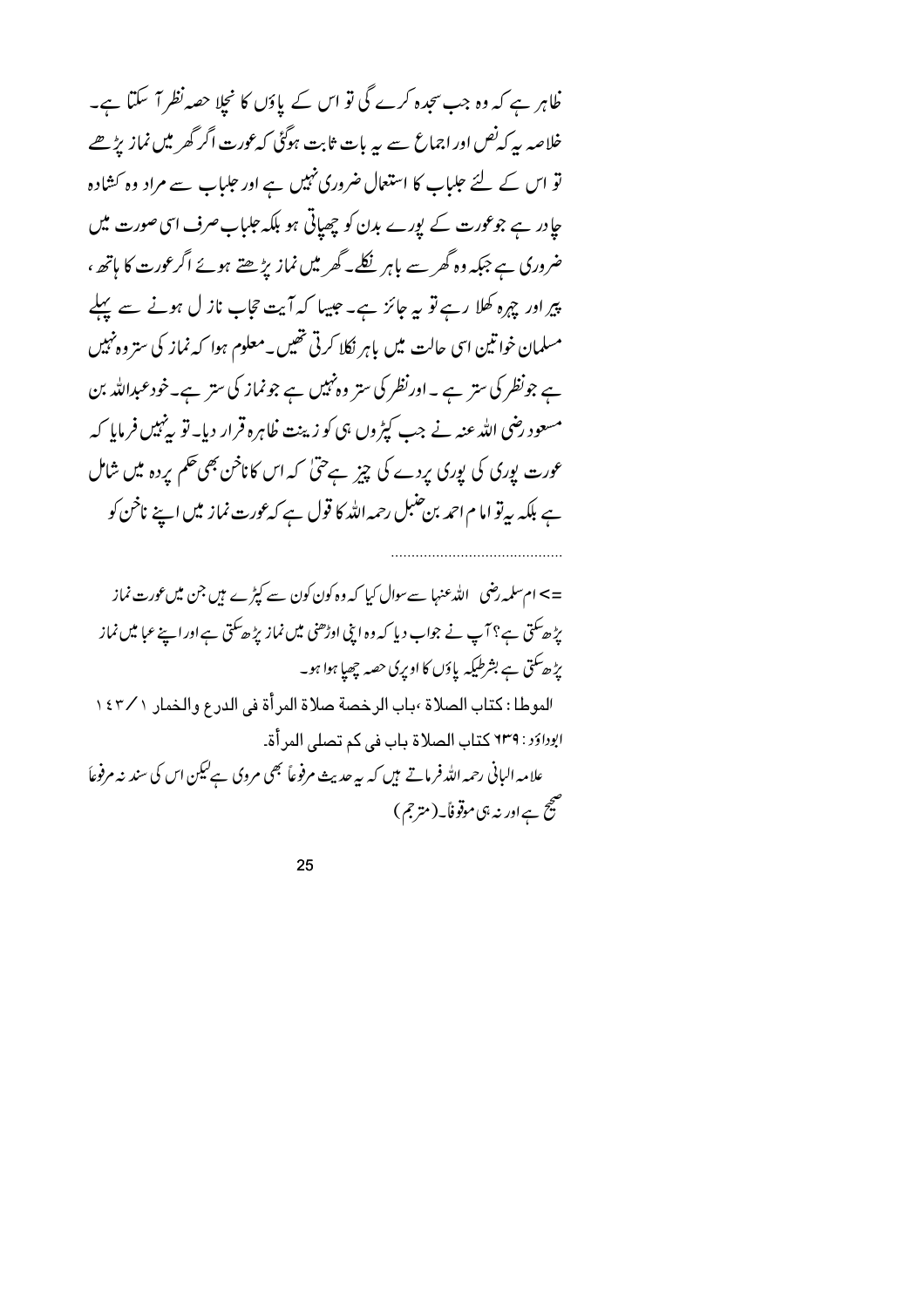ظاہر ہے کہ وہ جب سجدہ کرے گی تو اس کے پاؤں کا نچلا حصہ نظر آ سکتا ہے۔ خلاصہ یہ کہ نص اور اجماع سے یہ بات ثابت ہوگئی کہ عورت اگر گھر میں نماز پڑھے تو اس کے لئے جلباب کا استعمال ضروری نہیں ہے اور جلباب سے مراد وہ کشادہ چادر ہے جو عورت کے پورے بدن کو چھپاتی ہو بلکہ جلباب صرف اسی صورت میں ضروری ہے جبکہ وہ گھر سے باہر نکلے۔ گھر میں نماز پڑھتے ہوئے اگر عورت کا ہاتھ، پیر اور چہرہ کھلا رہے تو یہ جائز ہے۔ جیسا کہ آیت حجاب نازل ہونے سے پہلے مسلمان خواتین اسی حالت میں باہر نکلا کرتی تھیں۔ معلوم ہوا کہ نماز کی ستر وہ نہیں ہے جو نظر کی ستر ہے۔ اور نظر کی ستر وہ نہیں ہے جو نماز کی ستر ہے۔ خود عبداللہ بن مسعود رضی اللہ عنہ نے جب کپڑوں ہی کو زینت ظاہرہ قرار دیا۔ تو یہ نہیں فرمایا کہ عورت پوری کی پوری پردے کی چیز ہے حتیٰ کہ اس کا ناخن بھی حکم پردہ میں شامل ہے بلکہ یہ تو امام احمد بن حنبل رحمہ اللہ کا قول ہے کہ عورت نماز میں اپنے ناخن کو

---

=> ام سلمہ رضی اللہ عنہا سے سوال کیا کہ وہ کون کون سے کپڑے ہیں جن میں عورت نماز پڑھ سکتی ہے؟ آپ نے جواب دیا کہ وہ اپنی اوڑھنی میں نماز پڑھ سکتی ہے اور اپنے عبا میں نماز پڑھ سکتی ہے بشرطیکہ پاؤں کا اوپری حصہ چھپا ہوا ہو۔

الموطا : كتاب الصلاة ،باب الرخصة صلاة المرأة فى الدرع والخمار ١٤٣/١

ابوداؤد : ٦٣٩ كتاب الصلاة باب فى كم تصلى المرأة۔

علامہ البانی رحمہ اللہ فرماتے ہیں کہ یہ حدیث مرفوعاً بھی مروی ہے لیکن اس کی سند نہ مرفوعاً صحیح ہے اور نہ ہی موقوفاً۔ (مترجم)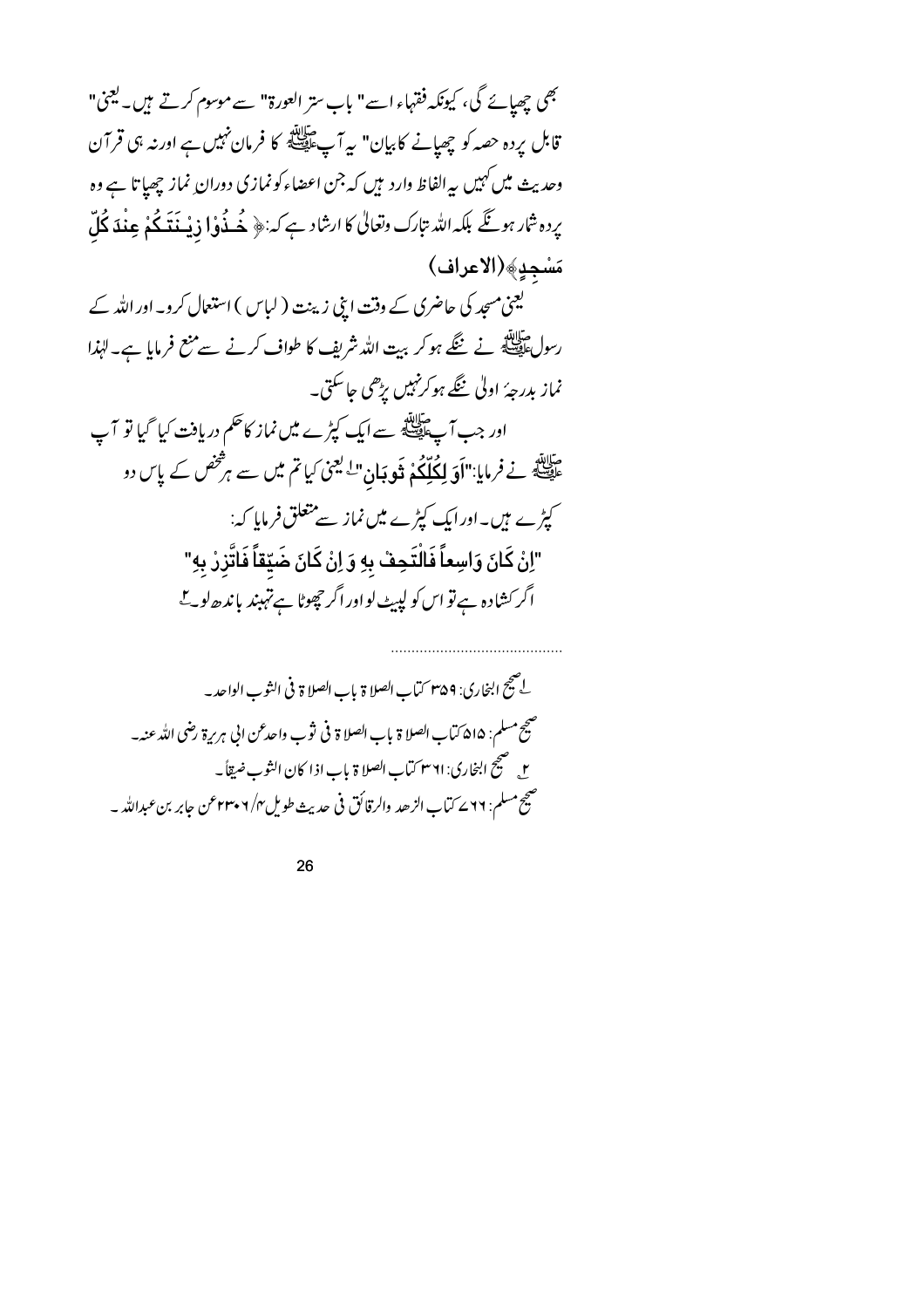بھی چھپائے گی، کیونکہ فقہاء اسے "باب ستر العورۃ" سے موسوم کرتے ہیں۔ یعنی "قابل پردہ حصہ کو چھپانے کا بیان" یہ آپ ﷺ کا فرمان نہیں ہے اور نہ ہی قرآن وحدیث میں کہیں یہ الفاظ وارد ہیں کہ جن اعضاء کو نمازی دوران نماز چھپاتا ہے وہ پردہ شمار ہونگے بلکہ اللہ تبارک وتعالیٰ کا ارشاد ہے کہ: ﴿ خُذُوْا زِيْنَتَكُمْ عِنْدَ كُلِّ مَسْجِدٍ﴾ **(الاعراف)**

یعنی مسجد کی حاضری کے وقت اپنی زینت (لباس) استعمال کرو۔ اور اللہ کے رسول ﷺ نے ننگے ہو کر بیت اللہ شریف کا طواف کرنے سے منع فرمایا ہے۔ لہٰذا نماز بدرجۂ اولیٰ ننگے ہو کر نہیں پڑھی جا سکتی۔

اور جب آپ ﷺ سے ایک کپڑے میں نماز کا حکم دریافت کیا گیا تو آپ ﷺ نے فرمایا: "**اَوَ لِكُلِّكُمْ ثَوبَانِ**"[1] یعنی کیا تم میں سے ہر شخص کے پاس دو کپڑے ہیں۔ اور ایک کپڑے میں نماز سے متعلق فرمایا کہ:

**"اِنْ كَانَ وَاسِعاً فَالْتَحِفْ بِهِ وَ اِنْ كَانَ ضَيِّقاً فَاتَّزِرْ بِهِ"**

اگر کشادہ ہے تو اس کو لپیٹ لو اور اگر چھوٹا ہے تہبند باندھ لو۔[2]

---

[1] صحیح البخاری: ۳۵۹ کتاب الصلاۃ باب الصلاۃ فی الثوب الواحد۔
صحیح مسلم: ۵۱۵ کتاب الصلاۃ باب الصلاۃ فی ثوب واحد عن ابی ہریرۃ رضی اللہ عنہ۔

[2] صحیح البخاری: ۳۶۱ کتاب الصلاۃ باب اذا کان الثوب ضیقاً۔
صحیح مسلم: ۷۶ کتاب الزھد والرقائق فی حدیث طویل ۴/۲۳۰۶ عن جابر بن عبداللہ۔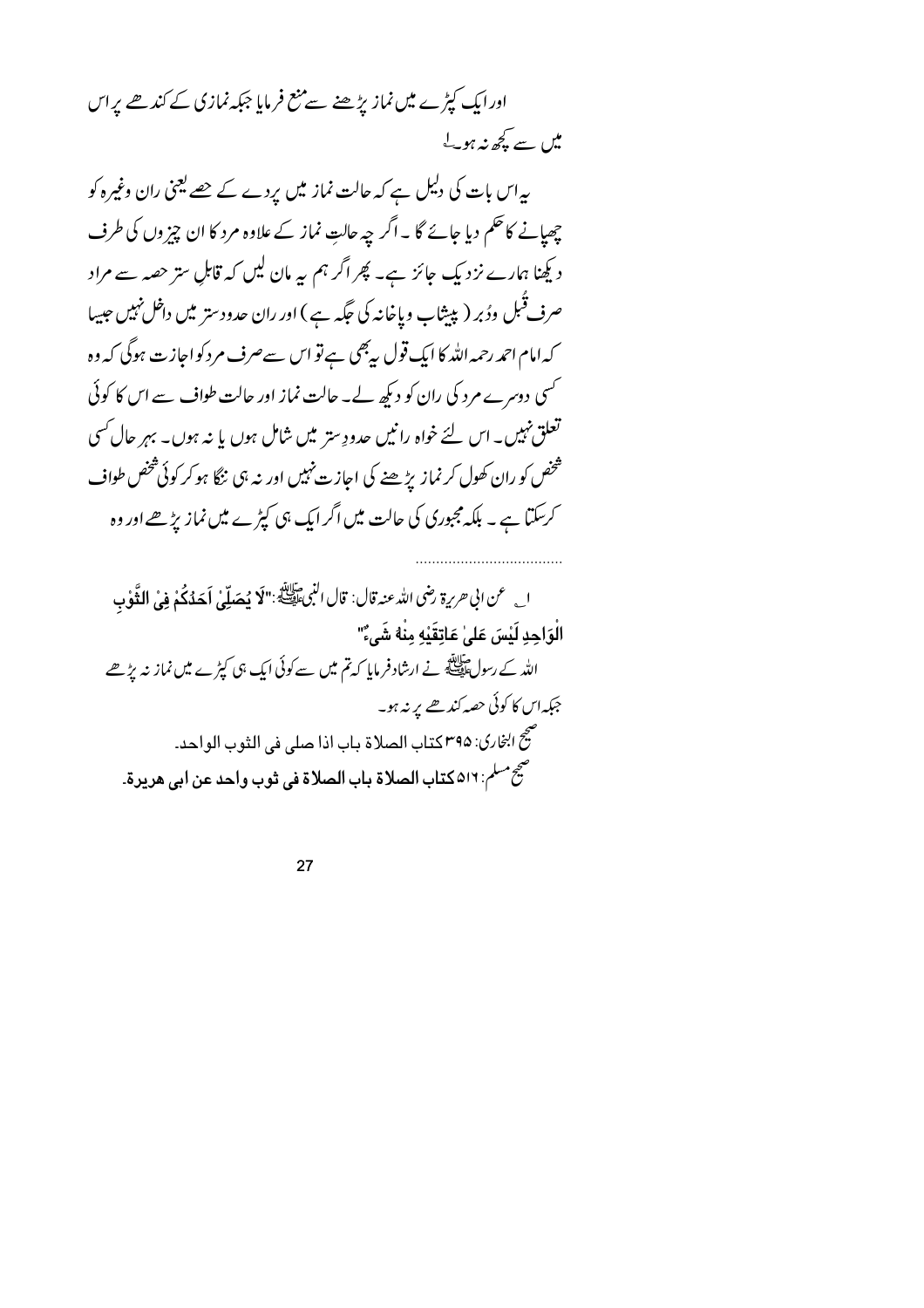اور ایک کپڑے میں نماز پڑھنے سے منع فرمایا جبکہ نمازی کے کندھے پر اس میں سے کچھ نہ ہو۔[1]

یہ اس بات کی دلیل ہے کہ حالت نماز میں پردے کے حصے یعنی ران وغیرہ کو چھپانے کا حکم دیا جائے گا۔ اگر چہ حالتِ نماز کے علاوہ مرد کا ان چیزوں کی طرف دیکھنا ہمارے نزدیک جائز ہے۔ پھر اگر ہم یہ مان لیں کہ قابلِ ستر حصہ سے مراد صرف قُبل ودُبر (پیشاب و پاخانہ کی جگہ ہے) اور ران حدودستر میں داخل نہیں جیسا کہ امام احمد رحمہ اللہ کا ایک قول یہ بھی ہے تو اس سے صرف مرد کو اجازت ہوگی کہ وہ کسی دوسرے مرد کی ران کو دیکھ لے۔ حالت نماز اور حالت طواف سے اس کا کوئی تعلق نہیں۔ اس لئے خواہ رانیں حدودِ ستر میں شامل ہوں یا نہ ہوں۔ بہر حال کسی شخص کو ران کھول کر نماز پڑھنے کی اجازت نہیں اور نہ ہی ننگا ہو کر کوئی شخص طواف کرسکتا ہے۔ بلکہ مجبوری کی حالت میں اگر ایک ہی کپڑے میں نماز پڑھے اور وہ

---

[1] عن ابی ھریرۃ رضی اللہ عنہ قال: قال النبی ﷺ: **"لَا يُصَلِّيْ اَحَدُكُمْ فِيْ الثَّوْبِ الْوَاحِدِ لَيْسَ عَلىٰ عَاتِقَيْهِ مِنْهُ شَيءٌ"**

اللہ کے رسول ﷺ نے ارشاد فرمایا کہ تم میں سے کوئی ایک ہی کپڑے میں نماز نہ پڑھے جبکہ اس کا کوئی حصہ کندھے پر نہ ہو۔

صحیح البخاری: ۳۹۵ کتاب الصلاۃ باب اذا صلی فی الثوب الواحد۔

صحیح مسلم: ۵۱۶ **کتاب الصلاۃ باب الصلاۃ فی ثوب واحد عن ابی ھریرۃ۔**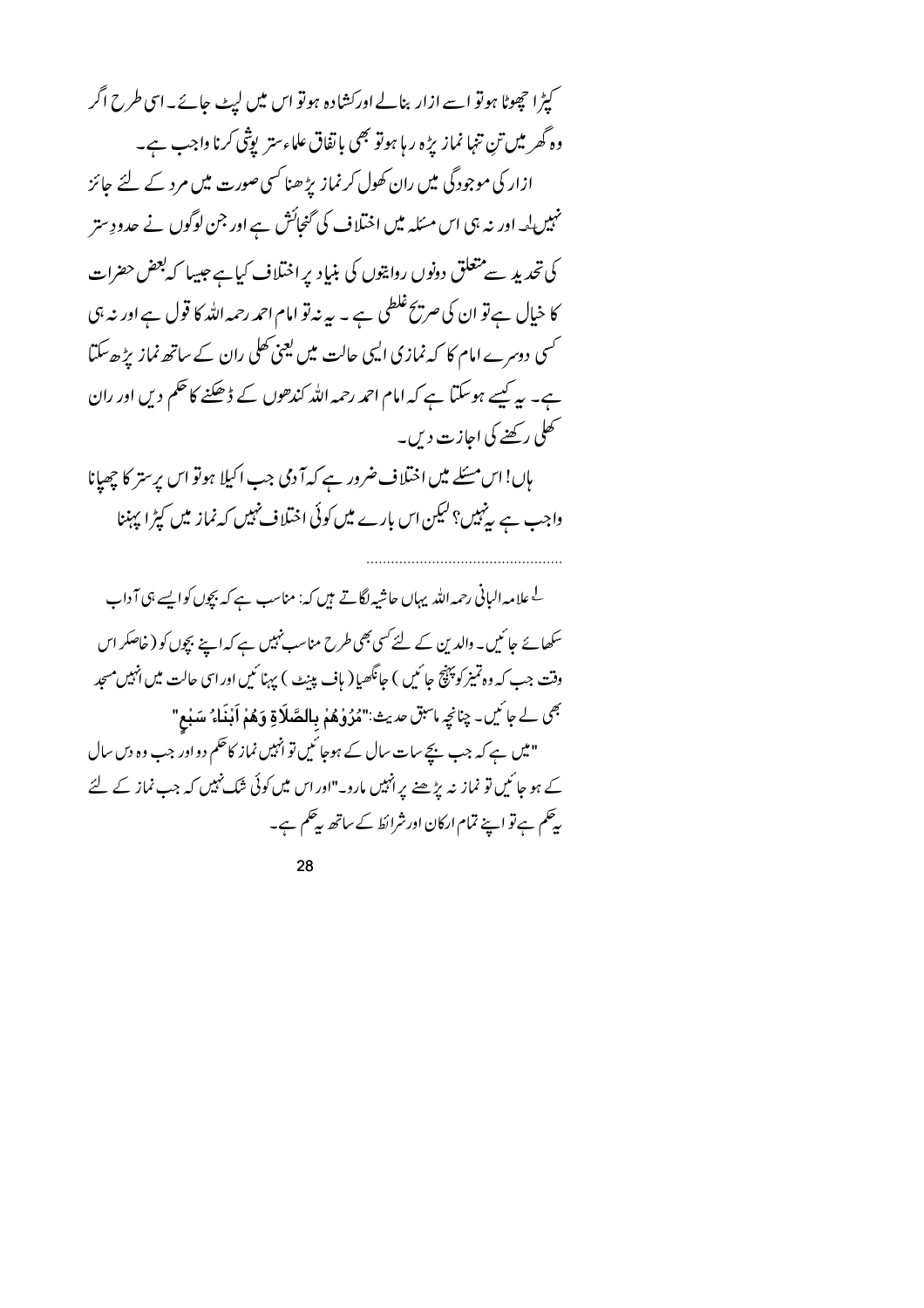کپڑا چھوٹا ہو تو اسے ازار بنالے اور کشادہ ہو تو اس میں لپٹ جائے۔ اسی طرح اگر وہ گھر میں تنِ تنہا نماز پڑھ رہا ہو تو بھی باتفاق علماء ستر پوشی کرنا واجب ہے۔

ازار کی موجودگی میں ران کھول کر نماز پڑھنا کسی صورت میں مرد کے لئے جائز نہیں[1] اور نہ ہی اس مسئلہ میں اختلاف کی گنجائش ہے اور جن لوگوں نے حدودِ ستر کی تحدید سے متعلق دونوں روایتوں کی بنیاد پر اختلاف کیا ہے جیسا کہ بعض حضرات کا خیال ہے تو ان کی صریح غلطی ہے۔ یہ نہ تو امام احمد رحمہ اللہ کا قول ہے اور نہ ہی کسی دوسرے امام کا کہ نمازی ایسی حالت میں یعنی کھلی ران کے ساتھ نماز پڑھ سکتا ہے۔ یہ کیسے ہو سکتا ہے کہ امام احمد رحمہ اللہ کندھوں کے ڈھکنے کا حکم دیں اور ران کھلی رکھنے کی اجازت دیں۔

ہاں! اس مسئلے میں اختلاف ضرور ہے کہ آدمی جب اکیلا ہو تو اس پر ستر کا چھپانا واجب ہے یا نہیں؟ لیکن اس بارے میں کوئی اختلاف نہیں کہ نماز میں کپڑا پہننا

---

[1] علامہ البانی رحمہ اللہ یہاں حاشیہ لگاتے ہیں کہ: مناسب ہے کہ بچوں کو ایسے ہی آداب سکھائے جائیں۔ والدین کے لئے کسی بھی طرح مناسب نہیں ہے کہ اپنے بچوں کو (خاصکر اس وقت جب کہ وہ تمیز کو پہنچ جائیں) جانگھیا (ہاف پینٹ) پہنائیں اور اسی حالت میں انہیں مسجد بھی لے جائیں۔ چنانچہ ماسبق حدیث: "مُرُوْهُمْ بِالصَّلَاةِ وَهُمْ اَبْنَاءُ سَبْعٍ" "میں ہے کہ جب بچے سات سال کے ہو جائیں تو انہیں نماز کا حکم دو اور جب وہ دس سال کے ہو جائیں تو نماز نہ پڑھنے پر انہیں مارو۔" اور اس میں کوئی شک نہیں کہ جب نماز کے لئے یہ حکم ہے تو اپنے تمام ارکان اور شرائط کے ساتھ یہ حکم ہے۔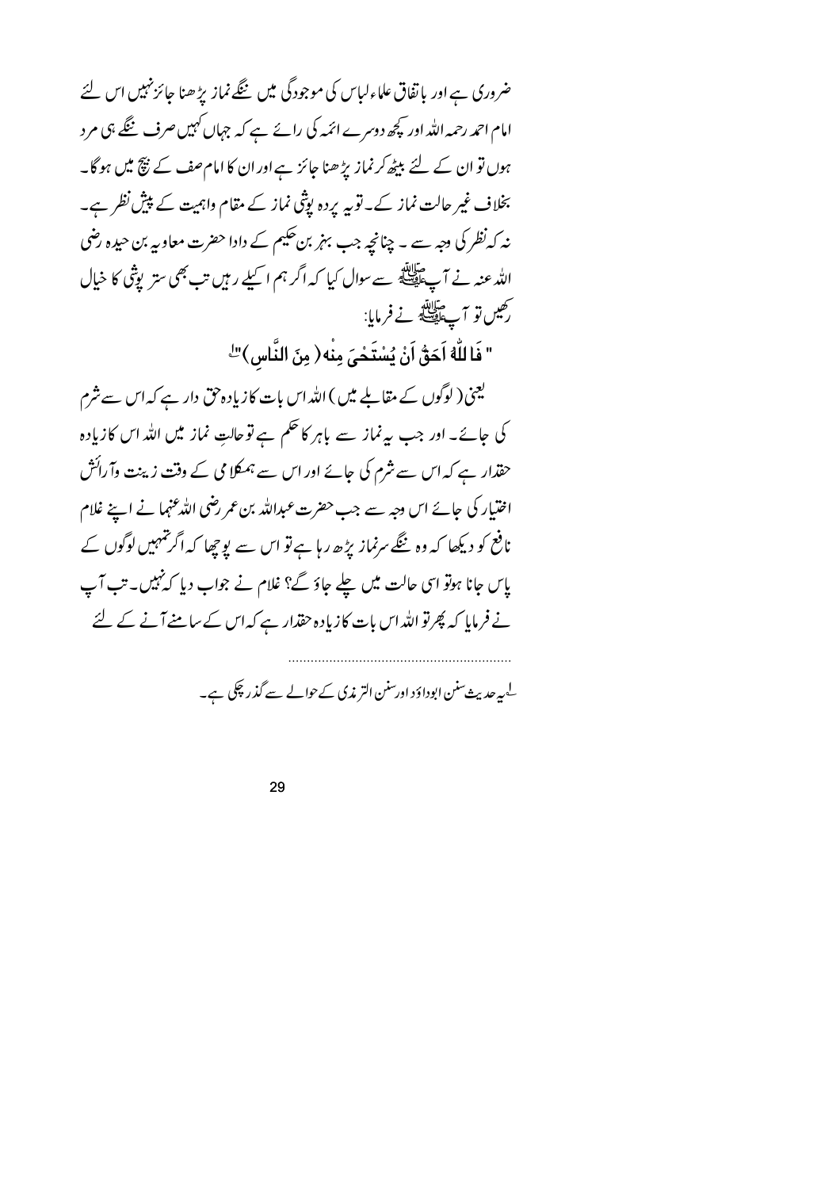ضروری ہے اور باتفاق علماء لباس کی موجودگی میں ننگے نماز پڑھنا جائز نہیں اس لئے امام احمد رحمہ اللہ اور کچھ دوسرے ائمہ کی رائے ہے کہ جہاں کہیں صرف ننگے ہی مرد ہوں تو ان کے لئے بیٹھ کر نماز پڑھنا جائز ہے اور ان کا امام صف کے بیچ میں ہوگا۔ بخلاف غیر حالت نماز کے۔ تو یہ پردہ پوشی نماز کے مقام واہمیت کے پیش نظر ہے۔ نہ کہ نظر کی وجہ سے ۔ چنانچہ جب بہز بن حکیم کے دادا حضرت معاویہ بن حیدہ رضی اللہ عنہ نے آپ ﷺ سے سوال کیا کہ اگر ہم اکیلے رہیں تب بھی ستر پوشی کا خیال رکھیں تو آپ ﷺ نے فرمایا:

" فَاللّٰهُ اَحَقُّ اَنْ يُسْتَحْىَ مِنْه (مِنَ النَّاسِ)"[1]

یعنی (لوگوں کے مقابلے میں) اللہ اس بات کا زیادہ حق دار ہے کہ اس سے شرم کی جائے۔ اور جب یہ نماز سے باہر کا حکم ہے تو حالتِ نماز میں اللہ اس کا زیادہ حقدار ہے کہ اس سے شرم کی جائے اور اس سے ہمکلامی کے وقت زینت وآرائش اختیار کی جائے اس وجہ سے جب حضرت عبداللہ بن عمر رضی اللہ عنہما نے اپنے غلام نافع کو دیکھا کہ وہ ننگے سر نماز پڑھ رہا ہے تو اس سے پوچھا کہ اگر تمہیں لوگوں کے پاس جانا ہو تو اسی حالت میں چلے جاؤ گے؟ غلام نے جواب دیا کہ نہیں۔ تب آپ نے فرمایا کہ پھر تو اللہ اس بات کا زیادہ حقدار ہے کہ اس کے سامنے آنے کے لئے

---

[1] یہ حدیث سنن ابوداؤد اور سنن الترمذی کے حوالے سے گذر چکی ہے۔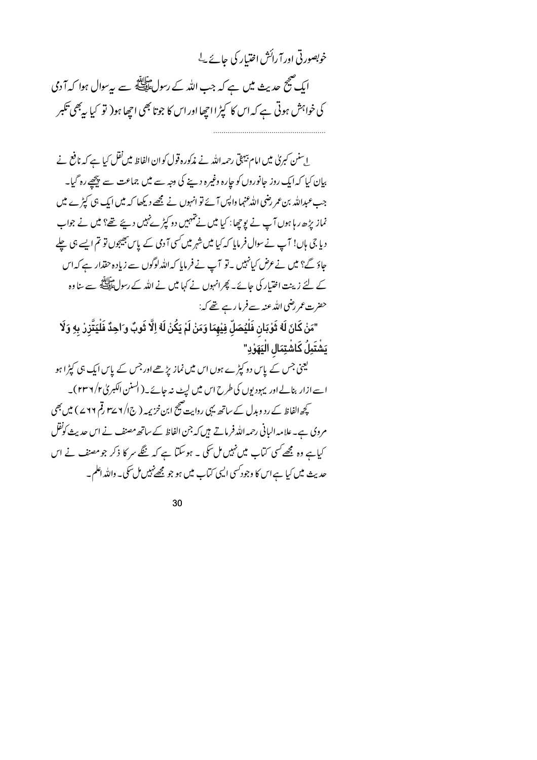خوبصورتی اور آرائش اختیار کی جائے۔[1]

ایک صحیح حدیث میں ہے کہ جب اللہ کے رسول ﷺ سے یہ سوال ہوا کہ آدمی کی خواہش ہوتی ہے کہ اس کا کپڑا اچھا اور اس کا جوتا بھی اچھا ہو( تو کیا یہ بھی تکبر

---

[1] سنن کبریٰ میں امام بیہقی رحمہ اللہ نے مذکورہ قول کو ان الفاظ میں نقل کیا ہے کہ نافع نے بیان کیا کہ ایک روز جانوروں کو چارہ وغیرہ دینے کی وجہ سے میں جماعت سے پیچھے رہ گیا۔ جب عبداللہ بن عمر رضی اللہ عنہما واپس آئے تو انہوں نے مجھے دیکھا کہ میں ایک ہی کپڑے میں نماز پڑھ رہا ہوں آپ نے پوچھا: کیا میں نے تمہیں دو کپڑے نہیں دیئے تھے؟ میں نے جواب دیا جی ہاں! آپ نے سوال فرمایا کہ کیا میں شہر میں کسی آدمی کے پاس بھیجوں تو تم ایسے ہی چلے جاؤ گے؟ میں نے عرض کیا نہیں۔ تو آپ نے فرمایا کہ اللہ لوگوں سے زیادہ حقدار ہے کہ اس کے لئے زینت اختیار کی جائے۔ پھر انہوں نے کہا میں نے اللہ کے رسول ﷺ سے سنا وہ حضرت عمر رضی اللہ عنہ سے فرما رہے تھے کہ:

"مَنْ كَانَ لَهُ ثَوْبَانِ فَلْيُصَلِّ فِيْهِمَا وَمَنْ لَمْ يَكُنْ لَهُ اِلَّا ثَوبٌ وَاحِدٌ فَلْيَتَّزِرْ بِهِ وَلَا يَشْتَمِلُ كَاشْتِمَالِ الْيَهُوْدِ"

یعنی جس کے پاس دو کپڑے ہوں اس میں نماز پڑھے اور جس کے پاس ایک ہی کپڑا ہو اسے ازار بنالے اور یہودیوں کی طرح اس میں لپٹ نہ جائے۔ (السنن الکبری ۲/۲۳۶)۔

کچھ الفاظ کے رد و بدل کے ساتھ یہی روایت صحیح ابن خزیمہ (ج۱/۳۷۶ رقم ۷۶۶) میں بھی مروی ہے۔ علامہ البانی رحمہ اللہ فرماتے ہیں کہ جن الفاظ کے ساتھ مصنف نے اس حدیث کو نقل کیا ہے وہ مجھے کسی کتاب میں نہیں مل سکی۔ ہو سکتا ہے کہ ننگے سر کا ذکر جو مصنف نے اس حدیث میں کیا ہے اس کا وجود کسی ایسی کتاب میں ہو جو مجھے نہیں مل سکی۔ واللہ اعلم۔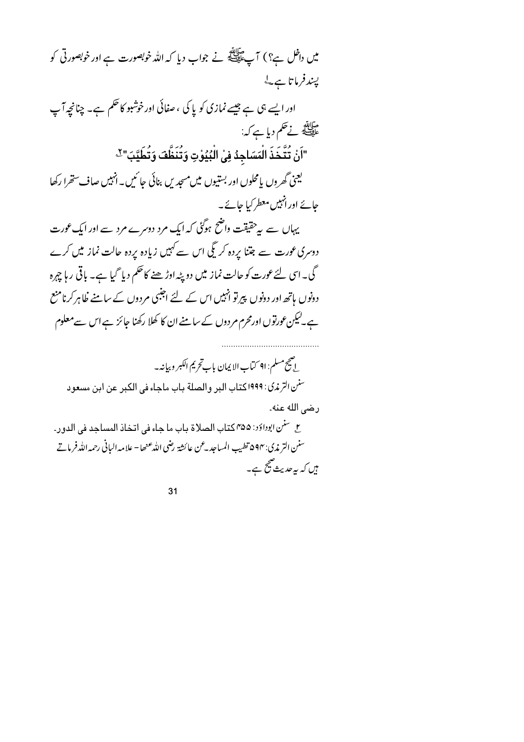میں داخل ہے؟) آپ ﷺ نے جواب دیا کہ اللہ خوبصورت ہے اور خوبصورتی کو پسند فرماتا ہے[1]

اور ایسے ہی ہے جیسے نمازی کو پاکی، صفائی اور خوشبو کا حکم ہے۔ چنانچہ آپ ﷺ نے حکم دیا ہے کہ:

"اَنْ تُتَّخَذَ الْمَسَاجِدُ فِیْ الْبُیُوْتِ وَتُنَظَّفَ وَتُطَیَّبَ"[2]

یعنی گھروں یا محلوں اور بستیوں میں مسجدیں بنائی جائیں۔ انہیں صاف ستھرا رکھا جائے اور انہیں معطر کیا جائے۔

یہاں سے یہ حقیقت واضح ہوگئی کہ ایک مرد دوسرے مرد سے اور ایک عورت دوسری عورت سے جتنا پردہ کریگی اس سے کہیں زیادہ پردہ حالت نماز میں کرے گی۔ اسی لئے عورت کو حالت نماز میں دوپٹہ اوڑھنے کا حکم دیا گیا ہے۔ باقی رہا چہرہ دونوں ہاتھ اور دونوں پیر تو انہیں اس کے لئے اجنبی مردوں کے سامنے ظاہر کرنا منع ہے۔ لیکن عورتوں اور محرم مردوں کے سامنے ان کا کھلا رکھنا جائز ہے اس سے معلوم

---

[1] صحیح مسلم: ۹۱ کتاب الایمان باب تحریم الکبر وبیانہ۔
سنن الترمذی: ۱۹۹۹ کتاب البر والصلة باب ماجاء فی الکبر عن ابن مسعود رضی الله عنه۔

[2] سنن ابوداؤد: ۴۵۵ کتاب الصلاة باب ما جاء فی اتخاذ المساجد فی الدور۔
سنن الترمذی: ۵۹۴ تطیب المساجد۔ عن عائشۃ رضی اللہ عنھا - علامہ البانی رحمہ اللہ فرماتے ہیں کہ یہ حدیث صحیح ہے۔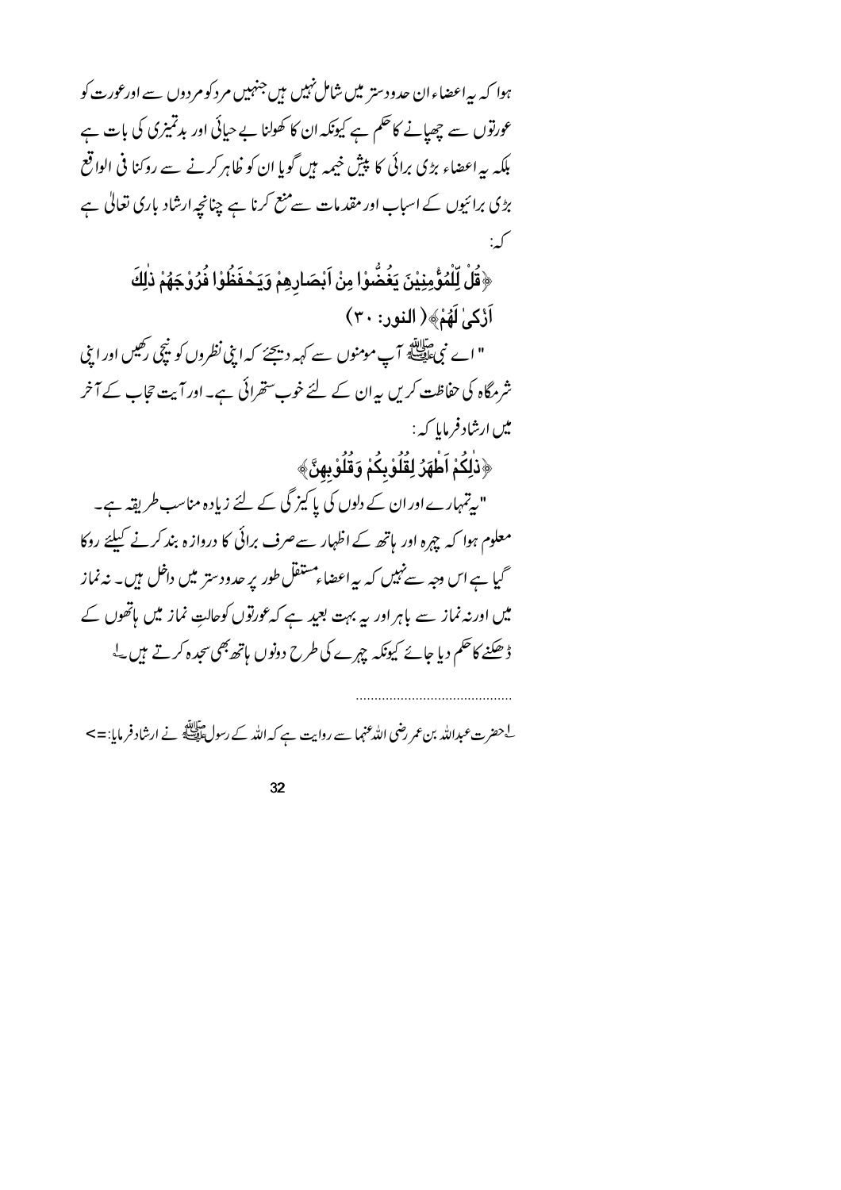ہوا کہ یہ اعضاء ان حدودستر میں شامل نہیں ہیں جنہیں مرد کو مردوں سے اور عورت کو عورتوں سے چھپانے کا حکم ہے کیونکہ ان کا کھولنا بے حیائی اور بدتمیزی کی بات ہے بلکہ یہ اعضاء بڑی برائی کا پیش خیمہ ہیں گویا ان کو ظاہر کرنے سے روکنا فی الواقع بڑی برائیوں کے اسباب اور مقدمات سے منع کرنا ہے چنانچہ ارشاد باری تعالیٰ ہے کہ:

﴿قُلْ لِّلْمُؤْمِنِيْنَ يَغُضُّوْا مِنْ اَبْصَارِهِمْ وَيَحْفَظُوْا فُرُوْجَهُمْ ذٰلِكَ اَزْكىٰ لَهُمْ﴾ (النور: ٣٠)

" اے نبی ﷺ آپ مومنوں سے کہہ دیجئے کہ اپنی نظروں کو نیچی رکھیں اور اپنی شرمگاہ کی حفاظت کریں یہ ان کے لئے خوب ستھرائی ہے۔ اور آیت حجاب کے آخر میں ارشاد فرمایا کہ:

﴿ذٰلِكُمْ اَطْهَرُ لِقُلُوْبِكُمْ وَقُلُوْبِهِنَّ﴾

"یہ تمہارے اور ان کے دلوں کی پاکیزگی کے لئے زیادہ مناسب طریقہ ہے۔ معلوم ہوا کہ چہرہ اور ہاتھ کے اظہار سے صرف برائی کا دروازہ بند کرنے کیلئے روکا گیا ہے اس وجہ سے نہیں کہ یہ اعضاء مستقل طور پر حدودستر میں داخل ہیں۔ نہ نماز میں اور نہ نماز سے باہر اور یہ بہت بعید ہے کہ عورتوں کو حالتِ نماز میں ہاتھوں کے ڈھکنے کا حکم دیا جائے کیونکہ چہرے کی طرح دونوں ہاتھ بھی سجدہ کرتے ہیں[1]

---

[1] حضرت عبداللہ بن عمر رضی اللہ عنہما سے روایت ہے کہ اللہ کے رسول ﷺ نے ارشاد فرمایا: =>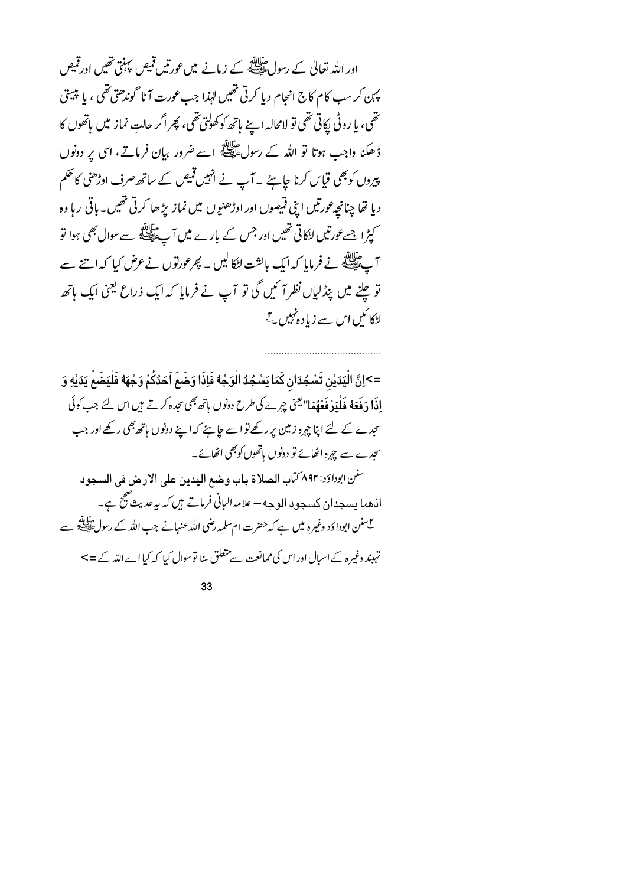اور اللہ تعالیٰ کے رسول ﷺ کے زمانے میں عورتیں قمیص پہنتی تھیں اور قمیص پہن کر سب کام کاج انجام دیا کرتی تھیں لہٰذا جب عورت آٹا گوندھتی تھی، یا پیستی تھی، یا روٹی پکاتی تھی تو لامحالہ اپنے ہاتھ کو کھولتی تھی، پھر اگر حالتِ نماز میں ہاتھوں کا ڈھکنا واجب ہوتا تو اللہ کے رسول ﷺ اسے ضرور بیان فرماتے، اسی پر دونوں پیروں کو بھی قیاس کرنا چاہئے۔ آپ نے انہیں قمیص کے ساتھ صرف اوڑھنی کا حکم دیا تھا چنانچہ عورتیں اپنی قمیصوں اور اوڑھنیوں میں نماز پڑھا کرتی تھیں۔ باقی رہا وہ کپڑا جسے عورتیں لٹکاتی تھیں اور جس کے بارے میں آپ ﷺ سے سوال بھی ہوا تو آپ ﷺ نے فرمایا کہ ایک بالشت لٹکا لیں۔ پھر عورتوں نے عرض کیا کہ اتنے سے تو چلنے میں پنڈلیاں نظر آئیں گی تو آپ نے فرمایا کہ ایک ذراع یعنی ایک ہاتھ لٹکائیں اس سے زیادہ نہیں۔[2]

............................................

=> إِنَّ الْيَدَيْنِ تَسْجُدَانِ كَمَا يَسْجُدُ الْوَجْهُ فَإِذَا وَضَعَ أَحَدُكُمْ وَجْهَهُ فَلْيَضَعْ يَدَيْهِ وَإِذَا رَفَعَهُ فَلْيَرْفَعْهُمَا" یعنی چہرے کی طرح دونوں ہاتھ بھی سجدہ کرتے ہیں اس لئے جب کوئی سجدے کے لئے اپنا چہرہ زمین پر رکھے تو اسے چاہئے کہ اپنے دونوں ہاتھ بھی رکھے اور جب سجدے سے چہرہ اٹھائے تو دونوں ہاتھوں کو بھی اٹھائے۔

سنن ابوداؤد: ۸۹۲ کتاب الصلاۃ باب وضع الیدین علی الارض فی السجود اذهما یسجدان کسجود الوجه – علامہ البانی فرماتے ہیں کہ یہ حدیث صحیح ہے۔

[2] سنن ابوداؤد وغیرہ میں ہے کہ حضرت ام سلمہ رضی اللہ عنہا نے جب اللہ کے رسول ﷺ سے تہبند وغیرہ کے اسبال اور اس کی ممانعت سے متعلق سنا تو سوال کیا کہ کیا اے اللہ کے =>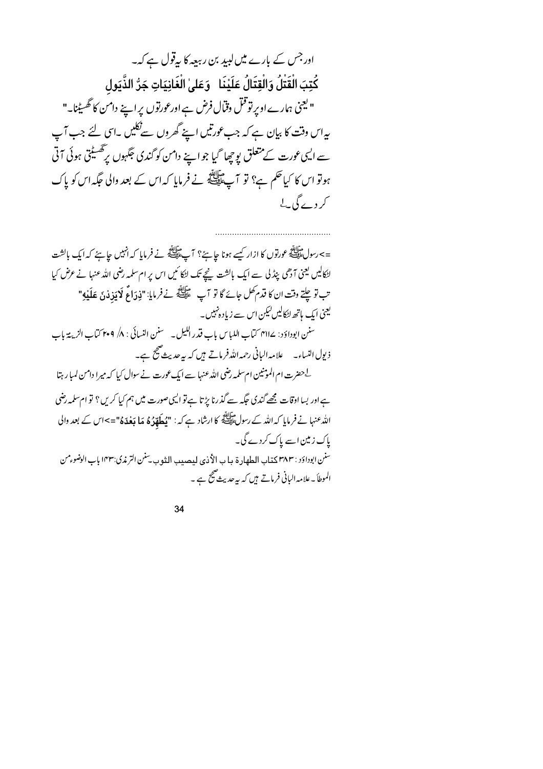اور جس کے بارے میں لبید بن ربیعہ کا یہ قول ہے کہ۔

**كُتِبَ الْقَتْلُ وَالْقِتَالُ عَلَيْنَا    وَعَلىٰ الْغَانِيَاتِ جَرُّ الذَّيَولِ**

"یعنی ہمارے اوپر تو قتل وقتال فرض ہے اور عورتوں پر اپنے دامن کا گھسیٹنا۔"

یہ اس وقت کا بیان ہے کہ جب عورتیں اپنے گھروں سے نکلیں ۔اسی لئے جب آپ سے ایسی عورت کے متعلق پوچھا گیا جو اپنے دامن کو گندی جگہوں پر گھسیٹتی ہوئی آتی ہو تو اس کا کیا حکم ہے؟ تو آپ ﷺ نے فرمایا کہ اس کے بعد والی جگہ اس کو پاک کر دے گی۔[1]

................................................

=> رسول ﷺ عورتوں کا ازار کیسے ہونا چاہئے؟ آپ ﷺ نے فرمایا کہ انہیں چاہئے کہ ایک بالشت لٹکالیں یعنی آدھی پنڈلی سے ایک بالشت نیچے تک لٹکائیں اس پر ام سلمہ رضی اللہ عنہا نے عرض کیا تب تو چلتے وقت ان کا قدم کھل جائے گا تو آپ ﷺ نے فرمایا: "**ذِرَاعٌ لَايَزِدْنَ عَلَيْهِ**" یعنی ایک ہاتھ لٹکالیں لیکن اس سے زیادہ نہیں۔

سنن ابوداؤد: ۴۱۱۷ کتاب اللباس باب قدر الذیل۔ سنن النسائی: ۸/ ۲۰۹ کتاب الزینۃ باب ذیول النساء۔ علامہ البانی رحمہ اللہ فرماتے ہیں کہ یہ حدیث صحیح ہے۔

[1] حضرت ام المومنین ام سلمہ رضی اللہ عنہا سے ایک عورت نے سوال کیا کہ میرا دامن لمبا رہتا ہے اور بسا اوقات مجھے گندی جگہ سے گذرنا پڑتا ہے تو ایسی صورت میں ہم کیا کریں؟ تو ام سلمہ رضی اللہ عنہا نے فرمایا کہ اللہ کے رسول ﷺ کا ارشاد ہے کہ: "**يُطَهِّرُهُ مَا بَعْدَهُ**" => اس کے بعد والی پاک زمین اسے پاک کر دے گی۔

سنن ابوداؤد: ۳۸۳ کتاب الطھارۃ باب الأذی لیصیب الثوب۔سنن الترمذی: ۱۴۳ باب الوضوء من الموطأ۔ علامہ البانی فرماتے ہیں کہ یہ حدیث صحیح ہے۔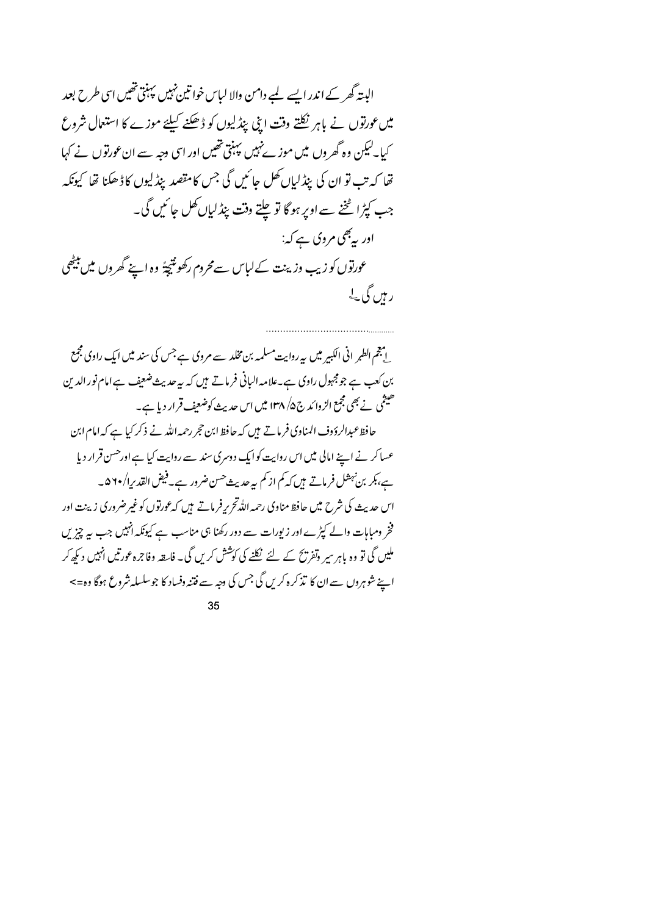البتہ گھر کے اندر ایسے لمبے دامن والا لباس خواتین نہیں پہنتی تھیں اسی طرح بعد میں عورتوں نے باہر نکلتے وقت اپنی پنڈلیوں کو ڈھکنے کیلئے موزے کا استعمال شروع کیا۔ لیکن وہ گھروں میں موزے نہیں پہنتی تھیں اور اسی وجہ سے ان عورتوں نے کہا تھا کہ تب تو ان کی پنڈلیاں کھل جائیں گی جس کا مقصد پنڈلیوں کا ڈھکنا تھا کیونکہ جب کپڑا ٹخنے سے اوپر ہوگا تو چلتے وقت پنڈلیاں کھل جائیں گی۔

اور یہ بھی مروی ہے کہ:

عورتوں کو زیب وزینت کے لباس سے محروم رکھو نتیجۃً وہ اپنے گھروں میں بیٹھی رہیں گی۔[1]

...........................................

[1] معجم الطبرانی الکبیر میں یہ روایت مسلمہ بن مخلد سے مروی ہے جس کی سند میں ایک راوی مجمع بن کعب ہے جو مجہول راوی ہے۔ علامہ البانی فرماتے ہیں کہ یہ حدیث ضعیف ہے امام نورالدین ھیثمی نے بھی مجمع الزوائد ج۵/ ۱۳۸ میں اس حدیث کو ضعیف قرار دیا ہے۔

حافظ عبدالرؤوف المناوی فرماتے ہیں کہ حافظ ابن حجر رحمہ اللہ نے ذکر کیا ہے کہ امام ابن عساکر نے اپنے امالی میں اس روایت کو ایک دوسری سند سے روایت کیا ہے اور حسن قرار دیا ہے، بکر بن نہشل فرماتے ہیں کہ کم از کم یہ حدیث حسن ضرور ہے۔ فیض القدیر۱/ ۵۶۰۔

اس حدیث کی شرح میں حافظ مناوی رحمہ اللہ تحریر فرماتے ہیں کہ عورتوں کو غیر ضروری زینت اور فخر ومباہات والے کپڑے اور زیورات سے دور رکھنا ہی مناسب ہے کیونکہ انہیں جب یہ چیزیں ملیں گی تو وہ باہر سیر وتفریح کے لئے نکلنے کی کوشش کریں گی۔ فاسقہ وفاجرہ عورتیں انہیں دیکھ کر اپنے شوہروں سے ان کا تذکرہ کریں گی جس کی وجہ سے فتنہ وفساد کا جو سلسلہ شروع ہوگا وہ=>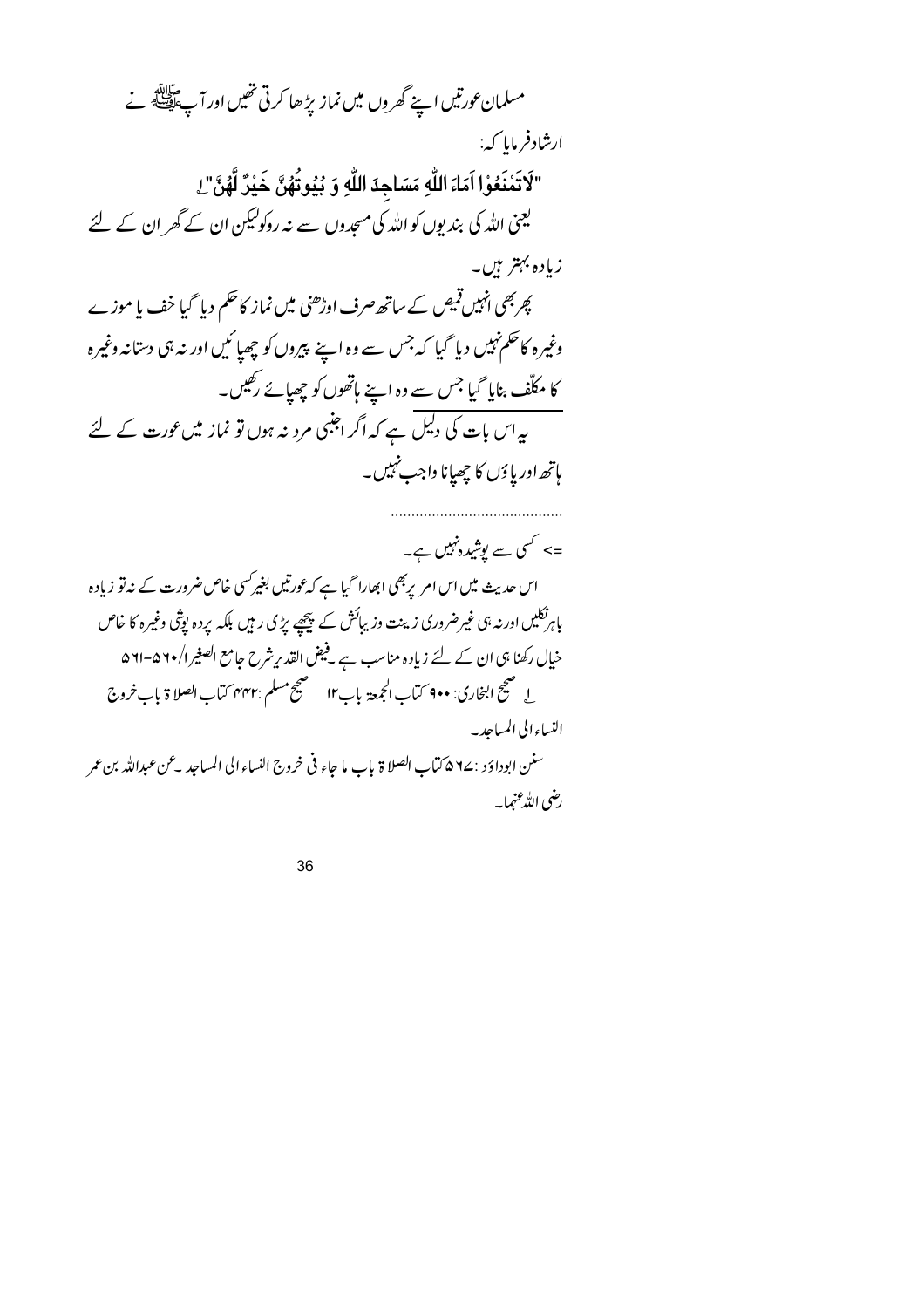مسلمان عورتیں اپنے گھروں میں نماز پڑھا کرتی تھیں اور آپ ﷺ نے ارشاد فرمایا کہ:

"لَاتَمْنَعُوْا اَمَاءَ اللّٰهِ مَسَاجِدَ اللّٰهِ وَ بُيُوتُهُنَّ خَيْرٌ لَّهُنَّ"[1]

یعنی اللہ کی بندیوں کو اللہ کی مسجدوں سے نہ روکو لیکن ان کے گھر ان کے لئے زیادہ بہتر ہیں۔

پھر بھی انہیں قمیص کے ساتھ صرف اوڑھنی میں نماز کا حکم دیا گیا خف یا موزے وغیرہ کا حکم نہیں دیا گیا کہ جس سے وہ اپنے پیروں کو چھپائیں اور نہ ہی دستانہ وغیرہ کا مکلّف بنایا گیا جس سے وہ اپنے ہاتھوں کو چھپائے رکھیں۔

یہ اس بات کی دلیل ہے کہ اگر اجنبی مرد نہ ہوں تو نماز میں عورت کے لئے ہاتھ اور پاؤں کا چھپانا واجب نہیں۔

---

=> کسی سے پوشیدہ نہیں ہے۔

اس حدیث میں اس امر پر بھی ابھارا گیا ہے کہ عورتیں بغیر کسی خاص ضرورت کے نہ تو زیادہ باہر نکلیں اور نہ ہی غیر ضروری زینت وزیبائش کے پیچھے پڑی رہیں بلکہ پردہ پوشی وغیرہ کا خاص خیال رکھنا ہی ان کے لئے زیادہ مناسب ہے۔فیض القدیر شرح جامع الصغیر ۱/۵۶۰-۵۶۱

[1] صحیح البخاری: ۹۰۰ کتاب الجمعة باب ۱۲ صحیح مسلم: ۴۴۲ کتاب الصلاۃ باب خروج النساء الی المساجد۔

سنن ابوداؤد: ۵۶۷ کتاب الصلاۃ باب ما جاء فی خروج النساء الی المساجد۔عن عبداللہ بن عمر رضی اللہ عنہما۔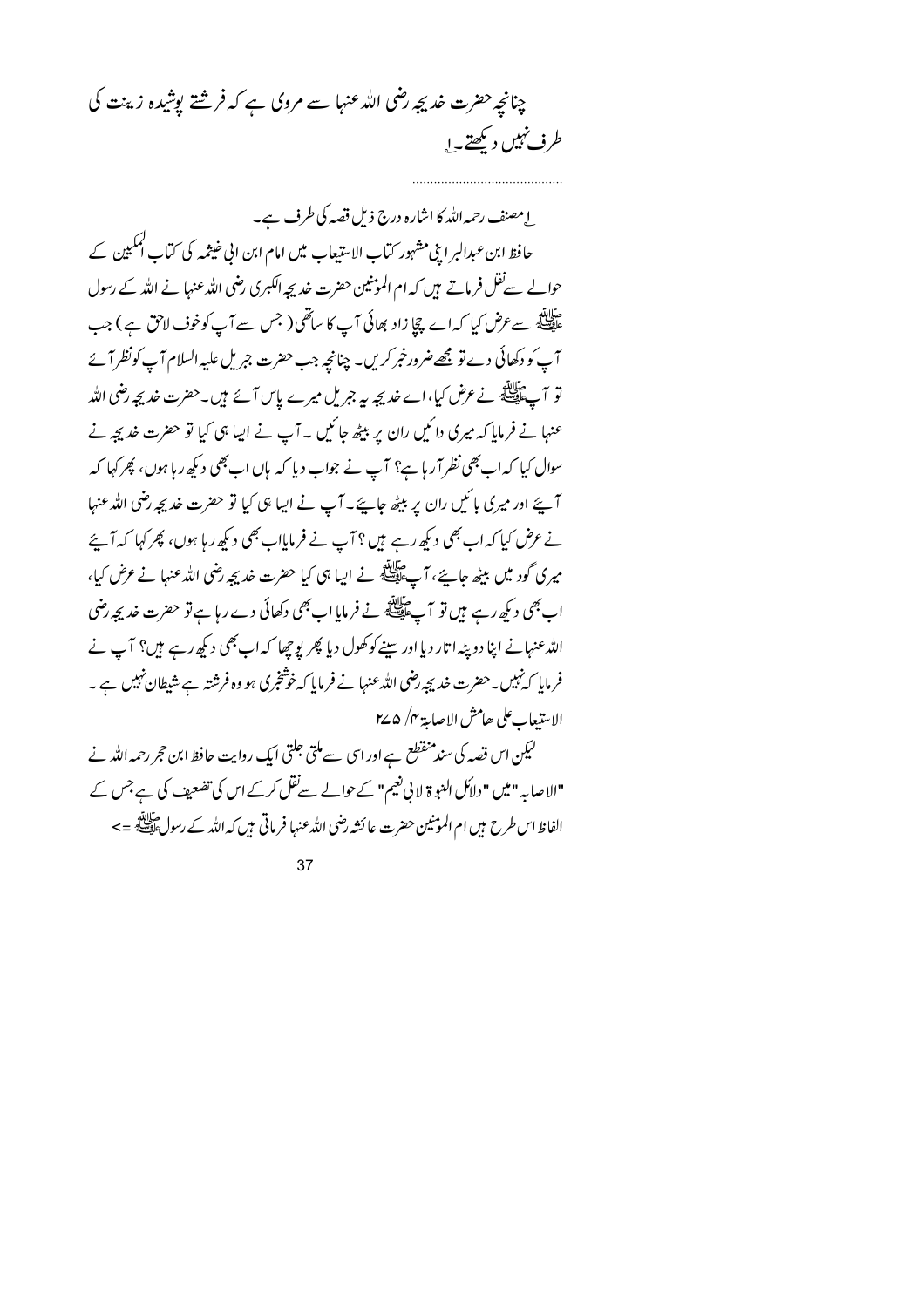چنانچہ حضرت خدیجہ رضی اللہ عنہا سے مروی ہے کہ فرشتے پوشیدہ زینت کی طرف نہیں دیکھتے۔[1]

---

[1] مصنف رحمہ اللہ کا اشارہ درج ذیل قصہ کی طرف ہے۔

حافظ ابن عبدالبر اپنی مشہور کتاب الاستیعاب میں امام ابن ابی خیثمہ کی کتاب المکیین کے حوالے سے نقل فرماتے ہیں کہ ام المومنین حضرت خدیجہ الکبری رضی اللہ عنہا نے اللہ کے رسول ﷺ سے عرض کیا کہ اے چچا زاد بھائی آپ کا ساتھی (جس سے آپ کو خوف لاحق ہے) جب آپ کو دکھائی دے تو مجھے ضرور خبر کریں۔ چنانچہ جب حضرت جبریل علیہ السلام آپ کو نظر آئے تو آپ ﷺ نے عرض کیا، اے خدیجہ یہ جبریل میرے پاس آئے ہیں۔ حضرت خدیجہ رضی اللہ عنہا نے فرمایا کہ میری دائیں ران پر بیٹھ جائیں۔ آپ نے ایسا ہی کیا تو حضرت خدیجہ نے سوال کیا کہ اب بھی نظر آ رہا ہے؟ آپ نے جواب دیا کہ ہاں اب بھی دیکھ رہا ہوں، پھر کہا کہ آیئے اور میری بائیں ران پر بیٹھ جایئے۔ آپ نے ایسا ہی کیا تو حضرت خدیجہ رضی اللہ عنہا نے عرض کیا کہ اب بھی دیکھ رہے ہیں؟ آپ نے فرمایا اب بھی دیکھ رہا ہوں، پھر کہا کہ آیئے میری گود میں بیٹھ جایئے، آپ ﷺ نے ایسا ہی کیا حضرت خدیجہ رضی اللہ عنہا نے عرض کیا، اب بھی دیکھ رہے ہیں تو آپ ﷺ نے فرمایا اب بھی دکھائی دے رہا ہے تو حضرت خدیجہ رضی اللہ عنہا نے اپنا دوپٹہ اتار دیا اور سینے کو کھول دیا پھر پوچھا کہ اب بھی دیکھ رہے ہیں؟ آپ نے فرمایا کہ نہیں۔ حضرت خدیجہ رضی اللہ عنہا نے فرمایا کہ خوشخبری ہو وہ فرشتہ ہے شیطان نہیں ہے۔

الاستیعاب علی ھامش الاصابۃ ۴/ ۲۷۵

لیکن اس قصہ کی سند منقطع ہے اور اسی سے ملتی جلتی ایک روایت حافظ ابن حجر رحمہ اللہ نے "الاصابہ" میں "دلائل النبوۃ لابی نعیم" کے حوالے سے نقل کرکے اس کی تضعیف کی ہے جس کے الفاظ اس طرح ہیں ام المومنین حضرت عائشہ رضی اللہ عنہا فرماتی ہیں کہ اللہ کے رسول ﷺ =>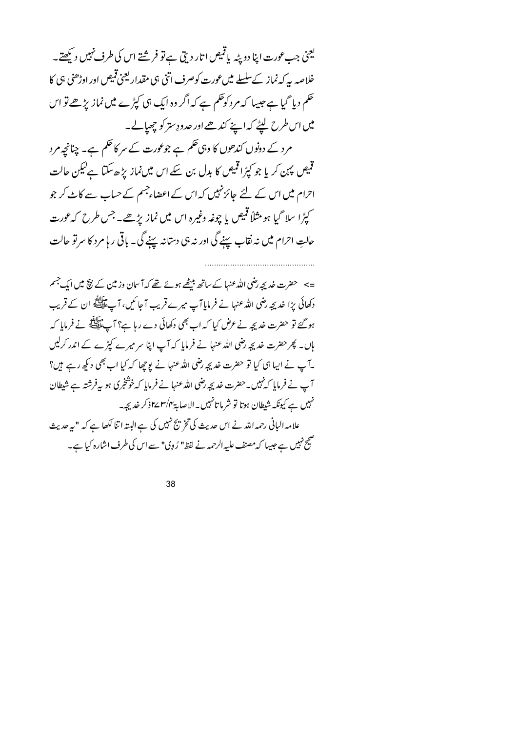یعنی جب عورت اپنا دوپٹہ یا قمیص اتار دیتی ہے تو فرشتے اس کی طرف نہیں دیکھتے۔ خلاصہ یہ کہ نماز کے سلسلے میں عورت کو صرف اتنی ہی مقدار یعنی قمیص اور اوڑھنی ہی کا حکم دیا گیا ہے جیسا کہ مرد کو حکم ہے کہ اگر وہ ایک ہی کپڑے میں نماز پڑھے تو اس میں اس طرح لپٹے کہ اپنے کندھے اور حدودِ ستر کو چھپالے۔

مرد کے دونوں کندھوں کا وہی حکم ہے جو عورت کے سر کا حکم ہے۔ چنانچہ مرد قمیص پہن کر یا جو کپڑا قمیص کا بدل بن سکے اس میں نماز پڑھ سکتا ہے لیکن حالت احرام میں اس کے لئے جائز نہیں کہ اس کے اعضاءِ جسم کے حساب سے کاٹ کر جو کپڑا سلا گیا ہو مثلاً قمیص یا چوغہ وغیرہ اس میں نماز پڑھے۔ جس طرح کہ عورت حالتِ احرام میں نہ نقاب پہنے گی اور نہ ہی دستانہ پہنے گی۔ باقی رہا مرد کا سر تو حالت

................................................

=> حضرت خدیجہ رضی اللہ عنہا کے ساتھ بیٹھے ہوئے تھے کہ آسمان و زمین کے بیچ میں ایک جسم دکھائی پڑا خدیجہ رضی اللہ عنہا نے فرمایا آپ میرے قریب آجائیں، آپ ﷺ ان کے قریب ہوگئے تو حضرت خدیجہ نے عرض کیا کہ اب بھی دکھائی دے رہا ہے؟ آپ ﷺ نے فرمایا کہ ہاں۔ پھر حضرت خدیجہ رضی اللہ عنہا نے فرمایا کہ آپ اپنا سر میرے کپڑے کے اندر کرلیں۔آپ نے ایسا ہی کیا تو حضرت خدیجہ رضی اللہ عنہا نے پوچھا کہ کیا اب بھی دیکھ رہے ہیں؟ آپ نے فرمایا کہ نہیں۔ حضرت خدیجہ رضی اللہ عنہا نے فرمایا کہ خوشخبری ہو یہ فرشتہ ہے شیطان نہیں ہے کیونکہ شیطان ہوتا تو شرماتا نہیں۔ الاصابۃ ۲۷۳/۴ ذکر خدیجہ۔

علامہ البانی رحمہ اللہ نے اس حدیث کی تخریج نہیں کی ہے البتہ اتنا لکھا ہے کہ "یہ حدیث صحیح نہیں ہے جیسا کہ مصنف علیہ الرحمہ نے لفظ" رُوِی" سے اس کی طرف اشارہ کیا ہے۔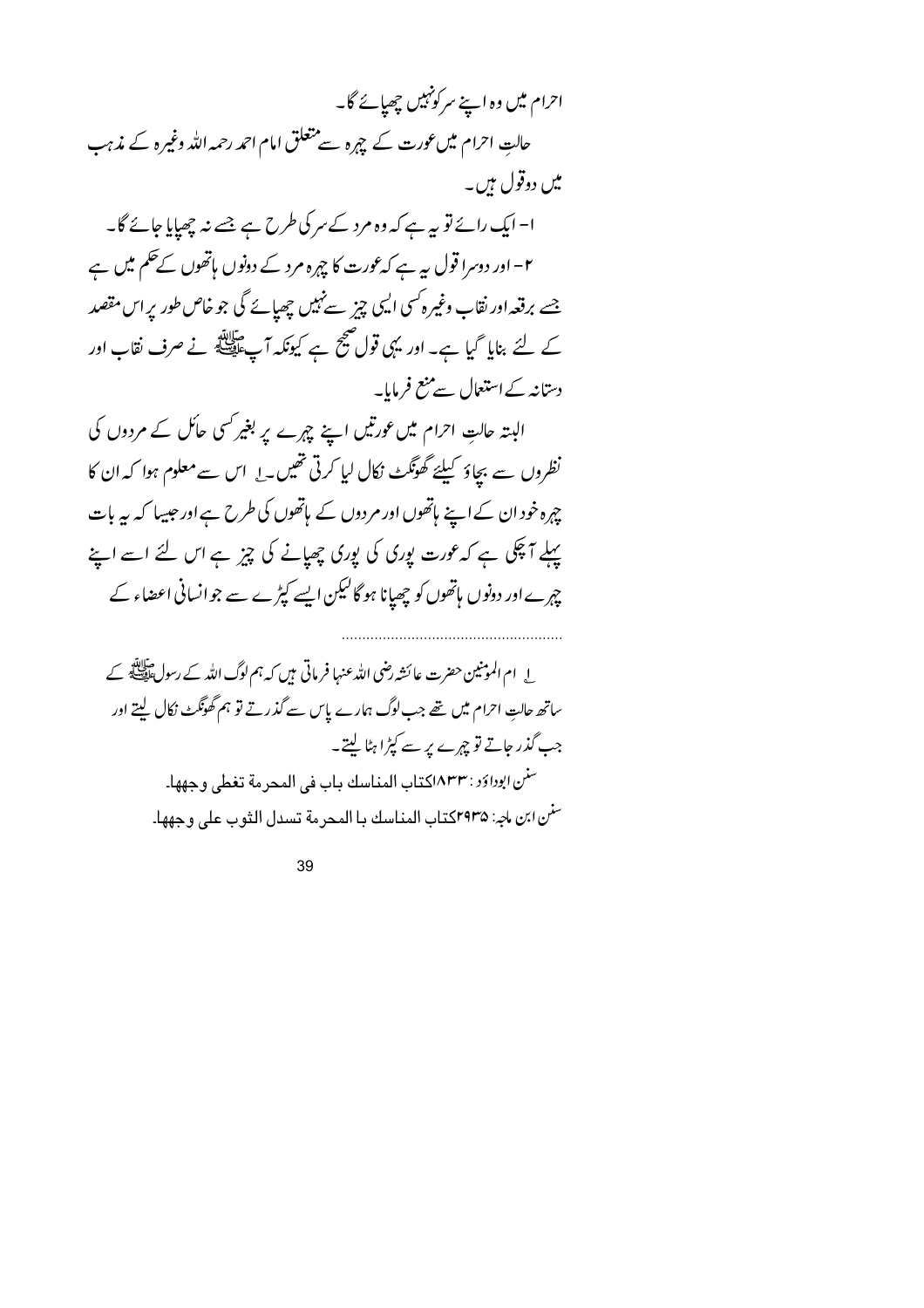احرام میں وہ اپنے سر کو نہیں چھپائے گا۔

حالتِ احرام میں عورت کے چہرہ سے متعلق امام احمد رحمہ اللہ وغیرہ کے مذہب میں دو قول ہیں۔

۱- ایک رائے تو یہ ہے کہ وہ مرد کے سر کی طرح ہے جسے نہ چھپایا جائے گا۔

۲- اور دوسرا قول یہ ہے کہ عورت کا چہرہ مرد کے دونوں ہاتھوں کے حکم میں ہے جسے برقعہ اور نقاب وغیرہ کسی ایسی چیز سے نہیں چھپائے گی جو خاص طور پر اس مقصد کے لئے بنایا گیا ہے۔ اور یہی قول صحیح ہے کیونکہ آپ ﷺ نے صرف نقاب اور دستانہ کے استعمال سے منع فرمایا۔

البتہ حالتِ احرام میں عورتیں اپنے چہرے پر بغیر کسی حائل کے مردوں کی نظروں سے بچاؤ کیلئے گھونگٹ نکال لیا کرتی تھیں۔[1] اس سے معلوم ہوا کہ ان کا چہرہ خود ان کے اپنے ہاتھوں اور مردوں کے ہاتھوں کی طرح ہے اور جیسا کہ یہ بات پہلے آچکی ہے کہ عورت پوری کی پوری چھپانے کی چیز ہے اس لئے اسے اپنے چہرے اور دونوں ہاتھوں کو چھپانا ہوگا لیکن ایسے کپڑے سے جو انسانی اعضاء کے

---

[1] ام المومنین حضرت عائشہ رضی اللہ عنہا فرماتی ہیں کہ ہم لوگ اللہ کے رسول ﷺ کے ساتھ حالتِ احرام میں تھے جب لوگ ہمارے پاس سے گذرتے تو ہم گھونگٹ نکال لیتے اور جب گذر جاتے تو چہرے پر سے کپڑا ہٹا لیتے۔

سنن ابوداؤد: ۱۸۳۳کتاب المناسک باب فی المحرمة تغطی وجهها۔

سنن ابن ماجہ: ۲۹۳۵کتاب المناسک با المحرمة تسدل الثوب علی وجهها۔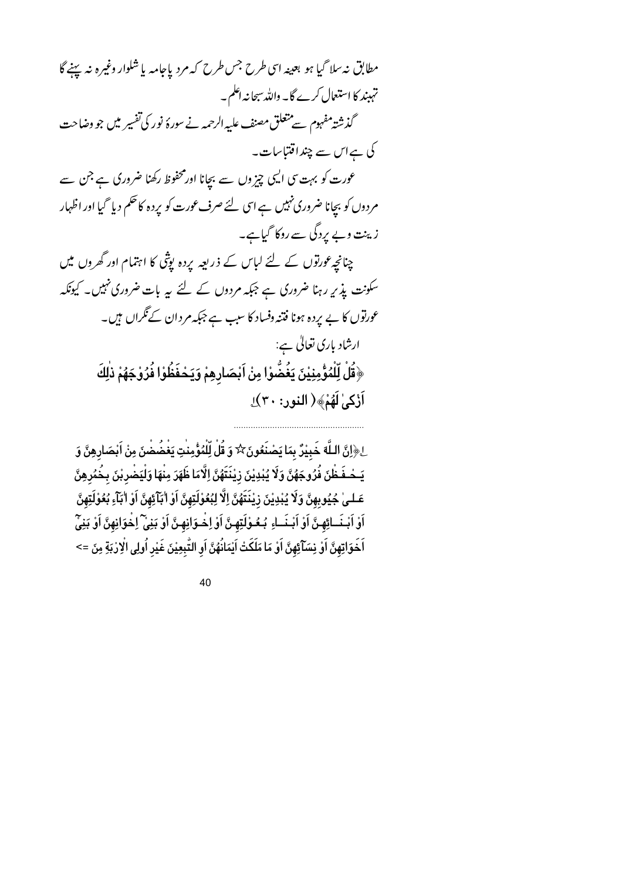مطابق نہ سلا گیا ہو بعینہ اسی طرح جس طرح کہ مرد پاجامہ یا شلوار وغیرہ نہ پہنے گا تہبند کا استعمال کرے گا۔ واللہ سبحانہ اعلم۔

گذشتہ مفہوم سے متعلق مصنف علیہ الرحمہ نے سورۂ نور کی تفسیر میں جو وضاحت کی ہے اس سے چند اقتباسات۔

عورت کو بہت سی ایسی چیزوں سے بچانا اور محفوظ رکھنا ضروری ہے جن سے مردوں کو بچانا ضروری نہیں ہے اسی لئے صرف عورت کو پردہ کا حکم دیا گیا اور اظہار زینت و بے پردگی سے روکا گیا ہے۔

چنانچہ عورتوں کے لئے لباس کے ذریعہ پردہ پوشی کا اہتمام اور گھروں میں سکونت پذیر رہنا ضروری ہے جبکہ مردوں کے لئے یہ بات ضروری نہیں۔ کیونکہ عورتوں کا بے پردہ ہونا فتنہ وفساد کا سبب ہے جبکہ مرد ان کے نگراں ہیں۔

ارشاد باری تعالیٰ ہے:

**﴿قُلْ لِّلْمُؤْمِنِيْنَ يَغُضُّوْا مِنْ اَبْصَارِهِمْ وَيَحْفَظُوْا فُرُوْجَهُمْ ذٰلِكَ اَزْكٰى لَهُمْ﴾ (النور: ٣٠)**[1]

---

[1] ﴿اِنَّ اللّٰهَ خَبِيْرٌ بِمَا يَصْنَعُوْنَ ☆ وَ قُلْ لِّلْمُؤْمِنٰتِ يَغْضُضْنَ مِنْ اَبْصَارِهِنَّ وَ يَحْفَظْنَ فُرُوجَهُنَّ وَلَا يُبْدِيْنَ زِيْنَتَهُنَّ اِلَّا مَا ظَهَرَ مِنْهَا وَلْيَضْرِبْنَ بِخُمُرِهِنَّ عَلٰى جُيُوبِهِنَّ وَلَا يُبْدِيْنَ زِيْنَتَهُنَّ اِلَّا لِبُعُوْلَتِهِنَّ اَوْ اٰبَآئِهِنَّ اَوْ اٰبَآءِ بُعُوْلَتِهِنَّ اَوْ اَبْنَـآئِهِنَّ اَوْ اَبْنَـآءِ بُعُوْلَتِهِنَّ اَوْ اِخْوَانِهِنَّ اَوْ بَنِىْٓ اِخْوَانِهِنَّ اَوْ بَنِىْٓ اَخَوَاتِهِنَّ اَوْ نِسَآئِهِنَّ اَوْ مَا مَلَكَتْ اَيْمَانُهُنَّ اَوِ التّٰبِعِيْنَ غَيْرِ اُولِى الْاِرْبَةِ مِنَ =>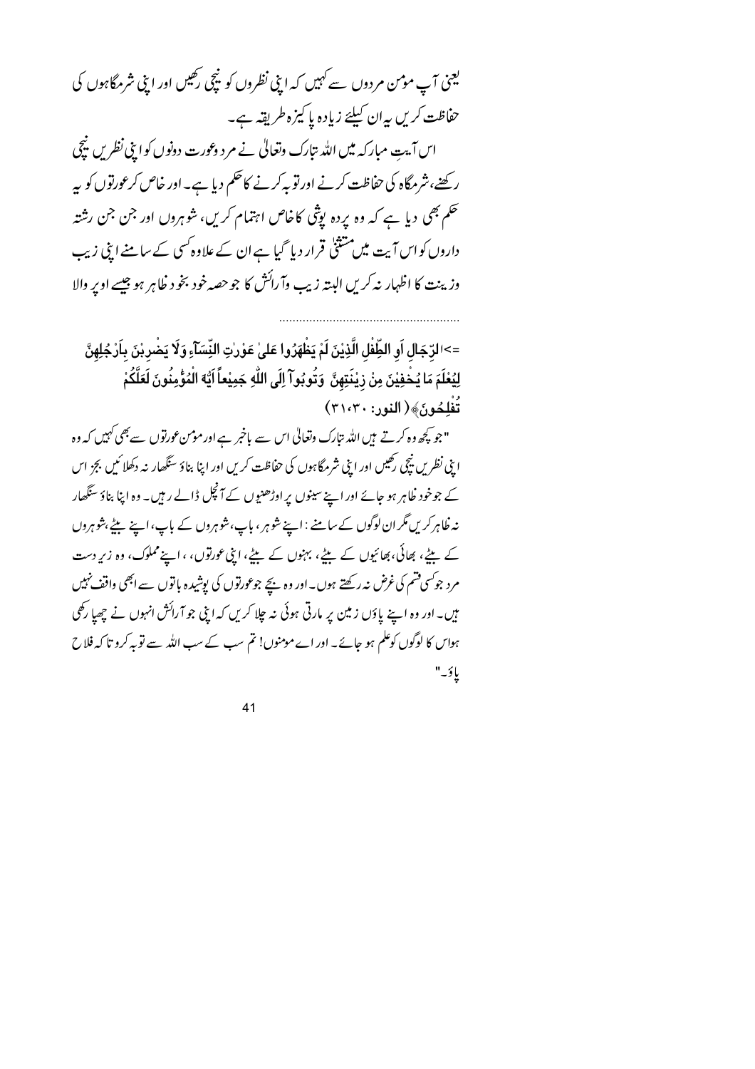یعنی آپ مومن مردوں سے کہیں کہ اپنی نظروں کو نیچی رکھیں اور اپنی شرمگاہوں کی حفاظت کریں یہ ان کیلئے زیادہ پاکیزہ طریقہ ہے۔

اس آیتِ مبارکہ میں اللہ تبارک وتعالیٰ نے مرد وعورت دونوں کو اپنی نظریں نیچی رکھنے، شرمگاہ کی حفاظت کرنے اور توبہ کرنے کا حکم دیا ہے۔ اور خاص کر عورتوں کو یہ حکم بھی دیا ہے کہ وہ پردہ پوشی کا خاص اہتمام کریں، شوہروں اور جن جن رشتہ داروں کو اس آیت میں مستثنیٰ قرار دیا گیا ہے ان کے علاوہ کسی کے سامنے اپنی زیب وزینت کا اظہار نہ کریں البتہ زیب وآرائش کا جو حصہ خود بخود ظاہر ہو جیسے اوپر والا

---

=> الرِّجَالِ اَوِ الطِّفْلِ الَّذِيْنَ لَمْ يَظْهَرُوا عَلٰى عَوْرٰتِ النِّسَآءِ وَلَا يَضْرِبْنَ بِاَرْجُلِهِنَّ لِيُعْلَمَ مَا يُخْفِيْنَ مِنْ زِيْنَتِهِنَّ وَتُوبُوآ اِلَى اللّٰهِ جَمِيْعاً اَيُّهَ الْمُؤْمِنُونَ لَعَلَّكُمْ تُفْلِحُونَ﴾ (النور: ۳۰،۳۱)

"جو کچھ وہ کرتے ہیں اللہ تبارک وتعالیٰ اس سے باخبر ہے اور مومن عورتوں سے بھی کہیں کہ وہ اپنی نظریں نیچی رکھیں اور اپنی شرمگاہوں کی حفاظت کریں اور اپنا بناؤ سنگھار نہ دکھلائیں بجز اس کے جو خود ظاہر ہو جائے اور اپنے سینوں پر اوڑھنیوں کے آنچل ڈالے رہیں۔ وہ اپنا بناؤ سنگھار نہ ظاہر کریں مگر ان لوگوں کے سامنے: اپنے شوہر، باپ، شوہروں کے باپ، اپنے بیٹے، شوہروں کے بیٹے، بھائی، بھائیوں کے بیٹے، بہنوں کے بیٹے، اپنی عورتوں، ، اپنے مملوک، وہ زیر دست مرد جو کسی قسم کی غرض نہ رکھتے ہوں۔ اور وہ بچے جو عورتوں کی پوشیدہ باتوں سے ابھی واقف نہیں ہیں۔ اور وہ اپنے پاؤں زمین پر مارتی ہوئی نہ چلا کریں کہ اپنی جو آرائش انہوں نے چھپا رکھی ہو اس کا لوگوں کو علم ہو جائے۔ اور اے مومنو! تم سب کے سب اللہ سے توبہ کرو تا کہ فلاح پاؤ۔"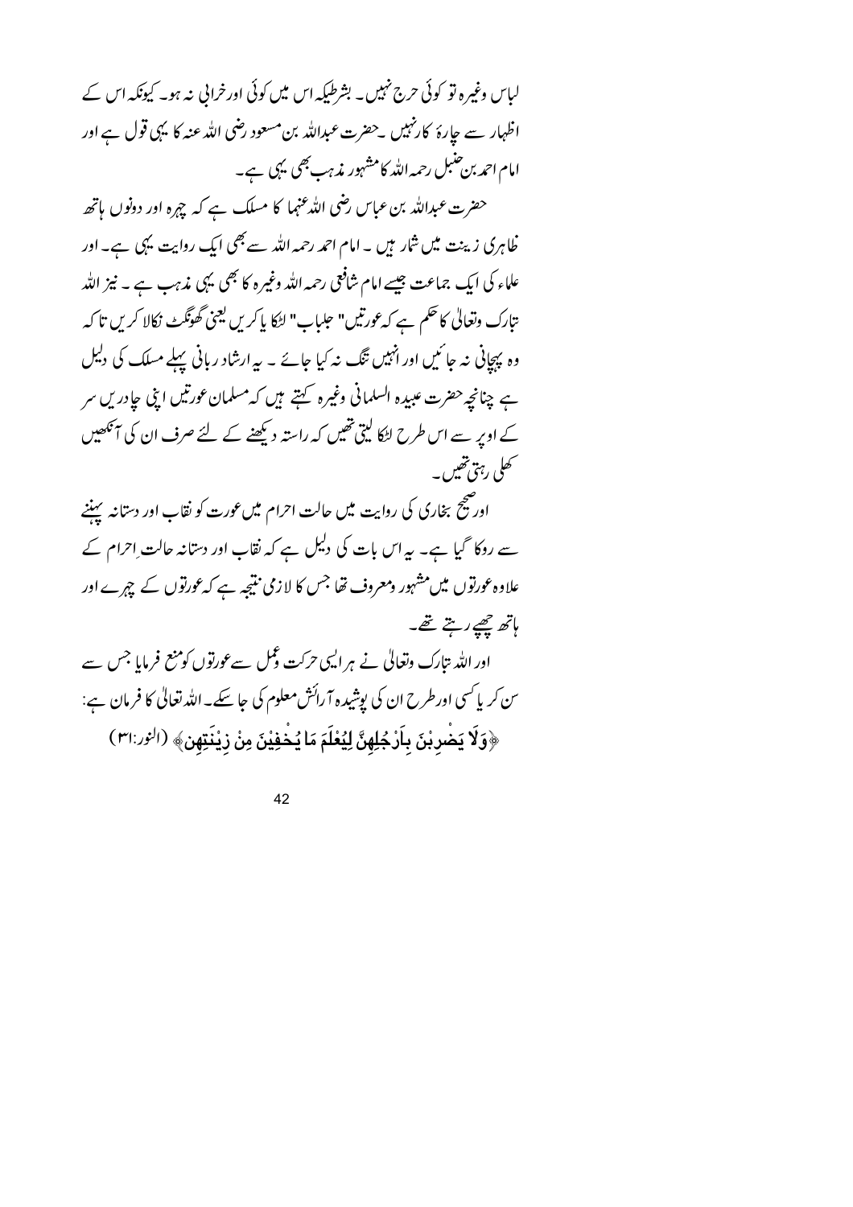لباس وغیرہ تو کوئی حرج نہیں۔ بشرطیکہ اس میں کوئی اور خرابی نہ ہو۔ کیونکہ اس کے اظہار سے چارۂ کار نہیں ۔حضرت عبداللہ بن مسعود رضی اللہ عنہ کا یہی قول ہے اور امام احمد بن حنبل رحمہ اللہ کا مشہور مذہب بھی یہی ہے۔

حضرت عبداللہ بن عباس رضی اللہ عنہما کا مسلک ہے کہ چہرہ اور دونوں ہاتھ ظاہری زینت میں شمار ہیں ۔ امام احمد رحمہ اللہ سے بھی ایک روایت یہی ہے۔ اور علماء کی ایک جماعت جیسے امام شافعی رحمہ اللہ وغیرہ کا بھی یہی مذہب ہے ۔ نیز اللہ تبارک وتعالیٰ کا حکم ہے کہ عورتیں" جلباب" لٹکا یا کریں یعنی گھونگٹ نکالا کریں تا کہ وہ پہچانی نہ جائیں اور انہیں تنگ نہ کیا جائے ۔ یہ ارشاد ربانی پہلے مسلک کی دلیل ہے چنانچہ حضرت عبیدہ السلمانی وغیرہ کہتے ہیں کہ مسلمان عورتیں اپنی چادریں سر کے اوپر سے اس طرح لٹکا لیتی تھیں کہ راستہ دیکھنے کے لئے صرف ان کی آنکھیں کھلی رہتی تھیں۔

اور صحیح بخاری کی روایت میں حالت احرام میں عورت کو نقاب اور دستانہ پہننے سے روکا گیا ہے۔ یہ اس بات کی دلیل ہے کہ نقاب اور دستانہ حالتِ احرام کے علاوہ عورتوں میں مشہور ومعروف تھا جس کا لازمی نتیجہ ہے کہ عورتوں کے چہرے اور ہاتھ چھپے رہتے تھے۔

اور اللہ تبارک وتعالیٰ نے ہر ایسی حرکت وعمل سے عورتوں کو منع فرمایا جس سے سن کر یا کسی اور طرح ان کی پوشیدہ آرائش معلوم کی جا سکے۔ اللہ تعالیٰ کا فرمان ہے:

﴿وَلَا يَضْرِبْنَ بِأَرْجُلِهِنَّ لِيُعْلَمَ مَا يُخْفِيْنَ مِنْ زِيْنَتِهِن﴾ (النور:٣١)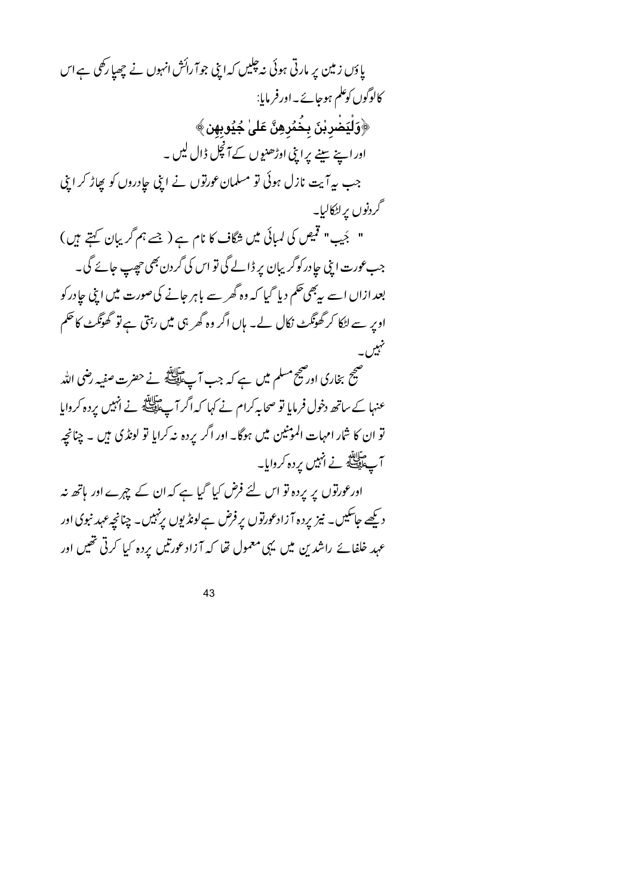پاؤں زمین پر مارتی ہوئی نہ چلیں کہ اپنی جو آرائش انہوں نے چھپا رکھی ہے اس کا لوگوں کو علم ہوجائے۔ اور فرمایا:

﴿وَلْيَضْرِبْنَ بِخُمُرِهِنَّ عَلىٰ جُيُوبِهِن﴾

اور اپنے سینے پر اپنی اوڑھنیوں کے آنچل ڈال لیں۔

جب یہ آیت نازل ہوئی تو مسلمان عورتوں نے اپنی چادروں کو پھاڑ کر اپنی گردنوں پر لٹکالیا۔

" جَیب" قمیص کی لمبائی میں شگاف کا نام ہے ( جسے ہم گریبان کہتے ہیں ) جب عورت اپنی چادر کو گریبان پر ڈالے گی تو اس کی گردن بھی چھپ جائے گی۔ بعد ازاں اسے یہ بھی حکم دیا گیا کہ وہ گھر سے باہر جانے کی صورت میں اپنی چادر کو اوپر سے لٹکا کر گھونگٹ نکال لے۔ ہاں اگر وہ گھر ہی میں رہتی ہے تو گھونگٹ کا حکم نہیں۔

صحیح بخاری اور صحیح مسلم میں ہے کہ جب آپ ﷺ نے حضرت صفیہ رضی اللہ عنہا کے ساتھ دخول فرمایا تو صحابہ کرام نے کہا کہ اگر آپ ﷺ نے انہیں پردہ کروایا تو ان کا شمار امہات المومنین میں ہوگا۔ اور اگر پردہ نہ کرایا تو لونڈی ہیں۔ چنانچہ آپ ﷺ نے انہیں پردہ کروایا۔

اور عورتوں پر پردہ تو اس لئے فرض کیا گیا ہے کہ ان کے چہرے اور ہاتھ نہ دیکھے جاسکیں۔ نیز پردہ آزاد عورتوں پر فرض ہے لونڈیوں پر نہیں۔ چنانچہ عہد نبوی اور عہد خلفائے راشدین میں یہی معمول تھا کہ آزاد عورتیں پردہ کیا کرتی تھیں اور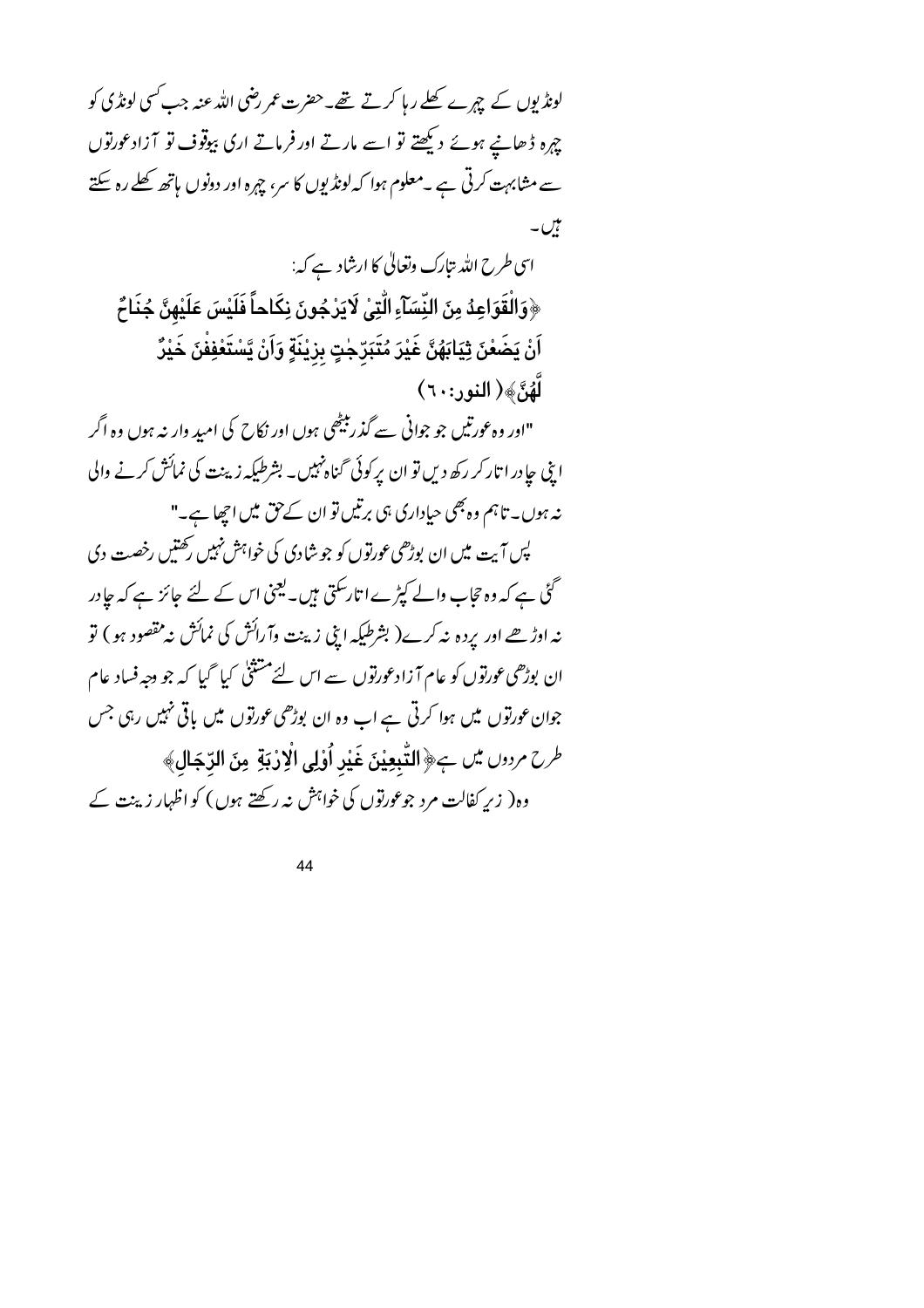لونڈیوں کے چہرے کھلے رہا کرتے تھے۔ حضرت عمر رضی اللہ عنہ جب کسی لونڈی کو چہرہ ڈھانپے ہوئے دیکھتے تو اسے مارتے اور فرماتے اری بیوقوف تو آزاد عورتوں سے مشابہت کرتی ہے ۔معلوم ہوا کہ لونڈیوں کا سر، چہرہ اور دونوں ہاتھ کھلے رہ سکتے ہیں۔

اسی طرح اللہ تبارک وتعالیٰ کا ارشاد ہے کہ:

﴿وَالْقَوَاعِدُ مِنَ النِّسَآءِ الّٰتِیْ لَایَرْجُونَ نِکَاحاً فَلَیْسَ عَلَیْهِنَّ جُنَاحٌ اَنْ یَضَعْنَ ثِیَابَهُنَّ غَیْرَ مُتَبَرِّجٰتٍ بِزِیْنَةٍ وَاَنْ یَّسْتَعْفِفْنَ خَیْرٌ لَّهُنَّ﴾ ( النور:٦٠)

"اور وہ عورتیں جو جوانی سے گذر بیٹھی ہوں اور نکاح کی امید وار نہ ہوں وہ اگر اپنی چادر اتار کر رکھ دیں تو ان پر کوئی گناہ نہیں۔ بشرطیکہ زینت کی نمائش کرنے والی نہ ہوں۔ تاہم وہ بھی حیاداری ہی برتیں تو ان کے حق میں اچھا ہے۔"

پس آیت میں ان بوڑھی عورتوں کو جو شادی کی خواہش نہیں رکھتیں رخصت دی گئی ہے کہ وہ حجاب والے کپڑے اتار سکتی ہیں۔یعنی اس کے لئے جائز ہے کہ چادر نہ اوڑھے اور پردہ نہ کرے( بشرطیکہ اپنی زینت وآرائش کی نمائش نہ مقصود ہو ) تو ان بوڑھی عورتوں کو عام آزاد عورتوں سے اس لئے مستثنیٰ کیا گیا کہ جو وجہ فساد عام جوان عورتوں میں ہوا کرتی ہے اب وہ ان بوڑھی عورتوں میں باقی نہیں رہی جس طرح مردوں میں ہے﴿التّٰبِعِیْنَ غَیْرِ اُوْلِی الْاِرْبَةِ مِنَ الرِّجَالِ﴾

وہ( زیر کفالت مرد جو عورتوں کی خواہش نہ رکھتے ہوں) کو اظہار زینت کے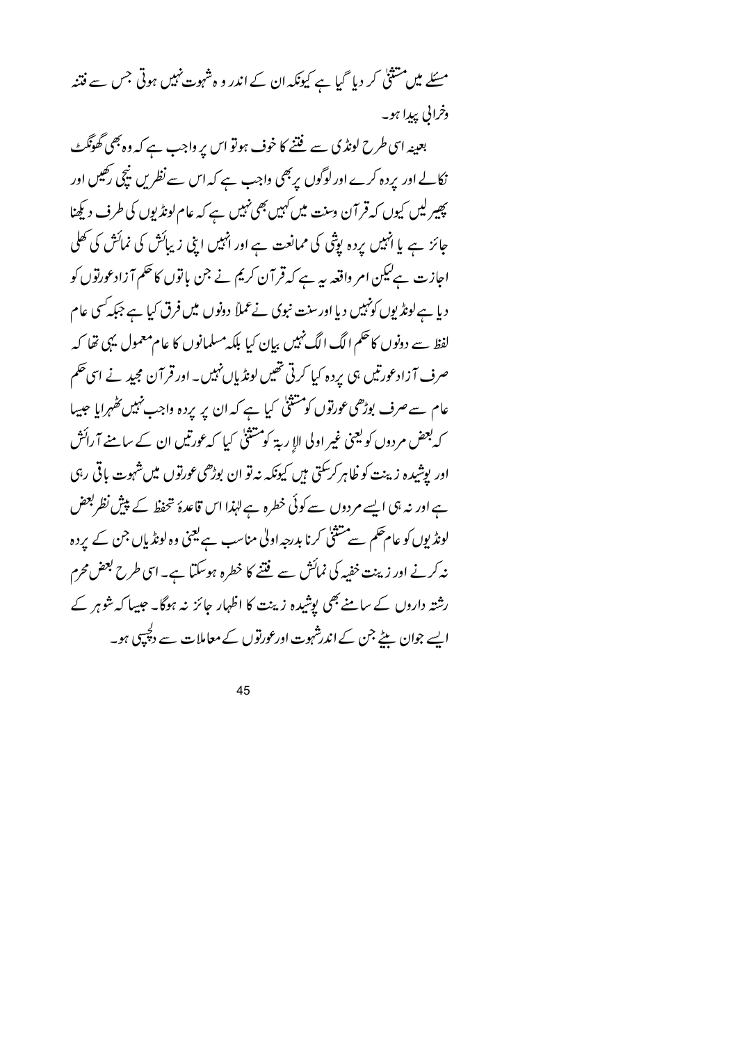مسئلے میں مستثنیٰ کر دیا گیا ہے کیونکہ ان کے اندر وہ شہوت نہیں ہوتی جس سے فتنہ وخرابی پیدا ہو۔

بعینہ اسی طرح لونڈی سے فتنے کا خوف ہو تو اس پر واجب ہے کہ وہ بھی گھونگٹ نکالے اور پردہ کرے اور لوگوں پر بھی واجب ہے کہ اس سے نظریں نیچی رکھیں اور پھیر لیں کیوں کہ قرآن وسنت میں کہیں بھی نہیں ہے کہ عام لونڈیوں کی طرف دیکھنا جائز ہے یا انہیں پردہ پوشی کی ممانعت ہے اور انہیں اپنی زیبائش کی نمائش کی کھلی اجازت ہے لیکن امر واقعہ یہ ہے کہ قرآن کریم نے جن باتوں کا حکم آزاد عورتوں کو دیا ہے لونڈیوں کو نہیں دیا اور سنت نبوی نے عملاً دونوں میں فرق کیا ہے جبکہ کسی عام لفظ سے دونوں کا حکم الگ الگ نہیں بیان کیا بلکہ مسلمانوں کا عام معمول یہی تھا کہ صرف آزاد عورتیں ہی پردہ کیا کرتی تھیں لونڈیاں نہیں۔ اور قرآن مجید نے اسی حکم عام سے صرف بوڑھی عورتوں کو مستثنیٰ کیا ہے کہ ان پر پردہ واجب نہیں ٹھہرایا جیسا کہ بعض مردوں کو یعنی غیر اولی الإربۃ کو مستثنیٰ کیا کہ عورتیں ان کے سامنے آرائش اور پوشیدہ زینت کو ظاہر کرسکتی ہیں کیونکہ نہ تو ان بوڑھی عورتوں میں شہوت باقی رہی ہے اور نہ ہی ایسے مردوں سے کوئی خطرہ ہے لہٰذا اس قاعدۂ تحفظ کے پیش نظر بعض لونڈیوں کو عام حکم سے مستثنیٰ کرنا بدرجہ اولیٰ مناسب ہے یعنی وہ لونڈیاں جن کے پردہ نہ کرنے اور زینت خفیہ کی نمائش سے فتنے کا خطرہ ہوسکتا ہے۔ اسی طرح بعض محرم رشتہ داروں کے سامنے بھی پوشیدہ زینت کا اظہار جائز نہ ہوگا۔ جیسا کہ شوہر کے ایسے جوان بیٹے جن کے اندر شہوت اور عورتوں کے معاملات سے دلچسپی ہو۔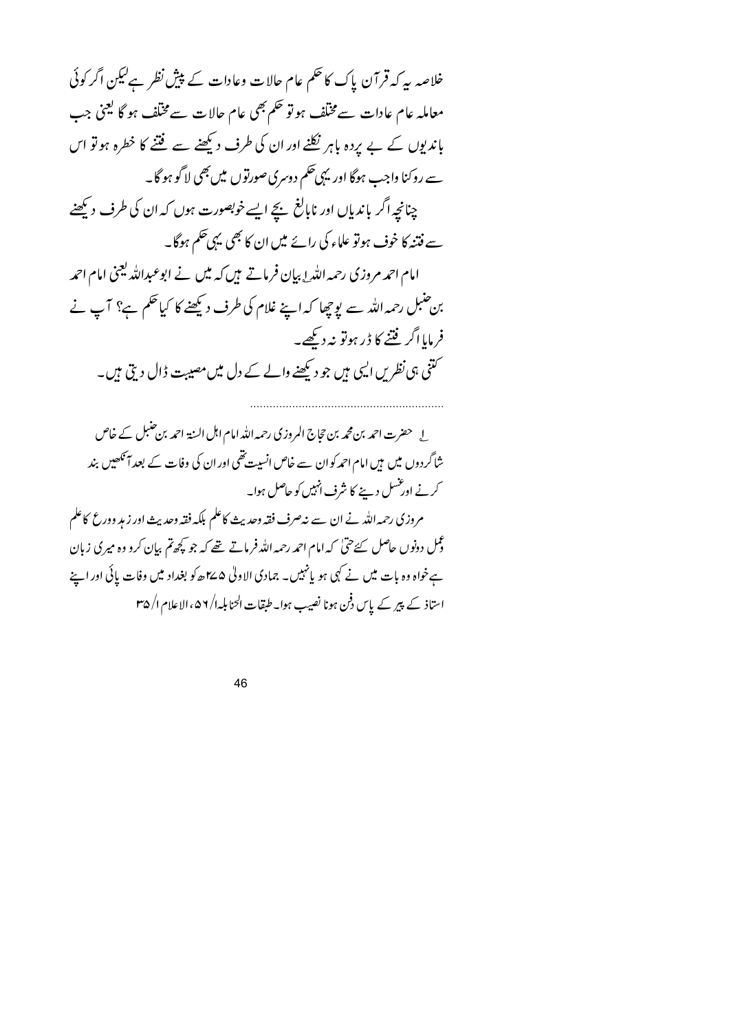خلاصہ یہ کہ قرآن پاک کا حکم عام حالات وعادات کے پیش نظر ہے لیکن اگر کوئی معاملہ عام عادات سے مختلف ہو تو حکم بھی عام حالات سے مختلف ہو گا یعنی جب باندیوں کے بے پردہ باہر نکلنے اور ان کی طرف دیکھنے سے فتنے کا خطرہ ہو تو اس سے روکنا واجب ہوگا اور یہی حکم دوسری صورتوں میں بھی لاگو ہوگا۔

چنانچہ اگر باندیاں اور نابالغ بچے ایسے خوبصورت ہوں کہ ان کی طرف دیکھنے سے فتنہ کا خوف ہو تو علماء کی رائے میں ان کا بھی یہی حکم ہوگا۔

امام احمد مروزی رحمہ اللہ[1] بیان فرماتے ہیں کہ میں نے ابوعبداللہ یعنی امام احمد بن حنبل رحمہ اللہ سے پوچھا کہ اپنے غلام کی طرف دیکھنے کا کیا حکم ہے؟ آپ نے فرمایا اگر فتنے کا ڈر ہو تو نہ دیکھے۔

کتنی ہی نظریں ایسی ہیں جو دیکھنے والے کے دل میں مصیبت ڈال دیتی ہیں۔

---

[1] حضرت احمد بن محمد بن حجاج المروزی رحمہ اللہ امام اہل السنۃ احمد بن حنبل کے خاص شاگردوں میں ہیں امام احمد کو ان سے خاص انسیت تھی اور ان کی وفات کے بعد آنکھیں بند کرنے اور غسل دینے کا شرف انہیں کو حاصل ہوا۔

مروزی رحمہ اللہ نے ان سے نہ صرف فقہ وحدیث کا علم بلکہ فقہ وحدیث اور زہد وورع کا علم وعمل دونوں حاصل کئے حتیٰ کہ امام احمد رحمہ اللہ فرماتے تھے کہ جو کچھ تم بیان کرو وہ میری زبان ہے خواہ وہ بات میں نے کہی ہو یا نہیں۔ جمادی الاولیٰ ۲۷۵ھ کو بغداد میں وفات پائی اور اپنے استاذ کے پیر کے پاس دفن ہونا نصیب ہوا۔ طبقات الحنابلہ ۱/۵۶، الاعلام ۱/۳۵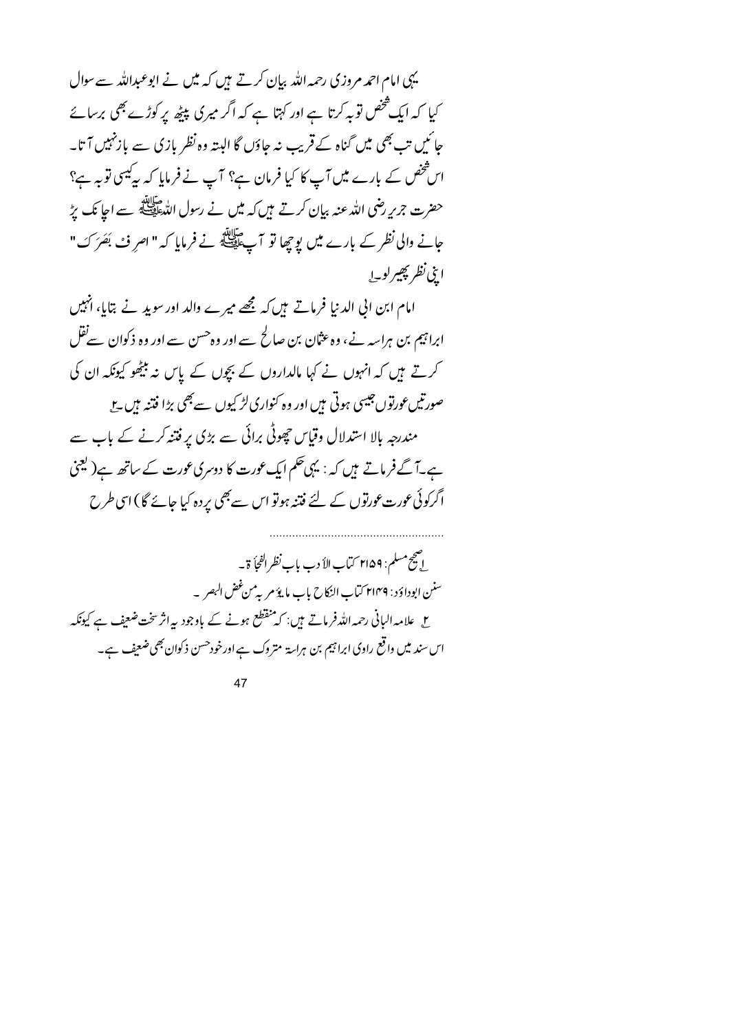یہی امام احمد مروزی رحمہ اللہ بیان کرتے ہیں کہ میں نے ابوعبداللہ سے سوال کیا کہ ایک شخص توبہ کرتا ہے اور کہتا ہے کہ اگر میری پیٹھ پر کوڑے بھی برسائے جائیں تب بھی میں گناہ کے قریب نہ جاؤں گا البتہ وہ نظر بازی سے باز نہیں آتا۔ اس شخص کے بارے میں آپ کا کیا فرمان ہے؟ آپ نے فرمایا کہ یہ کیسی توبہ ہے؟ حضرت جریر رضی اللہ عنہ بیان کرتے ہیں کہ میں نے رسول اللہ ﷺ سے اچانک پڑ جانے والی نظر کے بارے میں پوچھا تو آپ ﷺ نے فرمایا کہ " اصرِفْ بَصَرَکَ " اپنی نظر پھیر لو۔[1]

امام ابن ابی الدنیا فرماتے ہیں کہ مجھے میرے والد اور سوید نے بتایا، انہیں ابراہیم بن ہراسہ نے، وہ عثمان بن صالح سے اور وہ حسن سے اور وہ ذکوان سے نقل کرتے ہیں کہ انہوں نے کہا مالداروں کے بچوں کے پاس نہ بیٹھو کیونکہ ان کی صورتیں عورتوں جیسی ہوتی ہیں اور وہ کنواری لڑکیوں سے بھی بڑا فتنہ ہیں۔[2]

مندرجہ بالا استدلال وقیاس چھوٹی برائی سے بڑی پر فتنہ کرنے کے باب سے ہے۔آگے فرماتے ہیں کہ : یہی حکم ایک عورت کا دوسری عورت کے ساتھ ہے (یعنی اگر کوئی عورت عورتوں کے لئے فتنہ ہو تو اس سے بھی پردہ کیا جائے گا) اسی طرح

---

[1] صحیح مسلم: ۲۱۵۹ کتاب الأدب باب نظر الفجأۃ۔
سنن ابوداؤد: ۲۱۴۹ کتاب النکاح باب مایؤمر بہ من غض البصر ۔

[2] علامہ البانی رحمہ اللہ فرماتے ہیں: کہ منقطع ہونے کے باوجود یہ اثر سخت ضعیف ہے کیونکہ اس سند میں واقع راوی ابراہیم بن ہراسۃ متروک ہے اور خود حسن ذکوان بھی ضعیف ہے۔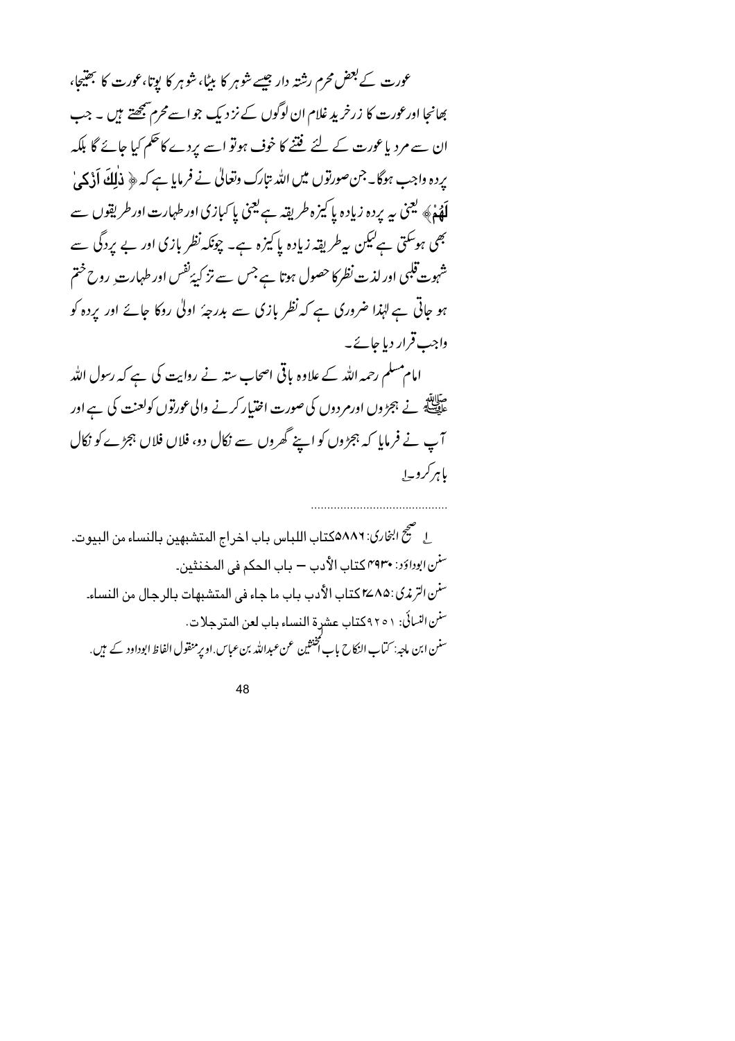عورت کے بعض محرم رشتہ دار جیسے شوہر کا بیٹا، شوہر کا پوتا، عورت کا بھتیجا، بھانجا اور عورت کا زرخرید غلام ان لوگوں کے نزدیک جو اسے محرم سمجھتے ہیں ۔ جب ان سے مرد یا عورت کے لئے فتنے کا خوف ہو تو اسے پردے کا حکم کیا جائے گا بلکہ پردہ واجب ہوگا۔ جن صورتوں میں اللہ تبارک وتعالیٰ نے فرمایا ہے کہ ﴿ ذٰلِكَ اَزْكىٰ لَهُمْ﴾ یعنی یہ پردہ زیادہ پاکیزہ طریقہ ہے یعنی پاکبازی اور طہارت اور طریقوں سے بھی ہوسکتی ہے لیکن یہ طریقہ زیادہ پاکیزہ ہے۔ چونکہ نظر بازی اور بے پردگی سے شہوتِ قلبی اور لذتِ نظر کا حصول ہوتا ہے جس سے تزکیۂ نفس اور طہارتِ روح ختم ہو جاتی ہے لہٰذا ضروری ہے کہ نظر بازی سے بدرجۂ اولیٰ روکا جائے اور پردہ کو واجب قرار دیا جائے۔

امام مسلم رحمہ اللہ کے علاوہ باقی اصحاب ستہ نے روایت کی ہے کہ رسول اللہ ﷺ نے ہجڑوں اور مردوں کی صورت اختیار کرنے والی عورتوں کو لعنت کی ہے اور آپ نے فرمایا کہ ہجڑوں کو اپنے گھروں سے نکال دو، فلاں فلاں ہجڑے کو نکال باہر کرو۔[1]

---

[1] صحیح البخاری: ٥٨٨٦ كتاب اللباس باب اخراج المتشبهين بالنساء من البيوت.
سنن ابوداؤد: ۴۹۳۰ كتاب الأدب – باب الحكم فى المخنثين.
سنن الترمذی: ۲۷۸۵ كتاب الأدب باب ما جاء فى المتشبهات بالرجال من النساء.
سنن النسائی: ٩٢٥١ كتاب عشرة النساء باب لعن المترجلات.
سنن ابن ماجه: کتاب النکاح باب المخنثین عن عبداللہ بن عباس. اوپر منقول الفاظ ابوداود کے ہیں.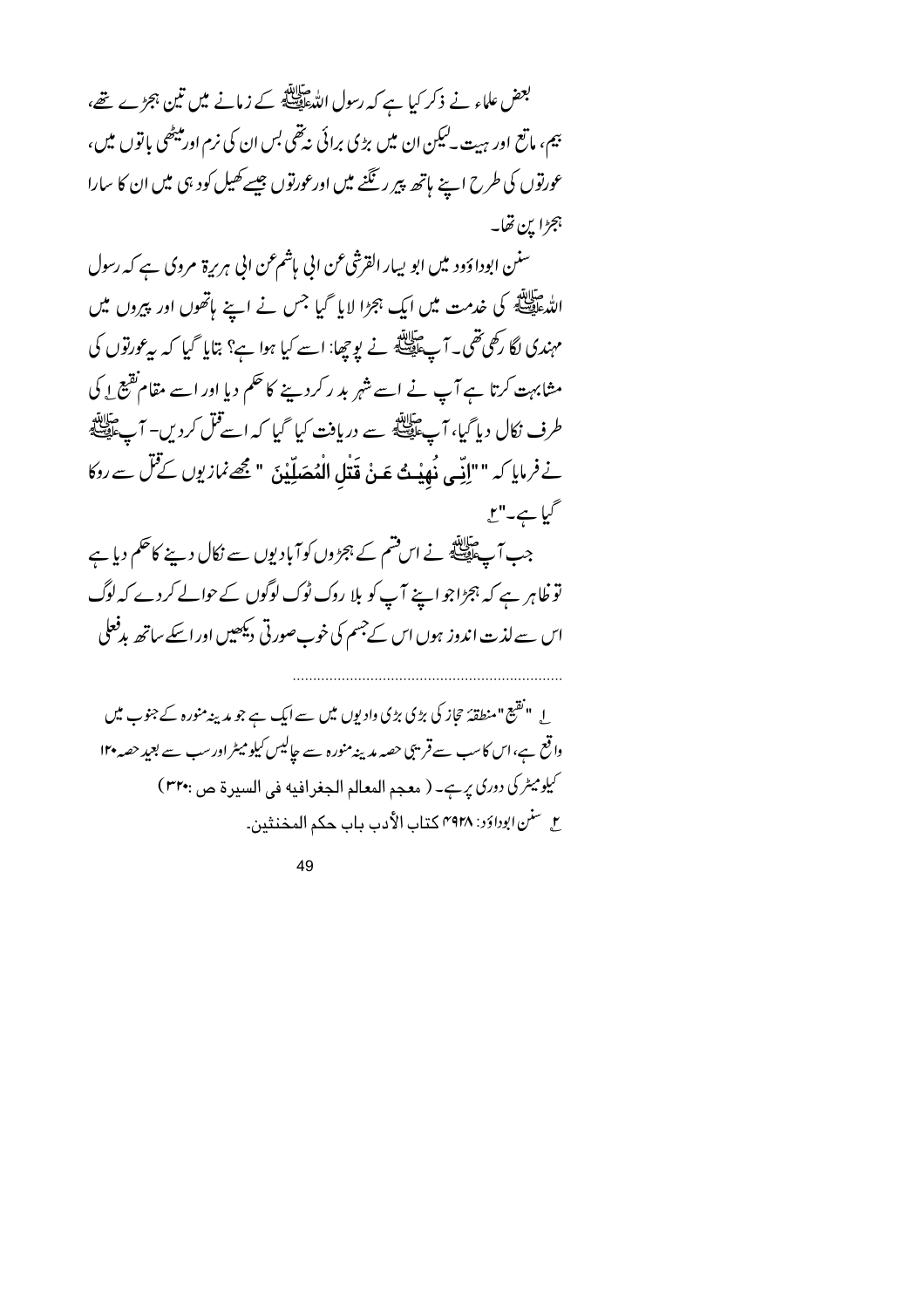بعض علماء نے ذکر کیا ہے کہ رسول اللہ ﷺ کے زمانے میں تین ہجڑے تھے، ہیم، ماتع اور ہیت۔ لیکن ان میں بڑی برائی نہ تھی بس ان کی نرم اور میٹھی باتوں میں، عورتوں کی طرح اپنے ہاتھ پیر رنگنے میں اور عورتوں جیسے کھیل کود ہی میں ان کا سارا ہجڑا پن تھا۔

سنن ابوداؤد میں ابو یسار القرشی عن ابی ہاشم عن ابی ہریرۃ مروی ہے کہ رسول اللہ ﷺ کی خدمت میں ایک ہجڑا لایا گیا جس نے اپنے ہاتھوں اور پیروں میں مہندی لگا رکھی تھی۔ آپ ﷺ نے پوچھا: اسے کیا ہوا ہے؟ بتایا گیا کہ یہ عورتوں کی مشابہت کرتا ہے آپ نے اسے شہر بدر کر دینے کا حکم دیا اور اسے مقام نقیع[1] کی طرف نکال دیا گیا، آپ ﷺ سے دریافت کیا گیا کہ اسے قتل کر دیں۔ آپ ﷺ نے فرمایا کہ " **اِنِّی نُهِیْتُ عَنْ قَتْلِ الْمُصَلِّیْنَ** " مجھے نمازیوں کے قتل سے روکا گیا ہے۔"[2]

جب آپ ﷺ نے اس قسم کے ہجڑوں کو آبادیوں سے نکال دینے کا حکم دیا ہے تو ظاہر ہے کہ ہجڑا جو اپنے آپ کو بلا روک ٹوک لوگوں کے حوالے کر دے کہ لوگ اس سے لذت اندوز ہوں اس کے جسم کی خوب صورتی دیکھیں اور اسکے ساتھ بدفعلی

---

[1] "نقیع" منطقۂ حجاز کی بڑی بڑی وادیوں میں سے ایک ہے جو مدینہ منورہ کے جنوب میں واقع ہے، اس کا سب سے قریبی حصہ مدینہ منورہ سے چالیس کیلومیٹر اور سب سے بعید حصہ ۱۲۰ کیلومیٹر کی دوری پر ہے۔ ( معجم المعالم الجغرافیه فی السیرۃ ص :۳۲۰)

[2] سنن ابوداؤد: ۴۹۲۸ کتاب الأدب باب حکم المخنثین۔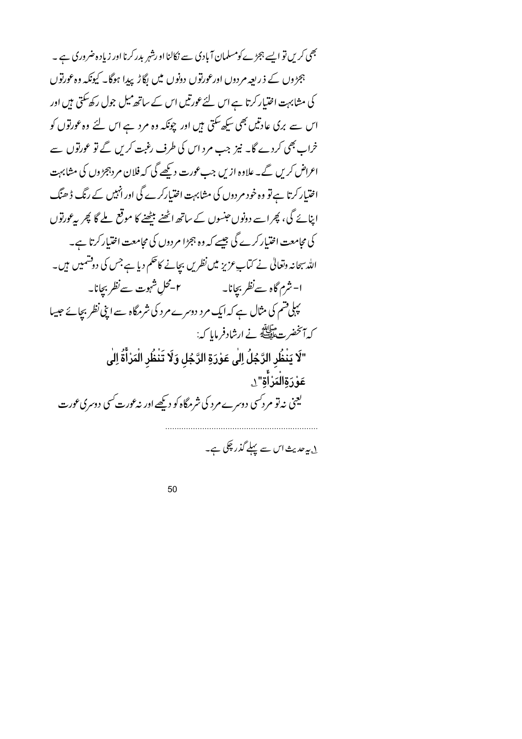بھی کریں تو ایسے ہجڑے کو مسلمان آبادی سے نکالنا اور شہر بدر کرنا اور زیادہ ضروری ہے۔

ہجڑوں کے ذریعہ مردوں اور عورتوں دونوں میں بگاڑ پیدا ہوگا۔ کیونکہ وہ عورتوں کی مشابہت اختیار کرتا ہے اس لئے عورتیں اس کے ساتھ میل جول رکھ سکتی ہیں اور اس سے بری عادتیں بھی سیکھ سکتی ہیں اور چونکہ وہ مرد ہے اس لئے وہ عورتوں کو خراب بھی کردے گا۔ نیز جب مرد اس کی طرف رغبت کریں گے تو عورتوں سے اعراض کریں گے۔ علاوہ ازیں جب عورت دیکھے گی کہ فلاں مرد ہجڑوں کی مشابہت اختیار کرتا ہے تو وہ خود مردوں کی مشابہت اختیار کرے گی اور انہیں کے رنگ ڈھنگ اپنائے گی، پھر اسے دونوں جنسوں کے ساتھ اٹھنے بیٹھنے کا موقع ملے گا پھر یہ عورتوں کی مجامعت اختیار کرے گی جیسے کہ وہ ہجڑا مردوں کی مجامعت اختیار کرتا ہے۔

اللہ سبحانہ وتعالیٰ نے کتاب عزیز میں نظریں بچانے کا حکم دیا ہے جس کی دو قسمیں ہیں۔

۱- شرم گاہ سے نظر بچانا۔ ۲- محلِ شہوت سے نظر بچانا۔

پہلی قسم کی مثال ہے کہ ایک مرد دوسرے مرد کی شرمگاہ سے اپنی نظر بچائے جیسا کہ آنحضرت ﷺ نے ارشاد فرمایا کہ:

"لَا يَنْظُرِ الرَّجُلُ اِلٰى عَوْرَةِ الرَّجُلِ وَلَا تَنْظُرِ الْمَرْأَةُ اِلٰى عَوْرَةِالْمَرْأَةِ"[1]

یعنی نہ تو مرد کسی دوسرے مرد کی شرمگاہ کو دیکھے اور نہ عورت کسی دوسری عورت

---

[1] یہ حدیث اس سے پہلے گذر چکی ہے۔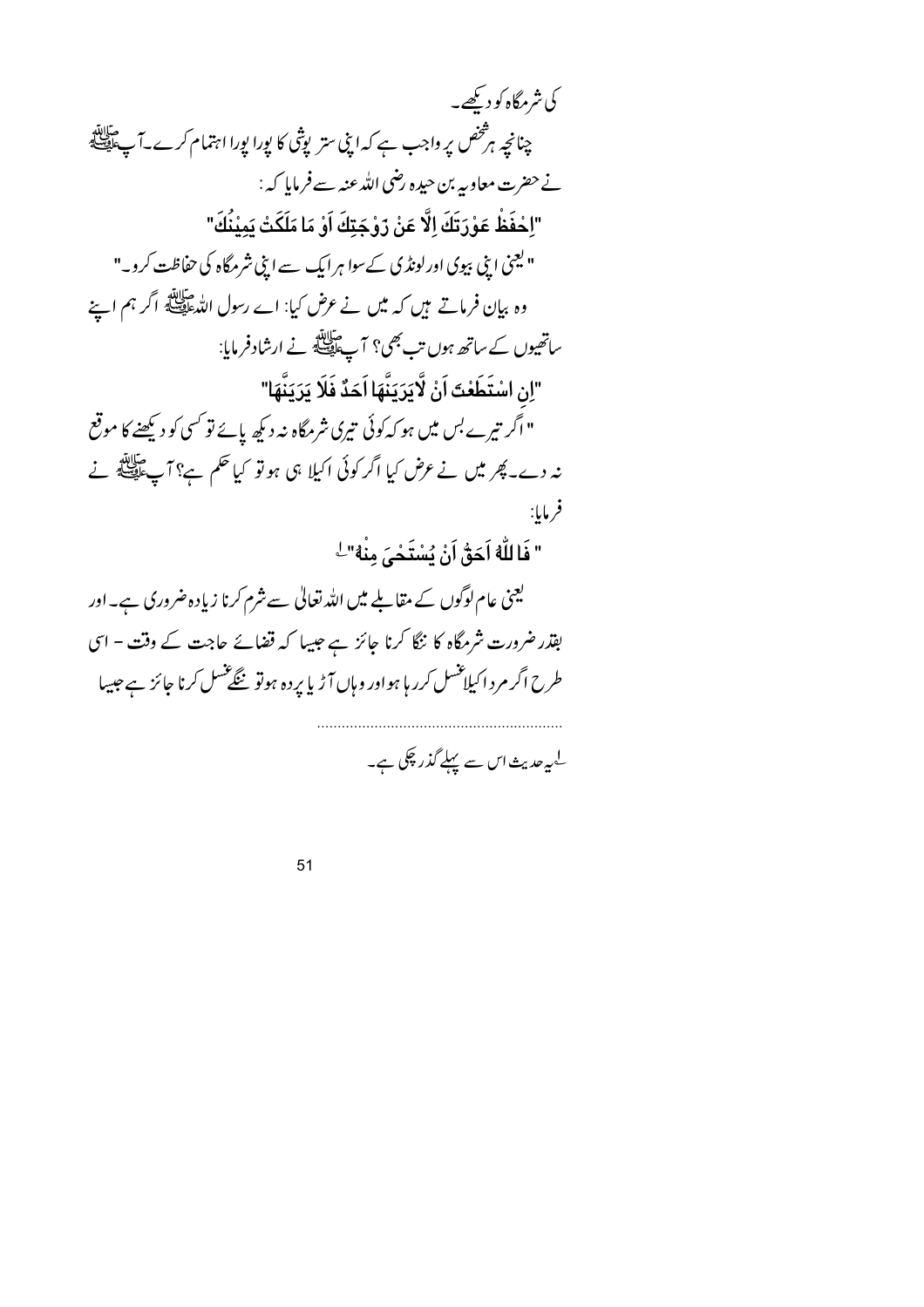کی شرمگاہ کو دیکھے۔

چنانچہ ہر شخص پر واجب ہے کہ اپنی ستر پوشی کا پورا پورا اہتمام کرے۔آپ ﷺ نے حضرت معاویہ بن حیدہ رضی اللہ عنہ سے فرمایا کہ :

"اِحْفَظْ عَوْرَتَكَ اِلَّا عَنْ زَوْجَتِكَ اَوْ مَا مَلَكَتْ يَمِيْنُكَ"

" یعنی اپنی بیوی اور لونڈی کے سوا ہر ایک سے اپنی شرمگاہ کی حفاظت کرو۔"

وہ بیان فرماتے ہیں کہ میں نے عرض کیا: اے رسول اللہ ﷺ اگر ہم اپنے ساتھیوں کے ساتھ ہوں تب بھی؟ آپ ﷺ نے ارشادفرمایا:

"اِنِ اسْتَطَعْتَ اَنْ لَّايَرَيَنَّهَا اَحَدٌ فَلَا يَرَيَنَّهَا"

" اگر تیرے بس میں ہو کہ کوئی تیری شرمگاہ نہ دیکھ پائے تو کسی کو دیکھنے کا موقع نہ دے۔پھر میں نے عرض کیا اگر کوئی اکیلا ہی ہو تو کیا حکم ہے؟ آپ ﷺ نے فرمایا:

" فَاللّٰهُ اَحَقُّ اَنْ يُسْتَحْىَ مِنْهُ"[1]

یعنی عام لوگوں کے مقابلے میں اللہ تعالیٰ سے شرم کرنا زیادہ ضروری ہے۔اور بقدر ضرورت شرمگاہ کا ننگا کرنا جائز ہے جیسا کہ قضائے حاجت کے وقت - اسی طرح اگر مرد اکیلا غسل کر رہا ہو اور وہاں آڑ یا پردہ ہو تو ننگے غسل کرنا جائز ہے جیسا

---

[1] یہ حدیث اس سے پہلے گذر چکی ہے۔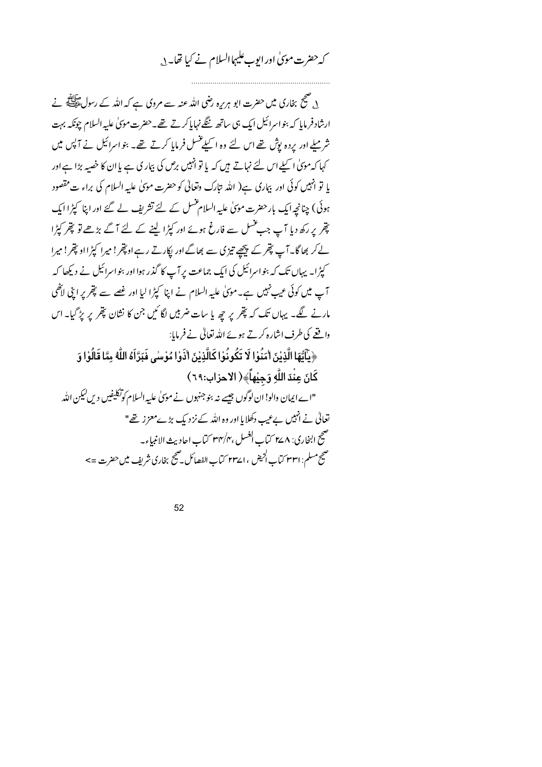کہ حضرت موسیٰ اور ایوب علیہما السلام نے کیا تھا۔[1]

---

[1] صحیح بخاری میں حضرت ابو ہریرہ رضی اللہ عنہ سے مروی ہے کہ اللہ کے رسول ﷺ نے ارشاد فرمایا کہ بنو اسرائیل ایک ہی ساتھ ننگے نہایا کرتے تھے۔ حضرت موسیٰ علیہ السلام چونکہ بہت شرمیلے اور پردہ پوش تھے اس لئے وہ اکیلے غسل فرمایا کرتے تھے۔ بنو اسرائیل نے آپس میں کہا کہ موسیٰ اکیلے اس لئے نہاتے ہیں کہ یا تو انہیں برص کی بیماری ہے یا ان کا خصیہ بڑا ہے اور یا تو انہیں کوئی اور بیماری ہے( اللہ تبارک وتعالیٰ کو حضرت موسیٰ علیہ السلام کی براءت مقصود ہوئی ) چنانچہ ایک بار حضرت موسیٰ علیہ السلام غسل کے لئے تشریف لے گئے اور اپنا کپڑا ایک پتھر پر رکھ دیا آپ جب غسل سے فارغ ہوئے اور کپڑا لینے کے لئے آگے بڑھے تو پتھر کپڑا لے کر بھاگا۔ آپ پتھر کے پیچھے تیزی سے بھاگے اور پکارتے رہے او پتھر! میرا کپڑا او پتھر! میرا کپڑا۔ یہاں تک کہ بنو اسرائیل کی ایک جماعت پر آپ کا گذر ہوا اور بنو اسرائیل نے دیکھا کہ آپ میں کوئی عیب نہیں ہے۔ موسیٰ علیہ السلام نے اپنا کپڑا لیا اور غصے سے پتھر پر اپنی لاٹھی مارنے لگے۔ یہاں تک کہ پتھر پر چھ یا سات ضربیں لگائیں جن کا نشان پتھر پر پڑ گیا۔ اس واقعے کی طرف اشارہ کرتے ہوئے اللہ تعالیٰ نے فرمایا:

﴿يٰٓاَيُّهَا الَّذِيْنَ اٰمَنُوْا لَا تَكُوْنُوْا كَالَّذِيْنَ اٰذَوْا مُوْسٰى فَبَرَّاَهُ اللّٰهُ مِمَّا قَالُوْا وَ كَانَ عِنْدَ اللّٰهِ وَجِيْهاً﴾ ( الاحزاب:٦٩)

"اے ایمان والو! ان لوگوں جیسے نہ بنو جنہوں نے موسیٰ علیہ السلام کو تکلیفیں دیں لیکن اللہ تعالیٰ نے انہیں بے عیب دکھلایا اور وہ اللہ کے نزدیک بڑے معزز تھے"

صحیح البخاری: ۲۷۸ کتاب الغسل، ۳۴/۴ کتاب احادیث الانبیاء۔

صحیح مسلم: ۳۳۱ کتاب الحیض، ۲۳۷۱ کتاب الفضائل۔ صحیح بخاری شریف میں حضرت =>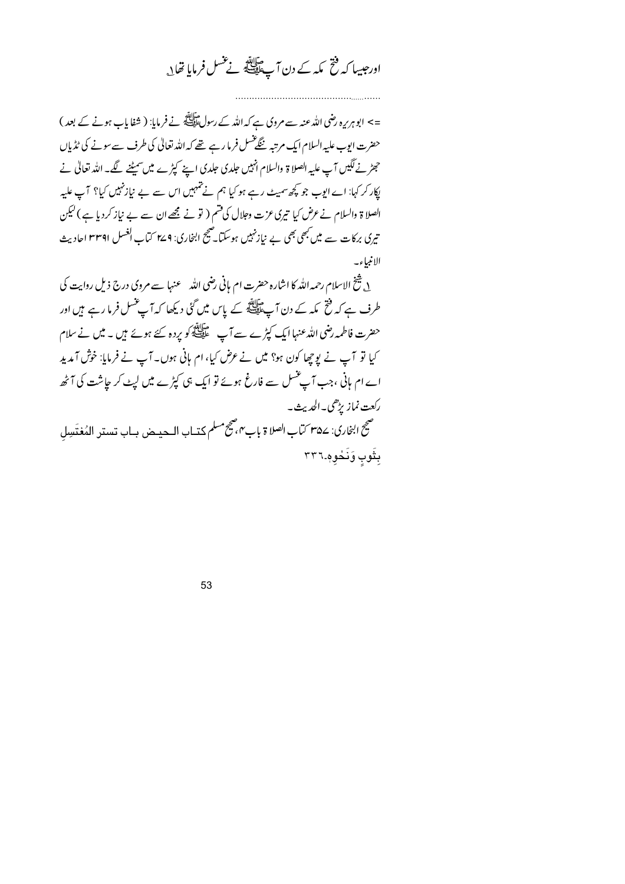اورجیسا کہ فتح مکہ کے دن آپ ﷺ نے غسل فرمایا تھا[1]

.........................................................

=> ابوہریرہ رضی اللہ عنہ سے مروی ہے کہ اللہ کے رسول ﷺ نے فرمایا: (شفایاب ہونے کے بعد) حضرت ایوب علیہ السلام ایک مرتبہ ننگے غسل فرما رہے تھے کہ اللہ تعالٰی کی طرف سے سونے کی ٹڈیاں جھڑنے لگیں آپ علیہ الصلاۃ والسلام انہیں جلدی جلدی اپنے کپڑے میں سمیٹنے لگے۔ اللہ تعالٰی نے پکار کر کہا: اے ایوب جو کچھ سمیٹ رہے ہو کیا ہم نے تمہیں اس سے بے نیاز نہیں کیا؟ آپ علیہ الصلاۃ والسلام نے عرض کیا تیری عزت وجلال کی قسم (تو نے مجھے ان سے بے نیاز کر دیا ہے) لیکن تیری برکات سے میں کبھی بھی بے نیاز نہیں ہوسکتا۔ صحیح البخاری: ۲۷۹ کتاب الغسل ۳۳۹۱ احادیث الانبیاء۔

[1] شیخ الاسلام رحمہ اللہ کا اشارہ حضرت ام ہانی رضی اللہ عنہا سے مروی درج ذیل روایت کی طرف ہے کہ فتح مکہ کے دن آپ ﷺ کے پاس میں گئی دیکھا کہ آپ غسل فرما رہے ہیں اور حضرت فاطمہ رضی اللہ عنہا ایک کپڑے سے آپ ﷺ کو پردہ کئے ہوئے ہیں ۔ میں نے سلام کیا تو آپ نے پوچھا کون ہو؟ میں نے عرض کیا، ام ہانی ہوں۔ آپ نے فرمایا: خوش آمدید اے ام ہانی ،جب آپ غسل سے فارغ ہوئے تو ایک ہی کپڑے میں لپٹ کر چاشت کی آٹھ رکعت نماز پڑھی۔ الحدیث۔

صحیح البخاری: ۳۵۷ کتاب الصلاۃ باب۴، صحیح مسلم کتاب الحیض باب تستر المُغتَسِلِ بِثَوبٍ وَنَحوِہ۔ ۳۳۶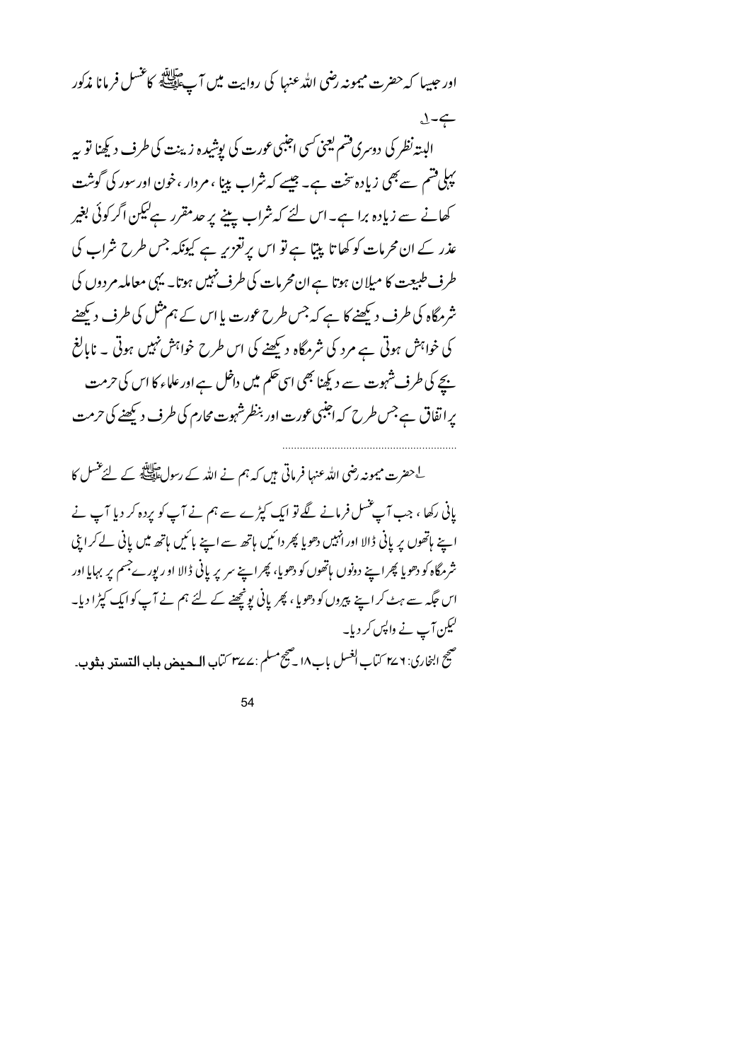اور جیسا کہ حضرت میمونہ رضی اللہ عنہا کی روایت میں آپ ﷺ کا غسل فرمانا مذکور ہے۔[1]

البتہ نظر کی دوسری قسم یعنی کسی اجنبی عورت کی پوشیدہ زینت کی طرف دیکھنا تو یہ پہلی قسم سے بھی زیادہ سخت ہے۔ جیسے کہ شراب پینا، مردار، خون اور سور کی گوشت کھانے سے زیادہ برا ہے۔ اس لئے کہ شراب پینے پر حد مقرر ہے لیکن اگر کوئی بغیر عذر کے ان محرمات کو کھاتا پیتا ہے تو اس پر تعزیر ہے کیونکہ جس طرح شراب کی طرف طبیعت کا میلان ہوتا ہے ان محرمات کی طرف نہیں ہوتا۔ یہی معاملہ مردوں کی شرمگاہ کی طرف دیکھنے کا ہے کہ جس طرح عورت یا اس کے ہم مثل کی طرف دیکھنے کی خواہش ہوتی ہے مرد کی شرمگاہ دیکھنے کی اس طرح خواہش نہیں ہوتی ۔ نابالغ بچے کی طرف شہوت سے دیکھنا بھی اسی حکم میں داخل ہے اور علماء کا اس کی حرمت پر اتفاق ہے جس طرح کہ اجنبی عورت اور بنظر شہوت محارم کی طرف دیکھنے کی حرمت

---

[1] حضرت میمونہ رضی اللہ عنہا فرماتی ہیں کہ ہم نے اللہ کے رسول ﷺ کے لئے غسل کا پانی رکھا، جب آپ غسل فرمانے لگے تو ایک کپڑے سے ہم نے آپ کو پردہ کر دیا آپ نے اپنے ہاتھوں پر پانی ڈالا اور انہیں دھویا پھر دائیں ہاتھ سے اپنے بائیں ہاتھ میں پانی لے کر اپنی شرمگاہ کو دھویا پھر اپنے دونوں ہاتھوں کو دھویا، پھر اپنے سر پر پانی ڈالا اور پورے جسم پر بہایا اور اس جگہ سے ہٹ کر اپنے پیروں کو دھویا، پھر پانی پونچھنے کے لئے ہم نے آپ کو ایک کپڑا دیا۔ لیکن آپ نے واپس کر دیا۔

صحیح البخاری: ۲۷۶ کتاب الغسل باب ۱۸۔ صحیح مسلم: ۳۷۷ کتاب **الحیض باب التستر بثوب**۔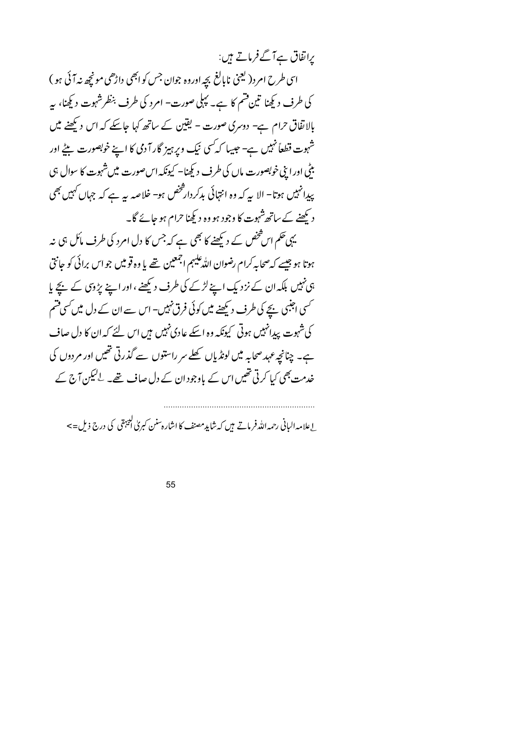پر اتفاق ہے آگے فرماتے ہیں:

اسی طرح امرد (یعنی نابالغ بچہ اور وہ جوان جس کو ابھی داڑھی مونچھ نہ آئی ہو) کی طرف دیکھنا تین قسم کا ہے۔ پہلی صورت- امرد کی طرف بنظر شہوت دیکھنا، یہ بالاتفاق حرام ہے- دوسری صورت - یقین کے ساتھ کہا جاسکے کہ اس دیکھنے میں شہوت قطعاً نہیں ہے- جیسا کہ کسی نیک وپرہیز گار آدمی کا اپنے خوبصورت بیٹے اور بیٹی اور اپنی خوبصورت ماں کی طرف دیکھنا- کیونکہ اس صورت میں شہوت کا سوال ہی پیدا نہیں ہوتا- الا یہ کہ وہ انتہائی بدکردار شخص ہو- خلاصہ یہ ہے کہ جہاں کہیں بھی دیکھنے کے ساتھ شہوت کا وجود ہو وہ دیکھنا حرام ہو جائے گا۔

یہی حکم اس شخص کے دیکھنے کا بھی ہے کہ جس کا دل امرد کی طرف مائل ہی نہ ہوتا ہو جیسے کہ صحابہ کرام رضوان اللہ علیہم اجمعین تھے یا وہ قومیں جو اس برائی کو جانتی ہی نہیں بلکہ ان کے نزدیک اپنے لڑکے کی طرف دیکھنے، اور اپنے پڑوسی کے بچے یا کسی اجنبی بچے کی طرف دیکھنے میں کوئی فرق نہیں- اس سے ان کے دل میں کسی قسم کی شہوت پیدا نہیں ہوتی کیونکہ وہ اسکے عادی نہیں ہیں اس لئے کہ ان کا دل صاف ہے۔ چنانچہ عہد صحابہ میں لونڈیاں کھلے سر راستوں سے گذرتی تھیں اور مردوں کی خدمت بھی کیا کرتی تھیں اس کے باوجود ان کے دل صاف تھے۔ [1] لیکن آج کے

---

[1] علامہ البانی رحمہ اللہ فرماتے ہیں کہ شاید مصنف کا اشارہ سنن کبریٰ للبیہقی کی درج ذیل=>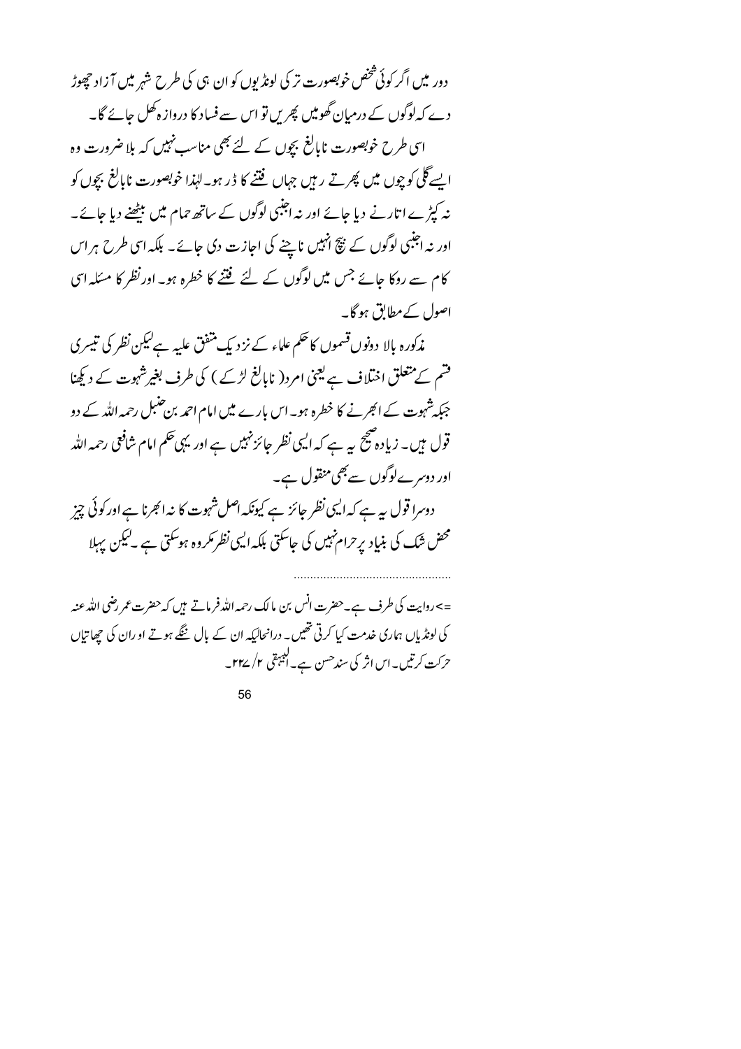دور میں اگر کوئی شخص خوبصورت ترکی لونڈیوں کو ان ہی کی طرح شہر میں آزاد چھوڑ دے کہ لوگوں کے درمیان گھومیں پھریں تو اس سے فساد کا دروازہ کھل جائے گا۔

اسی طرح خوبصورت نابالغ بچوں کے لئے بھی مناسب نہیں کہ بلا ضرورت وہ ایسے گلی کوچوں میں پھرتے رہیں جہاں فتنے کا ڈر ہو۔ لہٰذا خوبصورت نابالغ بچوں کو نہ کپڑے اتارنے دیا جائے اور نہ اجنبی لوگوں کے ساتھ حمام میں بیٹھنے دیا جائے۔ اور نہ اجنبی لوگوں کے بیچ انہیں ناچنے کی اجازت دی جائے۔ بلکہ اسی طرح ہر اس کام سے روکا جائے جس میں لوگوں کے لئے فتنے کا خطرہ ہو۔ اور نظر کا مسئلہ اسی اصول کے مطابق ہوگا۔

مذکورہ بالا دونوں قسموں کا حکم علماء کے نزدیک متفق علیہ ہے لیکن نظر کی تیسری قسم کے متعلق اختلاف ہے یعنی امرد (نابالغ لڑکے) کی طرف بغیر شہوت کے دیکھنا جبکہ شہوت کے ابھرنے کا خطرہ ہو۔ اس بارے میں امام احمد بن حنبل رحمہ اللہ کے دو قول ہیں۔ زیادہ صحیح یہ ہے کہ ایسی نظر جائز نہیں ہے اور یہی حکم امام شافعی رحمہ اللہ اور دوسرے لوگوں سے بھی منقول ہے۔

دوسرا قول یہ ہے کہ ایسی نظر جائز ہے کیونکہ اصل شہوت کا نہ ابھرنا ہے اور کوئی چیز محض شک کی بنیاد پر حرام نہیں کی جاسکتی بلکہ ایسی نظر مکروہ ہوسکتی ہے۔ لیکن پہلا

---

=> روایت کی طرف ہے۔ حضرت انس بن مالک رحمہ اللہ فرماتے ہیں کہ حضرت عمر رضی اللہ عنہ کی لونڈیاں ہماری خدمت کیا کرتی تھیں۔ درانحالیکہ ان کے بال ننگے ہوتے اور ران کی چھاتیاں حرکت کرتیں۔ اس اثر کی سند حسن ہے۔ البیہقی ۲/۲۲۷۔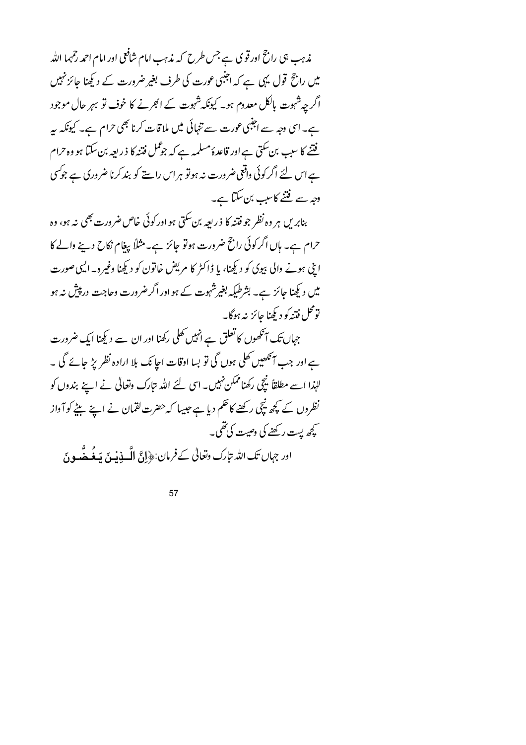مذہب ہی راجح اور قوی ہے جس طرح کہ مذہب امام شافعی اور امام احمد رحمہما اللہ میں راجح قول یہی ہے کہ اجنبی عورت کی طرف بغیر ضرورت کے دیکھنا جائز نہیں اگرچہ شہوت بالکل معدوم ہو۔ کیونکہ شہوت کے ابھرنے کا خوف تو بہر حال موجود ہے۔ اسی وجہ سے اجنبی عورت سے تنہائی میں ملاقات کرنا بھی حرام ہے۔ کیونکہ یہ فتنے کا سبب بن سکتی ہے اور قاعدۂ مسلمہ ہے کہ جو عمل فتنہ کا ذریعہ بن سکتا ہو وہ حرام ہے اس لئے اگر کوئی واقعی ضرورت نہ ہو تو ہر اس راستے کو بند کرنا ضروری ہے جو کسی وجہ سے فتنے کا سبب بن سکتا ہے۔

بنابریں ہر وہ نظر جو فتنہ کا ذریعہ بن سکتی ہو اور کوئی خاص ضرورت بھی نہ ہو، وہ حرام ہے۔ ہاں اگر کوئی راجح ضرورت ہو تو جائز ہے۔ مثلاً پیغام نکاح دینے والے کا اپنی ہونے والی بیوی کو دیکھنا، یا ڈاکٹر کا مریض خاتون کو دیکھنا وغیرہ۔ ایسی صورت میں دیکھنا جائز ہے۔ بشرطیکہ بغیر شہوت کے ہو اور اگر ضرورت وحاجت درپیش نہ ہو تو محل فتنہ کو دیکھنا جائز نہ ہوگا۔

جہاں تک آنکھوں کا تعلق ہے انہیں کھلی رکھنا اور ان سے دیکھنا ایک ضرورت ہے اور جب آنکھیں کھلی ہوں گی تو بسا اوقات اچانک بلا ارادہ نظر پڑ جائے گی۔ لہٰذا اسے مطلقاً نیچی رکھنا ممکن نہیں۔ اسی لئے اللہ تبارک وتعالیٰ نے اپنے بندوں کو نظروں کے کچھ نیچی رکھنے کا حکم دیا ہے جیسا کہ حضرت لقمان نے اپنے بیٹے کو آواز کچھ پست رکھنے کی وصیت کی تھی۔

اور جہاں تک اللہ تبارک وتعالیٰ کے فرمان: ﴿إِنَّ الَّذِيْنَ يَغُضُّوْنَ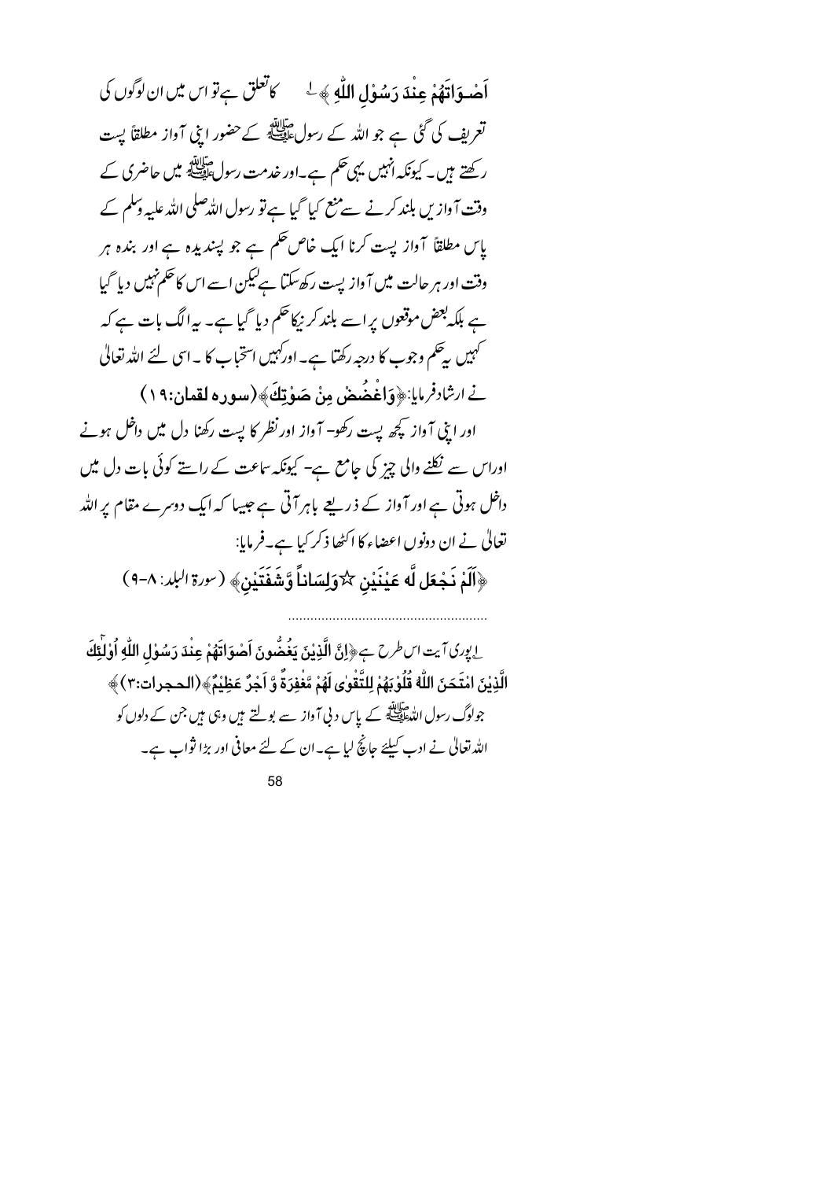﴿اَصْوَاتَهُمْ عِنْدَ رَسُوْلِ اللّٰهِ﴾[1] کا تعلق ہے تو اس میں ان لوگوں کی تعریف کی گئی ہے جو اللہ کے رسول ﷺ کے حضور اپنی آواز مطلقاً پست رکھتے ہیں۔ کیونکہ انہیں یہی حکم ہے۔ اور خدمت رسول ﷺ میں حاضری کے وقت آوازیں بلند کرنے سے منع کیا گیا ہے تو رسول اللہ صلی اللہ علیہ وسلم کے پاس مطلقاً آواز پست کرنا ایک خاص حکم ہے جو پسندیدہ ہے اور بندہ ہر وقت اور ہر حالت میں آواز پست رکھ سکتا ہے لیکن اسے اس کا حکم نہیں دیا گیا ہے بلکہ بعض موقعوں پر اسے بلند کرنیکا حکم دیا گیا ہے۔ یہ الگ بات ہے کہ کہیں یہ حکم وجوب کا درجہ رکھتا ہے۔ اور کہیں استحباب کا۔ اسی لئے اللہ تعالیٰ نے ارشاد فرمایا: ﴿وَاغْضُضْ مِنْ صَوْتِكَ﴾ (سورہ لقمان: ۱۹)

اور اپنی آواز کچھ پست رکھو۔ آواز اور نظر کا پست رکھنا دل میں داخل ہونے اور اس سے نکلنے والی چیز کی جامع ہے۔ کیونکہ سماعت کے راستے کوئی بات دل میں داخل ہوتی ہے اور آواز کے ذریعے باہر آتی ہے جیسا کہ ایک دوسرے مقام پر اللہ تعالیٰ نے ان دونوں اعضاء کا اکٹھا ذکر کیا ہے۔ فرمایا:

﴿اَلَمْ نَجْعَل لَّهٗ عَيْنَيْنِ ☆ وَلِسَاناً وَّشَفَتَيْنِ﴾ (سورۃ البلد: ۸-۹)

---

[1] پوری آیت اس طرح ہے ﴿اِنَّ الَّذِيْنَ يَغُضُّوْنَ اَصْوَاتَهُمْ عِنْدَ رَسُوْلِ اللّٰهِ اُوْلٰٓئِكَ الَّذِيْنَ امْتَحَنَ اللّٰهُ قُلُوْبَهُمْ لِلتَّقْوٰى لَهُمْ مَّغْفِرَةٌ وَّ اَجْرٌ عَظِيْمٌ﴾ (الحجرات: ۳)

جو لوگ رسول اللہ ﷺ کے پاس دبی آواز سے بولتے ہیں وہی ہیں جن کے دلوں کو اللہ تعالیٰ نے ادب کیلئے جانچ لیا ہے۔ ان کے لئے معافی اور بڑا ثواب ہے۔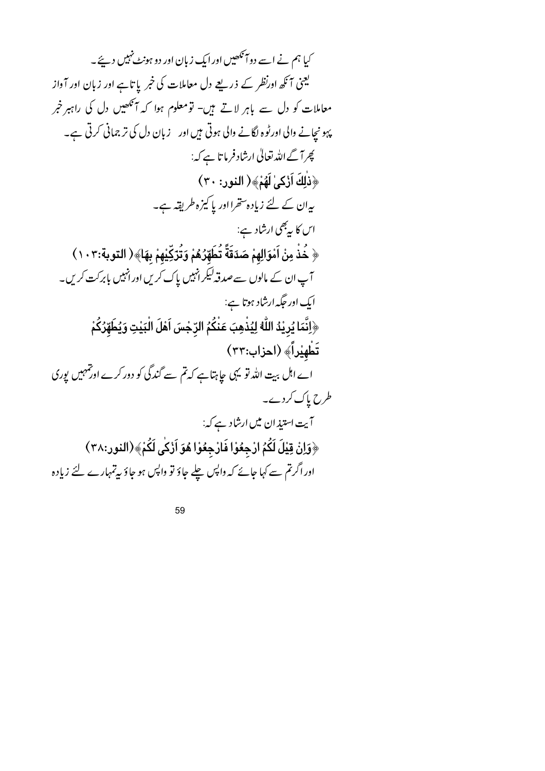کیا ہم نے اسے دو آنکھیں اور ایک زبان اور دو ہونٹ نہیں دیئے۔

یعنی آنکھ اور نظر کے ذریعے دل معاملات کی خبر پاتا ہے اور زبان اور آواز معاملات کو دل سے باہر لاتے ہیں۔ تو معلوم ہوا کہ آنکھیں دل کی راہبر خبر پہونچانے والی اور ٹوہ لگانے والی ہوتی ہیں اور زبان دل کی ترجمانی کرتی ہے۔

پھر آگے اللہ تعالیٰ ارشاد فرماتا ہے کہ:

﴿ذٰلِكَ اَزْكٰى لَهُمْ﴾ ( النور: ۳۰)

یہ ان کے لئے زیادہ ستھرا اور پاکیزہ طریقہ ہے۔

اس کا یہ بھی ارشاد ہے:

﴿ خُذْ مِنْ اَمْوَالِهِمْ صَدَقَةً تُطَهِّرُهُمْ وَتُزَكِّيْهِمْ بِهَا﴾ ( التوبة:۱۰۳)

آپ ان کے مالوں سے صدقہ لیکر انہیں پاک کریں اور انہیں بابرکت کریں۔

ایک اور جگہ ارشاد ہوتا ہے:

﴿اِنَّمَا يُرِيْدُ اللّٰهُ لِيُذْهِبَ عَنْكُمُ الرِّجْسَ اَهْلَ الْبَيْتِ وَيُطَهِّرُكُمْ تَطْهِيْراً﴾ (احزاب:۳۳)

اے اہل بیت اللہ تو یہی چاہتا ہے کہ تم سے گندگی کو دور کرے اور تمہیں پوری طرح پاک کردے۔

آیت استیذان میں ارشاد ہے کہ:

﴿وَاِنْ قِيْلَ لَكُمُ ارْجِعُوْا فَارْجِعُوْا هُوَ اَزْكٰى لَكُمْ﴾(النور:۳۸)

اور اگر تم سے کہا جائے کہ واپس چلے جاؤ تو واپس ہو جاؤ یہ تمہارے لئے زیادہ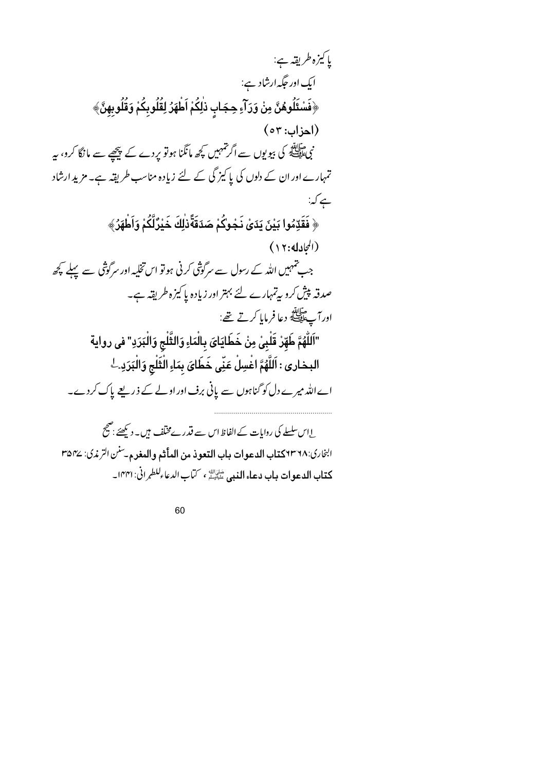پاکیزہ طریقہ ہے:

ایک اور جگہ ارشاد ہے:

﴿فَسْئَلُوهُنَّ مِنْ وَرَآءِ حِجَابٍ ذٰلِكُمْ اَطْهَرُ لِقُلُوبِكُمْ وَقُلُوبِهِنَّ﴾ (احزاب: ٥٣)

نبی ﷺ کی بیویوں سے اگر تمہیں کچھ مانگنا ہو تو پردے کے پیچھے سے مانگا کرو، یہ تمہارے اور ان کے دلوں کی پاکیزگی کے لئے زیادہ مناسب طریقہ ہے۔ مزید ارشاد ہے کہ:

﴿ فَقَدِّمُوا بَيْنَ يَدَىْ نَجْوٰكُمْ صَدَقَةً ذٰلِكَ خَيْرٌ لَّكُمْ وَاَطْهَرُ﴾ (المجادلہ:١٢)

جب تمہیں اللہ کے رسول سے سرگوشی کرنی ہو تو اس تخلیہ اور سرگوشی سے پہلے کچھ صدقہ پیش کرو یہ تمہارے لئے بہتر اور زیادہ پاکیزہ طریقہ ہے۔

اور آپ ﷺ دعا فرمایا کرتے تھے:

"اَللّٰهُمَّ طَهِّرْ قَلْبِىْ مِنْ خَطَايَاىَ بِالْمَاءِ وَالثَّلْجِ وَالْبَرَدِ" فى رواية البخارى : اَللّٰهُمَّ اغْسِلْ عَنِّى خَطَاىَ بِمَاءِ الْثَلْجِ وَالْبَرَدِ۔[1]

اے اللہ میرے دل کو گناہوں سے پانی برف اور اولے کے ذریعے پاک کردے۔

---

[1] اس سلسلے کی روایات کے الفاظ اس سے قدرے مختلف ہیں۔ دیکھئے: صحیح البخاری: ٦٣٦٨ كتاب الدعوات باب التعوذ من المأثم والمغرم۔ سنن الترمذی: ٣٥٤٧ كتاب الدعوات باب دعاء النبى ﷺ، کتاب الدعاء للطبرانی: ١٤٤١۔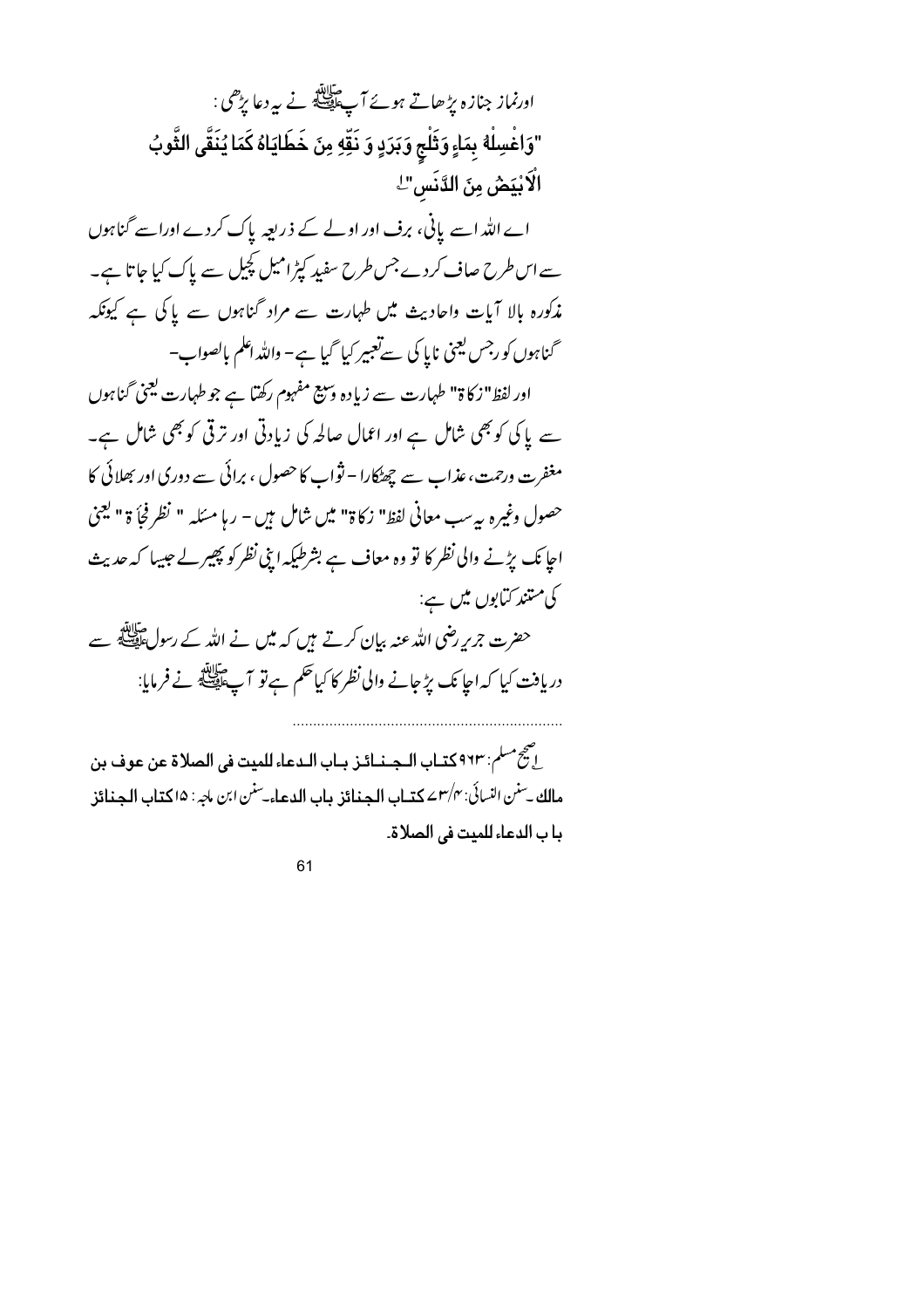اورنماز جنازہ پڑھاتے ہوئے آپ ﷺ نے یہ دعا پڑھی:

"وَاغْسِلْهُ بِمَاءٍ وَثَلْجٍ وَبَرَدٍ وَ نَقِّهِ مِنَ خَطَايَاهُ كَمَا يُنَقَّى الثَّوبُ الْاَبْيَضُ مِنَ الدَّنَسِ"[1]

اے اللہ اسے پانی، برف اور اولے کے ذریعہ پاک کردے اوراسے گناہوں سے اس طرح صاف کردے جس طرح سفید کپڑا میل کچیل سے پاک کیا جاتا ہے۔ مذکورہ بالا آیات واحادیث میں طہارت سے مراد گناہوں سے پاکی ہے کیونکہ گناہوں کو رجس یعنی ناپاکی سے تعبیر کیا گیا ہے۔ واللہ اعلم بالصواب۔

اور لفظ "زکاۃ" طہارت سے زیادہ وسیع مفہوم رکھتا ہے جو طہارت یعنی گناہوں سے پاکی کو بھی شامل ہے اور اعمال صالحہ کی زیادتی اور ترقی کو بھی شامل ہے۔ مغفرت ورحمت، عذاب سے چھٹکارا۔ ثواب کا حصول، برائی سے دوری اور بھلائی کا حصول وغیرہ یہ سب معانی لفظ "زکاۃ" میں شامل ہیں۔ رہا مسئلہ "نظر فجاۃ" یعنی اچانک پڑنے والی نظر کا تو وہ معاف ہے بشرطیکہ اپنی نظر کو پھیر لے جیسا کہ حدیث کی مستند کتابوں میں ہے:

حضرت جریر رضی اللہ عنہ بیان کرتے ہیں کہ میں نے اللہ کے رسول ﷺ سے دریافت کیا کہ اچانک پڑجانے والی نظر کا کیا حکم ہے تو آپ ﷺ نے فرمایا:

---

[1] صحیح مسلم: ۹۶۳ کتاب الجنائز باب الدعاء للمیت فی الصلاۃ عن عوف بن مالك ۔سنن النسائی: ۷۳/۴ کتاب الجنائز باب الدعاء۔سنن ابن ماجہ: ۱۵کتاب الجنائز باب الدعاء للمیت فی الصلاۃ۔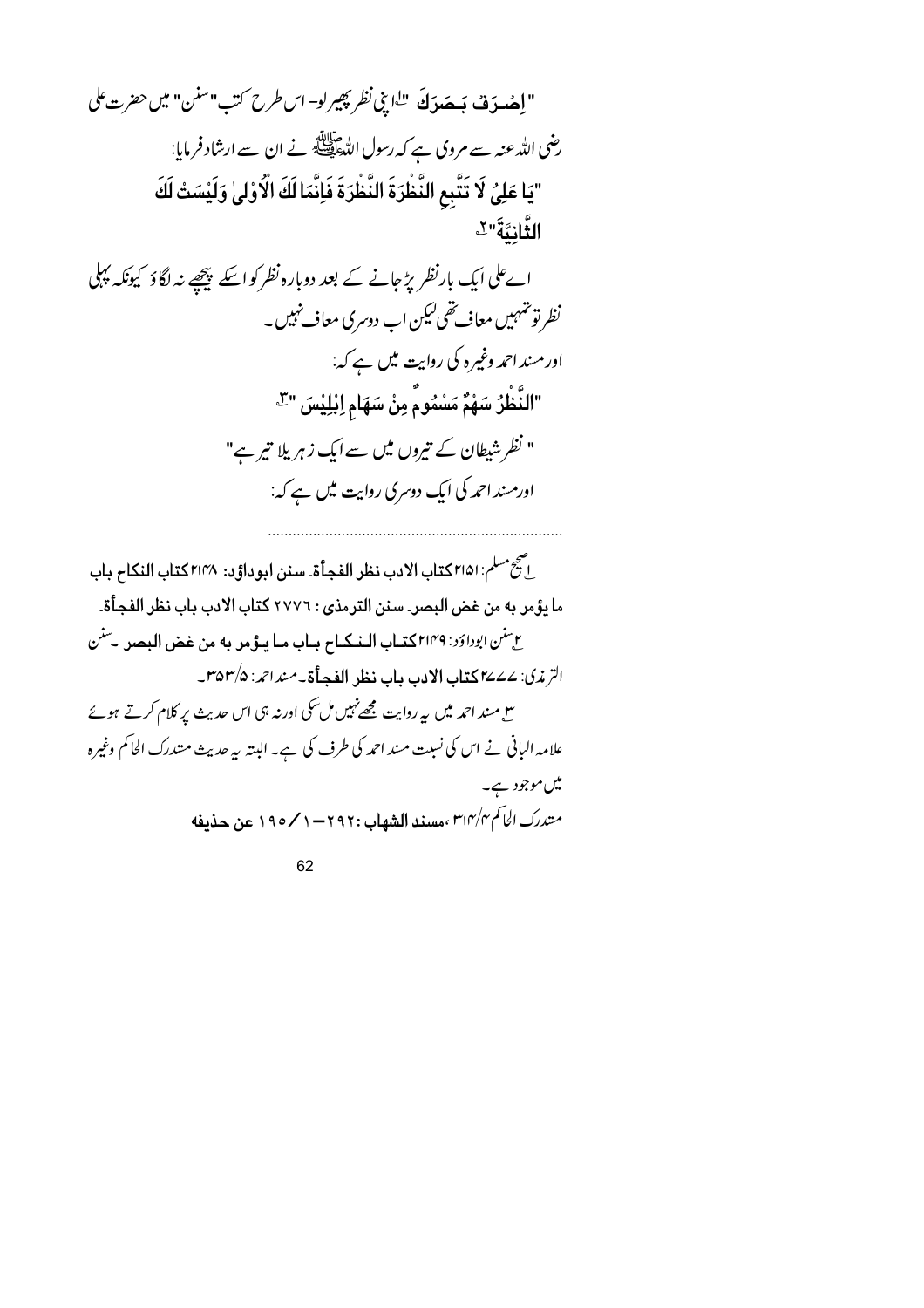"اِصْرَفْ بَصَرَكَ "[1] اپنی نظر پھیر لو۔ اس طرح کتب "سنن" میں حضرت علی رضی اللہ عنہ سے مروی ہے کہ رسول اللہ ﷺ نے ان سے ارشاد فرمایا:

"يَا عَلِيُ لَا تَتَّبِعِ النَّظْرَةَ النَّظْرَةَ فَإِنَّمَا لَكَ الْأُوْلىٰ وَلَيْسَتْ لَكَ الثَّانِيَّةَ"[2]

اے علی ایک بار نظر پڑ جانے کے بعد دوبارہ نظر کو اسکے پیچھے نہ لگاؤ کیونکہ پہلی نظر تو تمہیں معاف تھی لیکن اب دوسری معاف نہیں۔

اور مسند احمد وغیرہ کی روایت میں ہے کہ:

"اَلنَّظْرُ سَهْمٌ مَسْمُومٌ مِنْ سَهَامِ اِبْلِيْسَ "[3]

" نظر شیطان کے تیروں میں سے ایک زہریلا تیر ہے"

اور مسند احمد کی ایک دوسری روایت میں ہے کہ:

---

[1] صحیح مسلم: ۲۱۵۱ کتاب الادب نظر الفجأة۔ سنن ابوداؤد: ۲۱۴۸ کتاب النكاح باب ما يؤمر به من غض البصر۔ سنن الترمذى : ۲۷۷٦ كتاب الادب باب نظر الفجأة۔

[2] سنن ابوداؤد: ۲۱۴۹ کتاب النكاح باب ما يؤمر به من غض البصر ۔سنن الترمذی: ۲۷۷۷ کتاب الادب باب نظر الفجأة۔ مسند احمد: ۳۵۳/۵۔

[3] مسند احمد میں یہ روایت مجھے نہیں مل سکی اور نہ ہی اس حدیث پر کلام کرتے ہوئے علامہ البانی نے اس کی نسبت مسند احمد کی طرف کی ہے۔ البتہ یہ حدیث مستدرک الحاکم وغیرہ میں موجود ہے۔

مستدرک الحاکم ۳۱۴/۴ ،مسند الشهاب :۲۹۲–۱/ ۱۹۵ عن حذيفه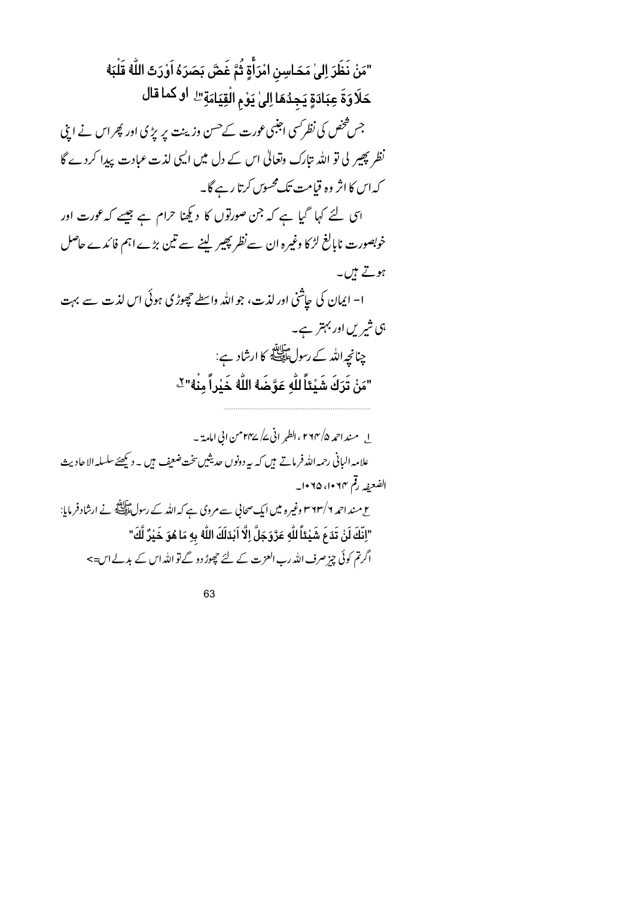**"مَنْ نَظَرَ اِلٰی مَحَاسِنِ امْرَأَۃٍ ثُمَّ غَضَّ بَصَرَہٗ اَوْرَثَ اللّٰہُ قَلْبَہٗ حَلَاوَۃَ عِبَادَۃٍ یَجِدُھَا اِلٰی یَوْمِ الْقِیَامَۃِ"[1] او کما قال**

جس شخص کی نظر کسی اجنبی عورت کے حسن وزینت پر پڑی اور پھر اس نے اپنی نظر پھیر لی تو اللہ تبارک وتعالیٰ اس کے دل میں ایسی لذت عبادت پیدا کردے گا کہ اس کا اثر وہ قیامت تک محسوس کرتا رہے گا۔

اسی لئے کہا گیا ہے کہ جن صورتوں کا دیکھنا حرام ہے جیسے کہ عورت اور خوبصورت نابالغ لڑکا وغیرہ ان سے نظر پھیر لینے سے تین بڑے اہم فائدے حاصل ہوتے ہیں۔

۱- ایمان کی چاشنی اور لذت، جو اللہ واسطے چھوڑی ہوئی اس لذت سے بہت ہی شیریں اور بہتر ہے۔

چنانچہ اللہ کے رسول ﷺ کا ارشاد ہے:

**"مَنْ تَرَکَ شَیْئاً لِلّٰہِ عَوَّضَہُ اللّٰہُ خَیْراً مِنْہُ"[2]**

---

[1] مسند احمد ۵/۲۶۴، الطبرانی ۷/۲۴۷ من ابی امامۃ۔
علامہ البانی رحمہ اللہ فرماتے ہیں کہ یہ دونوں حدیثیں سخت ضعیف ہیں۔ دیکھئے سلسلہ الاحادیث الضعیفہ رقم ۱۰۶۴، ۱۰۶۵۔

[2] مسند احمد ۶/۳۶۳ وغیرہ میں ایک صحابی سے مروی ہے کہ اللہ کے رسول ﷺ نے ارشاد فرمایا:
**"اِنَّکَ لَنْ تَدَعَ شَیْئاً لِلّٰہِ عَزَّوَجَلَّ اِلَّا اَبْدَلَکَ اللّٰہُ بِہٖ مَا ھُوَ خَیْرٌ لَّکَ"**
اگر تم کوئی چیز صرف اللہ رب العزت کے لئے چھوڑ دو گے تو اللہ اس کے بدلے اس=>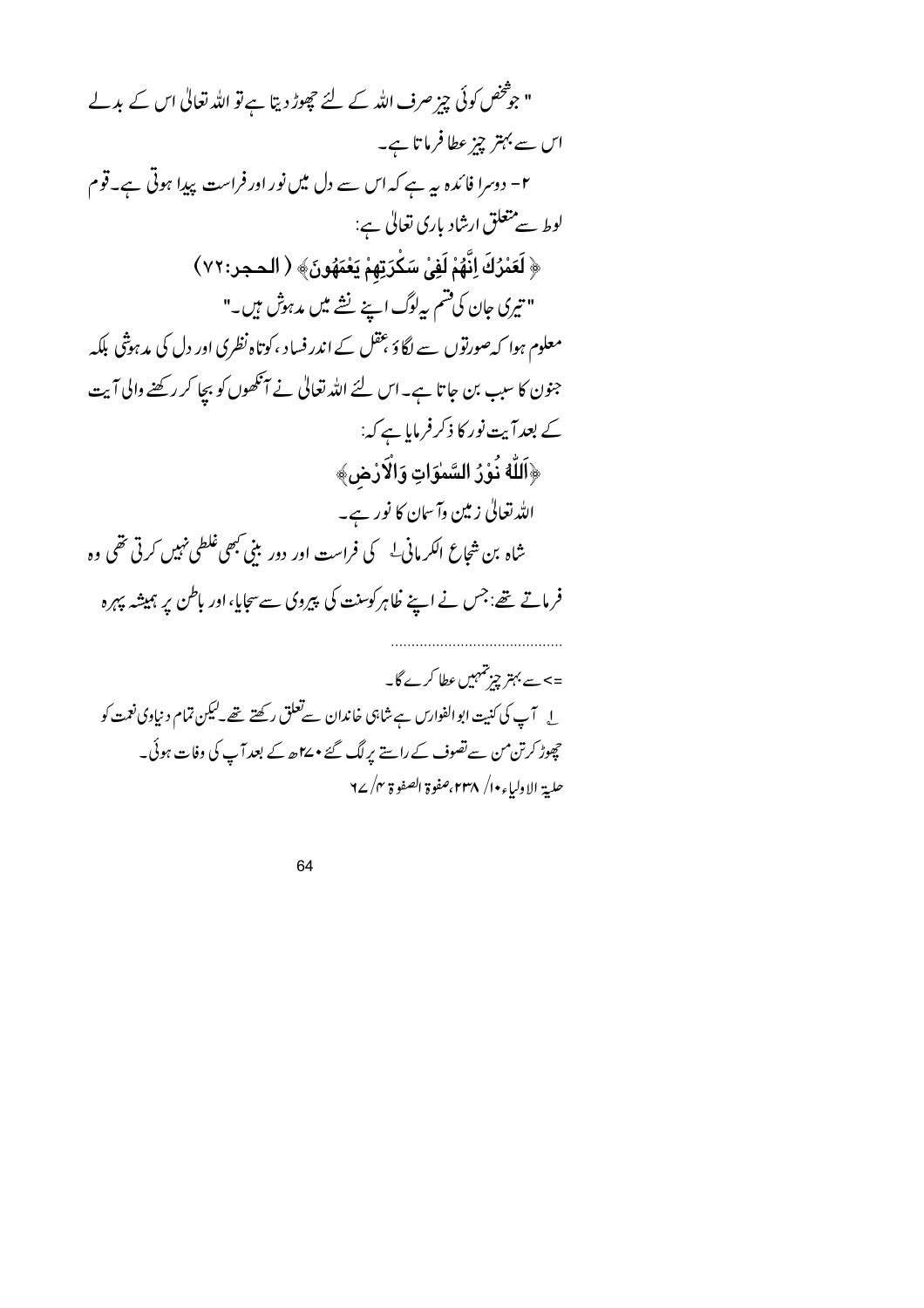" جو شخص کوئی چیز صرف اللہ کے لئے چھوڑ دیتا ہے تو اللہ تعالیٰ اس کے بدلے اس سے بہتر چیز عطا فرماتا ہے۔

۲- دوسرا فائدہ یہ ہے کہ اس سے دل میں نور اور فراست پیدا ہوتی ہے۔ قوم لوط سے متعلق ارشاد باری تعالیٰ ہے:

﴿ لَعَمْرُكَ اِنَّهُمْ لَفِيْ سَكْرَتِهِمْ يَعْمَهُوْنَ﴾ ( الحجر: ۷۲)

"تیری جان کی قسم یہ لوگ اپنے نشے میں مدہوش ہیں۔"

معلوم ہوا کہ صورتوں سے لگاؤ، عقل کے اندر فساد، کوتاہ نظری اور دل کی مدہوشی بلکہ جنون کا سبب بن جاتا ہے۔ اس لئے اللہ تعالیٰ نے آنکھوں کو بچا کر رکھنے والی آیت کے بعد آیت نور کا ذکر فرمایا ہے کہ:

﴿اَللّٰهُ نُوْرُ السَّمٰوٰتِ وَالْاَرْضِ﴾

اللہ تعالیٰ زمین وآسمان کا نور ہے۔

شاہ بن شجاع الکرمانی[۱] کی فراست اور دور بینی کبھی غلطی نہیں کرتی تھی وہ فرماتے تھے: جس نے اپنے ظاہر کو سنت کی پیروی سے سجایا، اور باطن پر ہمیشہ پہرہ

.......................................

=> سے بہتر چیز تمہیں عطا کرے گا۔

[۱] آپ کی کنیت ابوالفوارس ہے شاہی خاندان سے تعلق رکھتے تھے۔ لیکن تمام دنیاوی نعمت کو چھوڑ کر تن من سے تصوف کے راستے پر لگ گئے ۲۷۰ھ کے بعد آپ کی وفات ہوئی۔ حلیۃ الاولیاء ۱۰/ ۲۳۸، صفوۃ الصفوۃ ۴/ ۶۷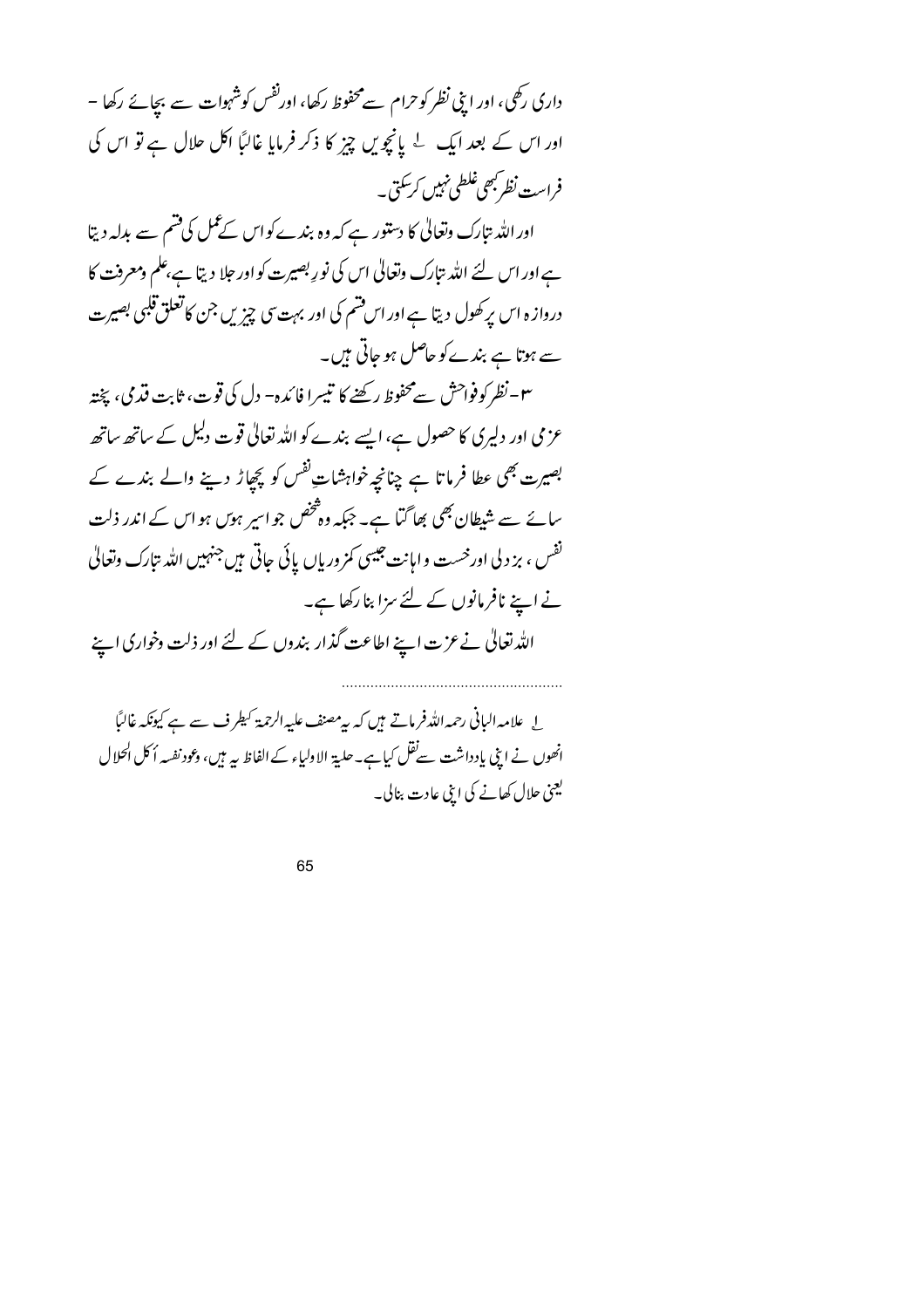داری رکھی، اور اپنی نظر کو حرام سے محفوظ رکھا، اور نفس کو شہوات سے بچائے رکھا – اور اس کے بعد ایک [1] پانچویں چیز کا ذکر فرمایا غالبًا اکل حلال ہے تو اس کی فراست نظر کبھی غلطی نہیں کرسکتی۔

اور اللہ تبارک وتعالیٰ کا دستور ہے کہ وہ بندے کو اس کے عمل کی قسم سے بدلہ دیتا ہے اور اس لئے اللہ تبارک وتعالیٰ اس کی نورِ بصیرت کو اور جلا دیتا ہے، علم ومعرفت کا دروازہ اس پر کھول دیتا ہے اور اس قسم کی اور بہت سی چیزیں جن کا تعلق قلبی بصیرت سے ہوتا ہے بندے کو حاصل ہو جاتی ہیں۔

۳- نظر کو فواحش سے محفوظ رکھنے کا تیسرا فائدہ- دل کی قوت، ثابت قدمی، پختہ عزمی اور دلیری کا حصول ہے، ایسے بندے کو اللہ تعالیٰ قوت دلیل کے ساتھ ساتھ بصیرت بھی عطا فرماتا ہے چنانچہ خواہشات نفس کو پچھاڑ دینے والے بندے کے سائے سے شیطان بھی بھاگتا ہے۔ جبکہ وہ شخص جو اسیر ہوس ہو اس کے اندر ذلت نفس، بزدلی اور خست واہانت جیسی کمزوریاں پائی جاتی ہیں جنہیں اللہ تبارک وتعالیٰ نے اپنے نافرمانوں کے لئے سزا بنا رکھا ہے۔

اللہ تعالیٰ نے عزت اپنے اطاعت گذار بندوں کے لئے اور ذلت وخواری اپنے

---

[1] علامہ البانی رحمہ اللہ فرماتے ہیں کہ یہ مصنف علیہ الرحمۃ کیطرف سے ہے کیونکہ غالبًا انھوں نے اپنی یادداشت سے نقل کیا ہے۔ حلیۃ الاولیاء کے الفاظ یہ ہیں، وعودنفسہ أکل الحلال یعنی حلال کھانے کی اپنی عادت بنالی۔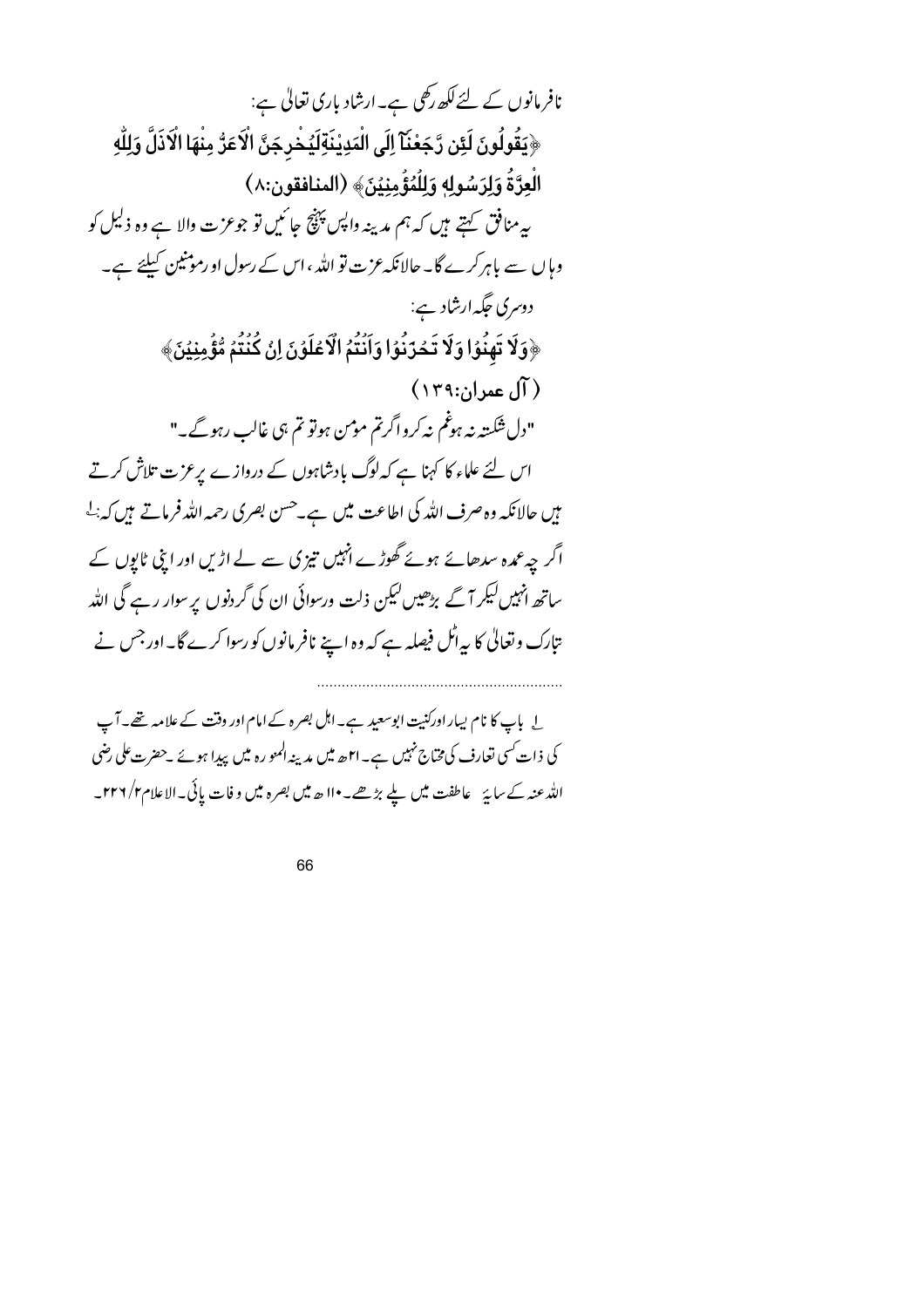نافرمانوں کے لئے لکھ رکھی ہے۔ ارشاد باری تعالیٰ ہے:

﴿يَقُولُونَ لَئِن رَّجَعْنَآ إِلَى الْمَدِيْنَةِ لَيُخْرِجَنَّ الْأَعَزُّ مِنْهَا الْأَذَلَّ وَلِلّٰهِ الْعِزَّةُ وَلِرَسُولِهٖ وَلِلْمُؤْمِنِيْنَ﴾ (المنافقون:۸)

یہ منافق کہتے ہیں کہ ہم مدینہ واپس پہنچ جائیں تو جو عزت والا ہے وہ ذلیل کو وہاں سے باہر کرے گا۔ حالانکہ عزت تو اللہ، اس کے رسول او رمومنین کیلئے ہے۔

دوسری جگہ ارشاد ہے:

﴿وَلَا تَهِنُوْا وَلَا تَحْزَنُوْا وَأَنْتُمُ الْأَعْلَوْنَ إِنْ كُنْتُمْ مُّؤْمِنِيْنَ﴾ (آل عمران:۱۳۹)

"دل شکستہ نہ ہو غم نہ کرو اگر تم مومن ہو تو تم ہی غالب رہو گے۔"

اس لئے علماء کا کہنا ہے کہ لوگ بادشاہوں کے دروازے پر عزت تلاش کرتے ہیں حالانکہ وہ صرف اللہ کی اطاعت میں ہے۔ حسن بصری رحمہ اللہ فرماتے ہیں کہ:[1]

اگر چہ عمدہ سدھائے ہوئے گھوڑے انہیں تیزی سے لے اڑیں اور اپنی ٹاپوں کے ساتھ انہیں لیکر آگے بڑھیں لیکن ذلت ورسوائی ان کی گردنوں پر سوار رہے گی اللہ تبارک وتعالیٰ کا یہ اٹل فیصلہ ہے کہ وہ اپنے نافرمانوں کو رسوا کرے گا۔ اور جس نے

---

[1] باپ کا نام یسار اور کنیت ابوسعید ہے۔ اہل بصرہ کے امام اور وقت کے علامہ تھے۔ آپ کی ذات کسی تعارف کی محتاج نہیں ہے۔ ۲۱ھ میں مدینۃ المنورہ میں پیدا ہوئے۔ حضرت علی رضی اللہ عنہ کے سایۂ عاطفت میں پلے بڑھے۔ ۱۱۰ھ میں بصرہ میں وفات پائی۔ الاعلام ۲/۲۲۶۔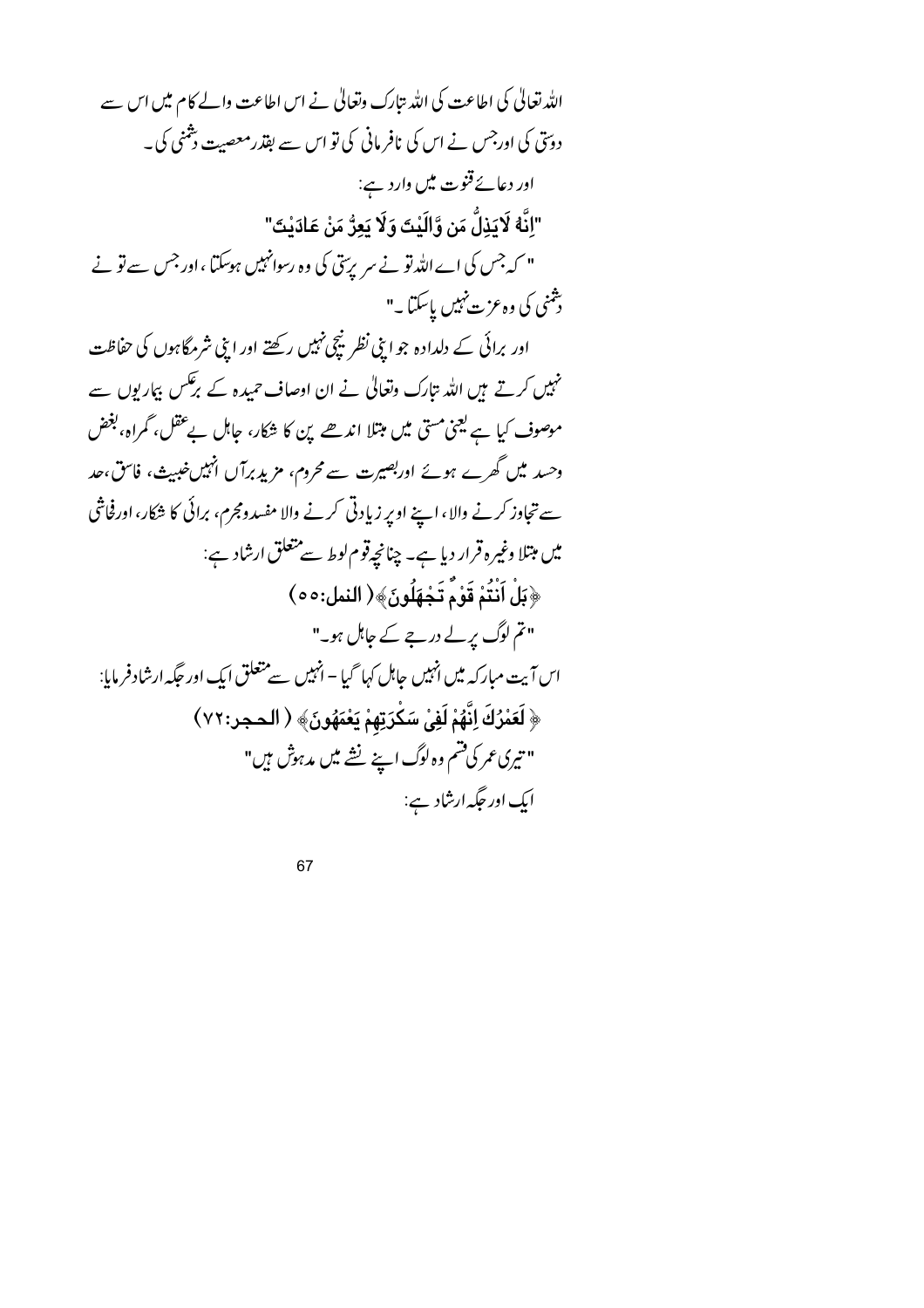اللہ تعالٰی کی اطاعت کی اللہ تبارک وتعالٰی نے اس اطاعت والے کام میں اس سے دوستی کی اور جس نے اس کی نافرمانی کی تو اس سے بقدر معصیت دشمنی کی۔

اور دعائے قنوت میں وارد ہے:

"اِنَّهُ لَايَذِلُّ مَن وَّالَيْتَ وَلَا يَعِزُّ مَنْ عَادَيْتَ"

" کہ جس کی اے اللہ تو نے سر پرستی کی وہ رسوانہیں ہوسکتا، اور جس سے تو نے دشمنی کی وہ عزت نہیں پاسکتا۔"

اور برائی کے دلدادہ جو اپنی نظر نیچی نہیں رکھتے اور اپنی شرمگاہوں کی حفاظت نہیں کرتے ہیں اللہ تبارک وتعالٰی نے ان اوصاف حمیدہ کے برعکس بیماریوں سے موصوف کیا ہے یعنی مستی میں مبتلا اندھے پن کا شکار، جاہل بے عقل، گمراہ، بغض وحسد میں گھرے ہوئے اور بصیرت سے محروم، مزید برآں انہیں خبیث، فاسق، حد سے تجاوز کرنے والا، اپنے اوپر زیادتی کرنے والا مفسد ومجرم، برائی کا شکار، اور فحاشی میں مبتلا وغیرہ قرار دیا ہے۔ چنانچہ قوم لوط سے متعلق ارشاد ہے:

﴿بَلْ اَنْتُمْ قَوْمٌ تَجْهَلُوْنَ﴾ ( النمل:۵۵)

"تم لوگ پرلے درجے کے جاہل ہو۔"

اس آیت مبارکہ میں انہیں جاہل کہا گیا - انہیں سے متعلق ایک اور جگہ ارشاد فرمایا:

﴿ لَعَمْرُكَ اِنَّهُمْ لَفِيْ سَكْرَتِهِمْ يَعْمَهُوْنَ﴾ ( الحجر:۷۲)

"تیری عمر کی قسم وہ لوگ اپنے نشے میں مدہوش ہیں"

ایک اور جگہ ارشاد ہے: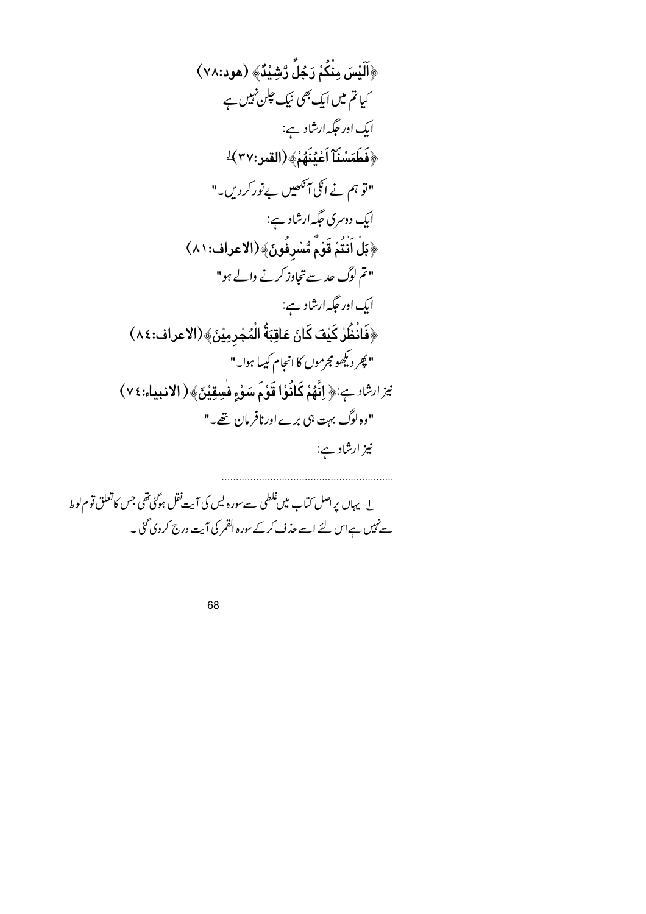﴿اَلَيْسَ مِنْكُمْ رَجُلٌ رَّشِيْدٌ﴾ (هود:٧٨)

کیا تم میں ایک بھی نیک چلن نہیں ہے

ایک اور جگہ ارشاد ہے:

﴿فَطَمَسْنَآ اَعْيُنَهُمْ﴾ (القمر:٣٧)[1]

"تو ہم نے انکی آنکھیں بے نور کر دیں۔"

ایک دوسری جگہ ارشاد ہے:

﴿بَلْ اَنْتُمْ قَوْمٌ مُّسْرِفُونَ﴾ (الاعراف:٨١)

"تم لوگ حد سے تجاوز کرنے والے ہو"

ایک اور جگہ ارشاد ہے:

﴿فَانْظُرْ كَيْفَ كَانَ عَاقِبَةُ الْمُجْرِمِيْنَ﴾ (الاعراف:٨٤)

"پھر دیکھو مجرموں کا انجام کیسا ہوا۔"

نیز ارشاد ہے: ﴿ اِنَّهُمْ كَانُوْا قَوْمَ سَوْءٍ فٰسِقِيْنَ﴾ ( الانبياء:٧٤)

"وہ لوگ بہت ہی برے اور نافرمان تھے۔"

نیز ارشاد ہے:

---

[1] یہاں پر اصل کتاب میں غلطی سے سورہ یس کی آیت نقل ہوگئی تھی جس کا تعلق قوم لوط سے نہیں ہے اس لئے اسے حذف کر کے سورہ القمر کی آیت درج کر دی گئی ۔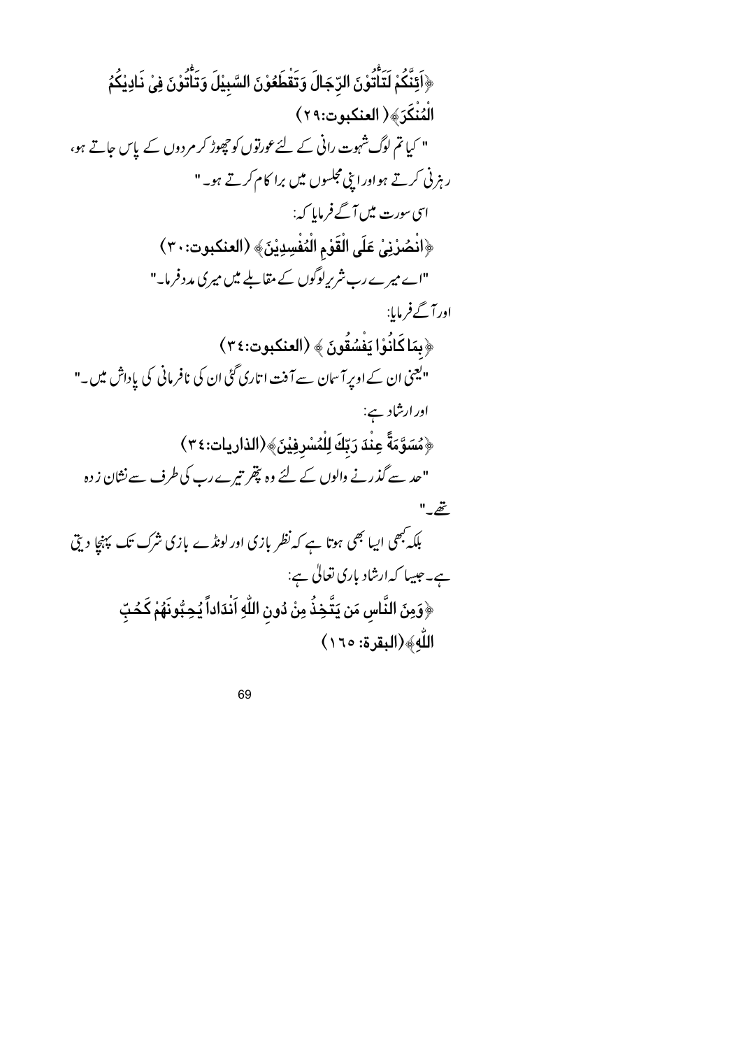﴿اَئِنَّكُمْ لَتَأْتُوْنَ الرِّجَالَ وَتَقْطَعُوْنَ السَّبِيْلَ وَتَأْتُوْنَ فِىْ نَادِيْكُمُ الْمُنْكَرَ﴾ ( العنكبوت:٢٩)

" کیا تم لوگ شہوت رانی کے لئے عورتوں کو چھوڑ کر مردوں کے پاس جاتے ہو، رہزنی کرتے ہو اور اپنی مجلسوں میں برا کام کرتے ہو۔ "

اسی سورت میں آگے فرمایا کہ:

﴿انْصُرْنِىْ عَلَى الْقَوْمِ الْمُفْسِدِيْنَ﴾ (العنكبوت:٣٠)

"اے میرے رب شریر لوگوں کے مقابلے میں میری مدد فرما۔"

اور آگے فرمایا:

﴿بِمَا كَانُوْا يَفْسُقُوْنَ ﴾ (العنكبوت:٣٤)

"یعنی ان کے اوپر آسمان سے آفت اتاری گئی ان کی نافرمانی کی پاداش میں۔"

اور ارشاد ہے:

﴿مُسَوَّمَةً عِنْدَ رَبِّكَ لِلْمُسْرِفِيْنَ﴾(الذاريات:٣٤)

"حد سے گذرنے والوں کے لئے وہ پتھر تیرے رب کی طرف سے نشان زدہ تھے۔"

بلکہ کبھی ایسا بھی ہوتا ہے کہ نظر بازی اور لونڈے بازی شرک تک پہنچا دیتی ہے۔ جیسا کہ ارشاد باری تعالیٰ ہے:

﴿وَمِنَ النَّاسِ مَن يَتَّخِذُ مِنْ دُونِ اللّٰهِ اَنْدَاداً يُحِبُّونَهُمْ كَحُبِّ اللّٰهِ﴾(البقرة: ١٦٥)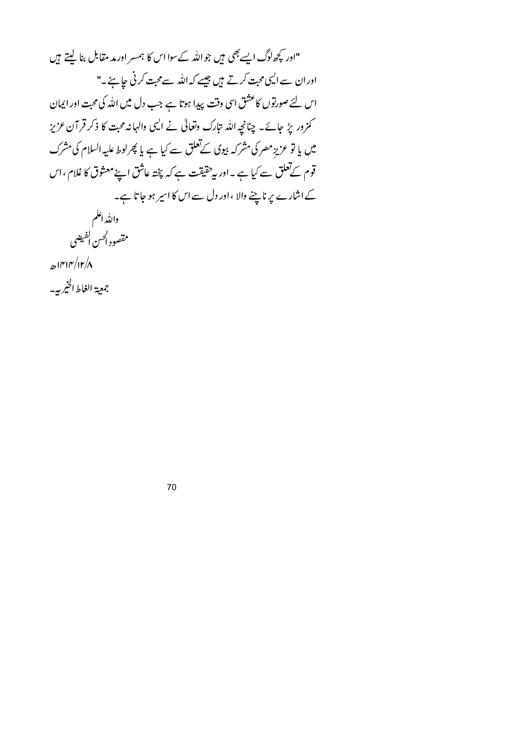"اور کچھ لوگ ایسے بھی ہیں جو اللہ کے سوا اس کا ہمسر اور مد مقابل بنا لیتے ہیں اور ان سے ایسی محبت کرتے ہیں جیسے کہ اللہ سے محبت کرنی چاہئے۔"

اس لئے صورتوں کا عشق اسی وقت پیدا ہوتا ہے جب دل میں اللہ کی محبت اور ایمان کمزور پڑ جائے۔ چنانچہ اللہ تبارک وتعالیٰ نے ایسی والہانہ محبت کا ذکر قرآن عزیز میں یا تو عزیزِ مصر کی مشرکہ بیوی کے تعلق سے کیا ہے یا پھر لوط علیہ السلام کی مشرک قوم کے تعلق سے کیا ہے۔ اور یہ حقیقت ہے کہ پختہ عاشق اپنے معشوق کا غلام، اس کے اشارے پر ناچنے والا، اور دل سے اس کا اسیر ہو جاتا ہے۔

واللہ اعلم

مقصود الحسن الفیضی

۱۴۱۴/۱۲/۸ھ

جمعیۃ الغاط الخیریہ۔